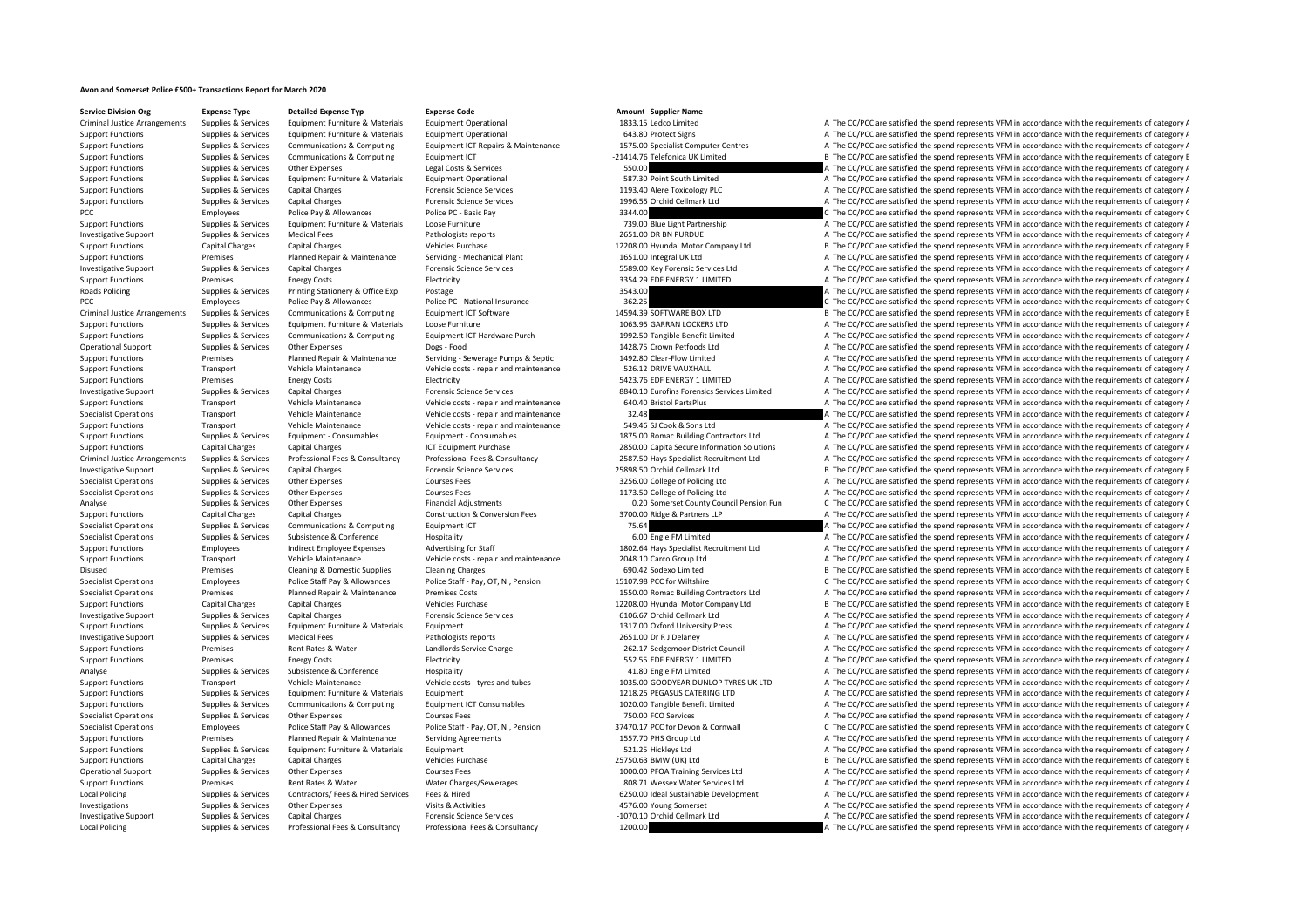# Avon and Somerset Police £500+ Transactions Report for March 2020

| Service Division Org | Expense Type | Detailed Expense Typ | Expense Code | Amount | Supplier Name | |
|---|---|---|---|---|---|---|
| Criminal Justice Arrangements | Supplies & Services | Equipment Furniture & Materials | Equipment Operational | 1833.15 | Ledco Limited | A The CC/PCC are satisfied the spend represents VFM in accordance with the requirements of category A |
| Support Functions | Supplies & Services | Equipment Furniture & Materials | Equipment Operational | 643.80 | Protect Signs | A The CC/PCC are satisfied the spend represents VFM in accordance with the requirements of category A |
| Support Functions | Supplies & Services | Communications & Computing | Equipment ICT Repairs & Maintenance | 1575.00 | Specialist Computer Centres | A The CC/PCC are satisfied the spend represents VFM in accordance with the requirements of category A |
| Support Functions | Supplies & Services | Communications & Computing | Equipment ICT | -21414.76 | Telefonica UK Limited | B The CC/PCC are satisfied the spend represents VFM in accordance with the requirements of category B |
| Support Functions | Supplies & Services | Other Expenses | Legal Costs & Services | 550.00 | | A The CC/PCC are satisfied the spend represents VFM in accordance with the requirements of category A |
| Support Functions | Supplies & Services | Equipment Furniture & Materials | Equipment Operational | 587.30 | Point South Limited | A The CC/PCC are satisfied the spend represents VFM in accordance with the requirements of category A |
| Support Functions | Supplies & Services | Capital Charges | Forensic Science Services | 1193.40 | Alere Toxicology PLC | A The CC/PCC are satisfied the spend represents VFM in accordance with the requirements of category A |
| Support Functions | Supplies & Services | Capital Charges | Forensic Science Services | 1996.55 | Orchid Cellmark Ltd | A The CC/PCC are satisfied the spend represents VFM in accordance with the requirements of category A |
| PCC | Employees | Police Pay & Allowances | Police PC - Basic Pay | 3344.00 | | C The CC/PCC are satisfied the spend represents VFM in accordance with the requirements of category C |
| Support Functions | Supplies & Services | Equipment Furniture & Materials | Loose Furniture | 739.00 | Blue Light Partnership | A The CC/PCC are satisfied the spend represents VFM in accordance with the requirements of category A |
| Investigative Support | Supplies & Services | Medical Fees | Pathologists reports | 2651.00 | DR BN PURDUE | A The CC/PCC are satisfied the spend represents VFM in accordance with the requirements of category A |
| Support Functions | Capital Charges | Capital Charges | Vehicles Purchase | 12208.00 | Hyundai Motor Company Ltd | B The CC/PCC are satisfied the spend represents VFM in accordance with the requirements of category B |
| Support Functions | Premises | Planned Repair & Maintenance | Servicing - Mechanical Plant | 1651.00 | Integral UK Ltd | A The CC/PCC are satisfied the spend represents VFM in accordance with the requirements of category A |
| Investigative Support | Supplies & Services | Capital Charges | Forensic Science Services | 5589.00 | Key Forensic Services Ltd | A The CC/PCC are satisfied the spend represents VFM in accordance with the requirements of category A |
| Support Functions | Premises | Energy Costs | Electricity | 3354.29 | EDF ENERGY 1 LIMITED | A The CC/PCC are satisfied the spend represents VFM in accordance with the requirements of category A |
| Roads Policing | Supplies & Services | Printing Stationery & Office Exp | Postage | 3543.00 | | A The CC/PCC are satisfied the spend represents VFM in accordance with the requirements of category A |
| PCC | Employees | Police Pay & Allowances | Police PC - National Insurance | 362.25 | | C The CC/PCC are satisfied the spend represents VFM in accordance with the requirements of category C |
| Criminal Justice Arrangements | Supplies & Services | Communications & Computing | Equipment ICT Software | 14594.39 | SOFTWARE BOX LTD | B The CC/PCC are satisfied the spend represents VFM in accordance with the requirements of category B |
| Support Functions | Supplies & Services | Equipment Furniture & Materials | Loose Furniture | 1063.95 | GARRAN LOCKERS LTD | A The CC/PCC are satisfied the spend represents VFM in accordance with the requirements of category A |
| Support Functions | Supplies & Services | Communications & Computing | Equipment ICT Hardware Purch | 1992.50 | Tangible Benefit Limited | A The CC/PCC are satisfied the spend represents VFM in accordance with the requirements of category A |
| Operational Support | Supplies & Services | Other Expenses | Dogs - Food | 1428.75 | Crown Petfoods Ltd | A The CC/PCC are satisfied the spend represents VFM in accordance with the requirements of category A |
| Support Functions | Premises | Planned Repair & Maintenance | Servicing - Sewerage Pumps & Septic | 1492.80 | Clear-Flow Limited | A The CC/PCC are satisfied the spend represents VFM in accordance with the requirements of category A |
| Support Functions | Transport | Vehicle Maintenance | Vehicle costs - repair and maintenance | 526.12 | DRIVE VAUXHALL | A The CC/PCC are satisfied the spend represents VFM in accordance with the requirements of category A |
| Support Functions | Premises | Energy Costs | Electricity | 5423.76 | EDF ENERGY 1 LIMITED | A The CC/PCC are satisfied the spend represents VFM in accordance with the requirements of category A |
| Investigative Support | Supplies & Services | Capital Charges | Forensic Science Services | 8840.10 | Eurofins Forensics Services Limited | A The CC/PCC are satisfied the spend represents VFM in accordance with the requirements of category A |
| Support Functions | Transport | Vehicle Maintenance | Vehicle costs - repair and maintenance | 640.40 | Bristol PartsPlus | A The CC/PCC are satisfied the spend represents VFM in accordance with the requirements of category A |
| Specialist Operations | Transport | Vehicle Maintenance | Vehicle costs - repair and maintenance | 32.48 | | A The CC/PCC are satisfied the spend represents VFM in accordance with the requirements of category A |
| Support Functions | Transport | Vehicle Maintenance | Vehicle costs - repair and maintenance | 549.46 | SJ Cook & Sons Ltd | A The CC/PCC are satisfied the spend represents VFM in accordance with the requirements of category A |
| Support Functions | Supplies & Services | Equipment - Consumables | Equipment - Consumables | 1875.00 | Romac Building Contractors Ltd | A The CC/PCC are satisfied the spend represents VFM in accordance with the requirements of category A |
| Support Functions | Capital Charges | Capital Charges | ICT Equipment Purchase | 2850.00 | Capita Secure Information Solutions | A The CC/PCC are satisfied the spend represents VFM in accordance with the requirements of category A |
| Criminal Justice Arrangements | Supplies & Services | Professional Fees & Consultancy | Professional Fees & Consultancy | 2587.50 | Hays Specialist Recruitment Ltd | A The CC/PCC are satisfied the spend represents VFM in accordance with the requirements of category A |
| Investigative Support | Supplies & Services | Capital Charges | Forensic Science Services | 25898.50 | Orchid Cellmark Ltd | B The CC/PCC are satisfied the spend represents VFM in accordance with the requirements of category B |
| Specialist Operations | Supplies & Services | Other Expenses | Courses Fees | 3256.00 | College of Policing Ltd | A The CC/PCC are satisfied the spend represents VFM in accordance with the requirements of category A |
| Specialist Operations | Supplies & Services | Other Expenses | Courses Fees | 1173.50 | College of Policing Ltd | A The CC/PCC are satisfied the spend represents VFM in accordance with the requirements of category A |
| Analyse | Supplies & Services | Other Expenses | Financial Adjustments | 0.20 | Somerset County Council Pension Fun | C The CC/PCC are satisfied the spend represents VFM in accordance with the requirements of category C |
| Support Functions | Capital Charges | Capital Charges | Construction & Conversion Fees | 3700.00 | Ridge & Partners LLP | A The CC/PCC are satisfied the spend represents VFM in accordance with the requirements of category A |
| Specialist Operations | Supplies & Services | Communications & Computing | Equipment ICT | 75.64 | | A The CC/PCC are satisfied the spend represents VFM in accordance with the requirements of category A |
| Specialist Operations | Supplies & Services | Subsistence & Conference | Hospitality | 6.00 | Engie FM Limited | A The CC/PCC are satisfied the spend represents VFM in accordance with the requirements of category A |
| Support Functions | Employees | Indirect Employee Expenses | Advertising for Staff | 1802.64 | Hays Specialist Recruitment Ltd | A The CC/PCC are satisfied the spend represents VFM in accordance with the requirements of category A |
| Support Functions | Transport | Vehicle Maintenance | Vehicle costs - repair and maintenance | 2048.10 | Carco Group Ltd | A The CC/PCC are satisfied the spend represents VFM in accordance with the requirements of category A |
| Disused | Premises | Cleaning & Domestic Supplies | Cleaning Charges | 690.42 | Sodexo Limited | B The CC/PCC are satisfied the spend represents VFM in accordance with the requirements of category B |
| Specialist Operations | Employees | Police Staff Pay & Allowances | Police Staff - Pay, OT, NI, Pension | 15107.98 | PCC for Wiltshire | C The CC/PCC are satisfied the spend represents VFM in accordance with the requirements of category C |
| Specialist Operations | Premises | Planned Repair & Maintenance | Premises Costs | 1550.00 | Romac Building Contractors Ltd | A The CC/PCC are satisfied the spend represents VFM in accordance with the requirements of category A |
| Support Functions | Capital Charges | Capital Charges | Vehicles Purchase | 12208.00 | Hyundai Motor Company Ltd | B The CC/PCC are satisfied the spend represents VFM in accordance with the requirements of category B |
| Investigative Support | Supplies & Services | Capital Charges | Forensic Science Services | 6106.67 | Orchid Cellmark Ltd | A The CC/PCC are satisfied the spend represents VFM in accordance with the requirements of category A |
| Support Functions | Supplies & Services | Equipment Furniture & Materials | Equipment | 1317.00 | Oxford University Press | A The CC/PCC are satisfied the spend represents VFM in accordance with the requirements of category A |
| Investigative Support | Supplies & Services | Medical Fees | Pathologists reports | 2651.00 | Dr R J Delaney | A The CC/PCC are satisfied the spend represents VFM in accordance with the requirements of category A |
| Support Functions | Premises | Rent Rates & Water | Landlords Service Charge | 262.17 | Sedgemoor District Council | A The CC/PCC are satisfied the spend represents VFM in accordance with the requirements of category A |
| Support Functions | Premises | Energy Costs | Electricity | 552.55 | EDF ENERGY 1 LIMITED | A The CC/PCC are satisfied the spend represents VFM in accordance with the requirements of category A |
| Analyse | Supplies & Services | Subsistence & Conference | Hospitality | 41.80 | Engie FM Limited | A The CC/PCC are satisfied the spend represents VFM in accordance with the requirements of category A |
| Support Functions | Transport | Vehicle Maintenance | Vehicle costs - tyres and tubes | 1035.00 | GOODYEAR DUNLOP TYRES UK LTD | A The CC/PCC are satisfied the spend represents VFM in accordance with the requirements of category A |
| Support Functions | Supplies & Services | Equipment Furniture & Materials | Equipment | 1218.25 | PEGASUS CATERING LTD | A The CC/PCC are satisfied the spend represents VFM in accordance with the requirements of category A |
| Support Functions | Supplies & Services | Communications & Computing | Equipment ICT Consumables | 1020.00 | Tangible Benefit Limited | A The CC/PCC are satisfied the spend represents VFM in accordance with the requirements of category A |
| Specialist Operations | Supplies & Services | Other Expenses | Courses Fees | 750.00 | FCO Services | A The CC/PCC are satisfied the spend represents VFM in accordance with the requirements of category A |
| Specialist Operations | Employees | Police Staff Pay & Allowances | Police Staff - Pay, OT, NI, Pension | 37470.17 | PCC for Devon & Cornwall | C The CC/PCC are satisfied the spend represents VFM in accordance with the requirements of category C |
| Support Functions | Premises | Planned Repair & Maintenance | Servicing Agreements | 1557.70 | PHS Group Ltd | A The CC/PCC are satisfied the spend represents VFM in accordance with the requirements of category A |
| Support Functions | Supplies & Services | Equipment Furniture & Materials | Equipment | 521.25 | Hickleys Ltd | A The CC/PCC are satisfied the spend represents VFM in accordance with the requirements of category A |
| Support Functions | Capital Charges | Capital Charges | Vehicles Purchase | 25750.63 | BMW (UK) Ltd | B The CC/PCC are satisfied the spend represents VFM in accordance with the requirements of category B |
| Operational Support | Supplies & Services | Other Expenses | Courses Fees | 1000.00 | PFOA Training Services Ltd | A The CC/PCC are satisfied the spend represents VFM in accordance with the requirements of category A |
| Support Functions | Premises | Rent Rates & Water | Water Charges/Sewerages | 808.71 | Wessex Water Services Ltd | A The CC/PCC are satisfied the spend represents VFM in accordance with the requirements of category A |
| Local Policing | Supplies & Services | Contractors/ Fees & Hired Services | Fees & Hired | 6250.00 | Ideal Sustainable Development | A The CC/PCC are satisfied the spend represents VFM in accordance with the requirements of category A |
| Investigations | Supplies & Services | Other Expenses | Visits & Activities | 4576.00 | Young Somerset | A The CC/PCC are satisfied the spend represents VFM in accordance with the requirements of category A |
| Investigative Support | Supplies & Services | Capital Charges | Forensic Science Services | -1070.10 | Orchid Cellmark Ltd | A The CC/PCC are satisfied the spend represents VFM in accordance with the requirements of category A |
| Local Policing | Supplies & Services | Professional Fees & Consultancy | Professional Fees & Consultancy | 1200.00 | | A The CC/PCC are satisfied the spend represents VFM in accordance with the requirements of category A |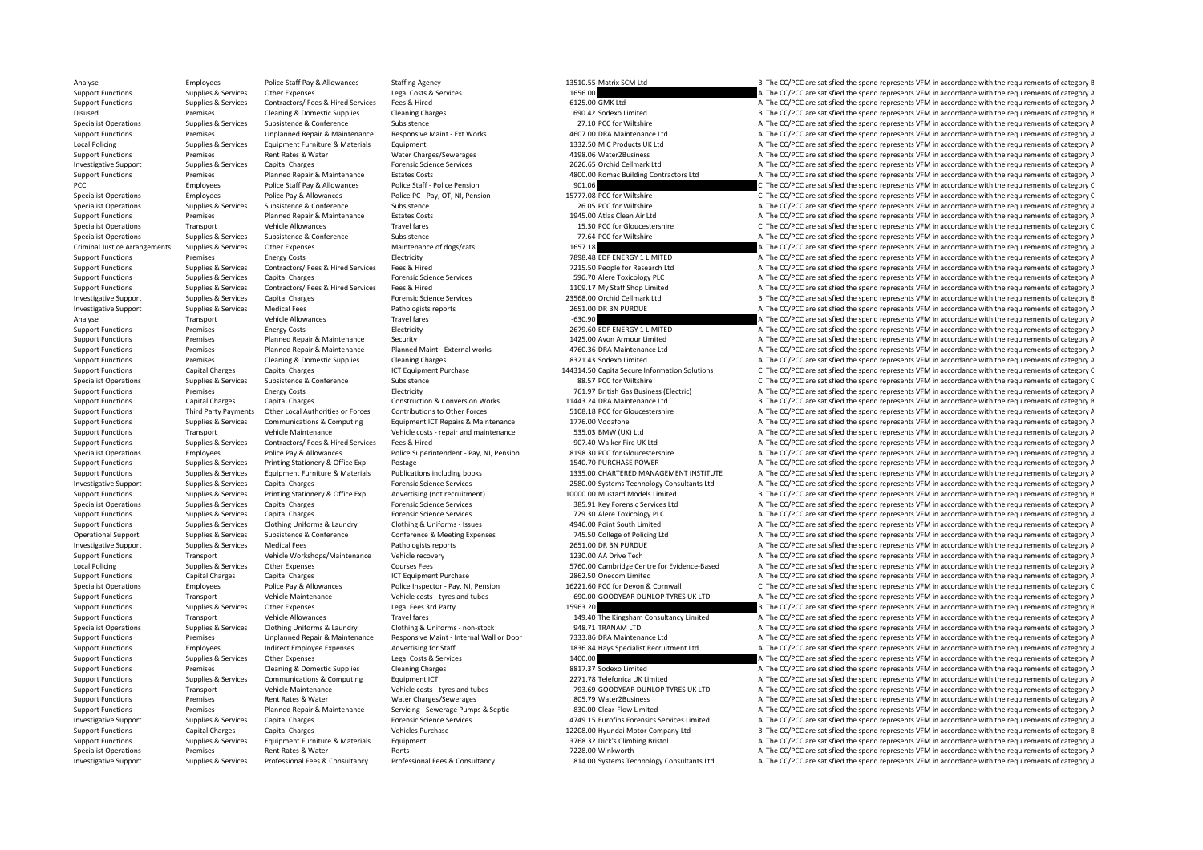| | | | | | | | |
|---|---|---|---|---|---|---|---|
| Analyse | Employees | Police Staff Pay & Allowances | Staffing Agency | 13510.55 | Matrix SCM Ltd | B | The CC/PCC are satisfied the spend represents VFM in accordance with the requirements of category B |
| Support Functions | Supplies & Services | Other Expenses | Legal Costs & Services | 1656.00 | | A | The CC/PCC are satisfied the spend represents VFM in accordance with the requirements of category A |
| Support Functions | Supplies & Services | Contractors/ Fees & Hired Services | Fees & Hired | 6125.00 | GMK Ltd | A | The CC/PCC are satisfied the spend represents VFM in accordance with the requirements of category A |
| Disused | Premises | Cleaning & Domestic Supplies | Cleaning Charges | 690.42 | Sodexo Limited | B | The CC/PCC are satisfied the spend represents VFM in accordance with the requirements of category B |
| Specialist Operations | Supplies & Services | Subsistence & Conference | Subsistence | 27.10 | PCC for Wiltshire | A | The CC/PCC are satisfied the spend represents VFM in accordance with the requirements of category A |
| Support Functions | Premises | Unplanned Repair & Maintenance | Responsive Maint - Ext Works | 4607.00 | DRA Maintenance Ltd | A | The CC/PCC are satisfied the spend represents VFM in accordance with the requirements of category A |
| Local Policing | Supplies & Services | Equipment Furniture & Materials | Equipment | 1332.50 | M C Products UK Ltd | A | The CC/PCC are satisfied the spend represents VFM in accordance with the requirements of category A |
| Support Functions | Premises | Rent Rates & Water | Water Charges/Sewerages | 4198.06 | Water2Business | A | The CC/PCC are satisfied the spend represents VFM in accordance with the requirements of category A |
| Investigative Support | Supplies & Services | Capital Charges | Forensic Science Services | 2626.65 | Orchid Cellmark Ltd | A | The CC/PCC are satisfied the spend represents VFM in accordance with the requirements of category A |
| Support Functions | Premises | Planned Repair & Maintenance | Estates Costs | 4800.00 | Romac Building Contractors Ltd | A | The CC/PCC are satisfied the spend represents VFM in accordance with the requirements of category A |
| PCC | Employees | Police Staff Pay & Allowances | Police Staff - Police Pension | 901.06 | | C | The CC/PCC are satisfied the spend represents VFM in accordance with the requirements of category C |
| Specialist Operations | Employees | Police Pay & Allowances | Police PC - Pay, OT, NI, Pension | 15777.08 | PCC for Wiltshire | C | The CC/PCC are satisfied the spend represents VFM in accordance with the requirements of category C |
| Specialist Operations | Supplies & Services | Subsistence & Conference | Subsistence | 26.05 | PCC for Wiltshire | A | The CC/PCC are satisfied the spend represents VFM in accordance with the requirements of category A |
| Support Functions | Premises | Planned Repair & Maintenance | Estates Costs | 1945.00 | Atlas Clean Air Ltd | A | The CC/PCC are satisfied the spend represents VFM in accordance with the requirements of category A |
| Specialist Operations | Transport | Vehicle Allowances | Travel fares | 15.30 | PCC for Gloucestershire | C | The CC/PCC are satisfied the spend represents VFM in accordance with the requirements of category C |
| Specialist Operations | Supplies & Services | Subsistence & Conference | Subsistence | 77.64 | PCC for Wiltshire | A | The CC/PCC are satisfied the spend represents VFM in accordance with the requirements of category A |
| Criminal Justice Arrangements | Supplies & Services | Other Expenses | Maintenance of dogs/cats | 1657.18 | | A | The CC/PCC are satisfied the spend represents VFM in accordance with the requirements of category A |
| Support Functions | Premises | Energy Costs | Electricity | 7898.48 | EDF ENERGY 1 LIMITED | A | The CC/PCC are satisfied the spend represents VFM in accordance with the requirements of category A |
| Support Functions | Supplies & Services | Contractors/ Fees & Hired Services | Fees & Hired | 7215.50 | People for Research Ltd | A | The CC/PCC are satisfied the spend represents VFM in accordance with the requirements of category A |
| Support Functions | Supplies & Services | Capital Charges | Forensic Science Services | 596.70 | Alere Toxicology PLC | A | The CC/PCC are satisfied the spend represents VFM in accordance with the requirements of category A |
| Support Functions | Supplies & Services | Contractors/ Fees & Hired Services | Fees & Hired | 1109.17 | My Staff Shop Limited | A | The CC/PCC are satisfied the spend represents VFM in accordance with the requirements of category A |
| Investigative Support | Supplies & Services | Capital Charges | Forensic Science Services | 23568.00 | Orchid Cellmark Ltd | B | The CC/PCC are satisfied the spend represents VFM in accordance with the requirements of category B |
| Investigative Support | Supplies & Services | Medical Fees | Pathologists reports | 2651.00 | DR BN PURDUE | A | The CC/PCC are satisfied the spend represents VFM in accordance with the requirements of category A |
| Analyse | Transport | Vehicle Allowances | Travel fares | -630.90 | | A | The CC/PCC are satisfied the spend represents VFM in accordance with the requirements of category A |
| Support Functions | Premises | Energy Costs | Electricity | 2679.60 | EDF ENERGY 1 LIMITED | A | The CC/PCC are satisfied the spend represents VFM in accordance with the requirements of category A |
| Support Functions | Premises | Planned Repair & Maintenance | Security | 1425.00 | Avon Armour Limited | A | The CC/PCC are satisfied the spend represents VFM in accordance with the requirements of category A |
| Support Functions | Premises | Planned Repair & Maintenance | Planned Maint - External works | 4760.36 | DRA Maintenance Ltd | A | The CC/PCC are satisfied the spend represents VFM in accordance with the requirements of category A |
| Support Functions | Premises | Cleaning & Domestic Supplies | Cleaning Charges | 8321.43 | Sodexo Limited | A | The CC/PCC are satisfied the spend represents VFM in accordance with the requirements of category A |
| Support Functions | Capital Charges | Capital Charges | ICT Equipment Purchase | 144314.50 | Capita Secure Information Solutions | C | The CC/PCC are satisfied the spend represents VFM in accordance with the requirements of category C |
| Specialist Operations | Supplies & Services | Subsistence & Conference | Subsistence | 88.57 | PCC for Wiltshire | C | The CC/PCC are satisfied the spend represents VFM in accordance with the requirements of category C |
| Support Functions | Premises | Energy Costs | Electricity | 761.97 | British Gas Business (Electric) | A | The CC/PCC are satisfied the spend represents VFM in accordance with the requirements of category A |
| Support Functions | Capital Charges | Capital Charges | Construction & Conversion Works | 11443.24 | DRA Maintenance Ltd | B | The CC/PCC are satisfied the spend represents VFM in accordance with the requirements of category B |
| Support Functions | Third Party Payments | Other Local Authorities or Forces | Contributions to Other Forces | 5108.18 | PCC for Gloucestershire | A | The CC/PCC are satisfied the spend represents VFM in accordance with the requirements of category A |
| Support Functions | Supplies & Services | Communications & Computing | Equipment ICT Repairs & Maintenance | 1776.00 | Vodafone | A | The CC/PCC are satisfied the spend represents VFM in accordance with the requirements of category A |
| Support Functions | Transport | Vehicle Maintenance | Vehicle costs - repair and maintenance | 535.03 | BMW (UK) Ltd | A | The CC/PCC are satisfied the spend represents VFM in accordance with the requirements of category A |
| Support Functions | Supplies & Services | Contractors/ Fees & Hired Services | Fees & Hired | 907.40 | Walker Fire UK Ltd | A | The CC/PCC are satisfied the spend represents VFM in accordance with the requirements of category A |
| Specialist Operations | Employees | Police Pay & Allowances | Police Superintendent - Pay, NI, Pension | 8198.30 | PCC for Gloucestershire | A | The CC/PCC are satisfied the spend represents VFM in accordance with the requirements of category A |
| Support Functions | Supplies & Services | Printing Stationery & Office Exp | Postage | 1540.70 | PURCHASE POWER | A | The CC/PCC are satisfied the spend represents VFM in accordance with the requirements of category A |
| Support Functions | Supplies & Services | Equipment Furniture & Materials | Publications including books | 1335.00 | CHARTERED MANAGEMENT INSTITUTE | A | The CC/PCC are satisfied the spend represents VFM in accordance with the requirements of category A |
| Investigative Support | Supplies & Services | Capital Charges | Forensic Science Services | 2580.00 | Systems Technology Consultants Ltd | A | The CC/PCC are satisfied the spend represents VFM in accordance with the requirements of category A |
| Support Functions | Supplies & Services | Printing Stationery & Office Exp | Advertising (not recruitment) | 10000.00 | Mustard Models Limited | B | The CC/PCC are satisfied the spend represents VFM in accordance with the requirements of category B |
| Specialist Operations | Supplies & Services | Capital Charges | Forensic Science Services | 385.91 | Key Forensic Services Ltd | A | The CC/PCC are satisfied the spend represents VFM in accordance with the requirements of category A |
| Support Functions | Supplies & Services | Capital Charges | Forensic Science Services | 729.30 | Alere Toxicology PLC | A | The CC/PCC are satisfied the spend represents VFM in accordance with the requirements of category A |
| Support Functions | Supplies & Services | Clothing Uniforms & Laundry | Clothing & Uniforms - Issues | 4946.00 | Point South Limited | A | The CC/PCC are satisfied the spend represents VFM in accordance with the requirements of category A |
| Operational Support | Supplies & Services | Subsistence & Conference | Conference & Meeting Expenses | 745.50 | College of Policing Ltd | A | The CC/PCC are satisfied the spend represents VFM in accordance with the requirements of category A |
| Investigative Support | Supplies & Services | Medical Fees | Pathologists reports | 2651.00 | DR BN PURDUE | A | The CC/PCC are satisfied the spend represents VFM in accordance with the requirements of category A |
| Support Functions | Transport | Vehicle Workshops/Maintenance | Vehicle recovery | 1230.00 | AA Drive Tech | A | The CC/PCC are satisfied the spend represents VFM in accordance with the requirements of category A |
| Local Policing | Supplies & Services | Other Expenses | Courses Fees | 5760.00 | Cambridge Centre for Evidence-Based | A | The CC/PCC are satisfied the spend represents VFM in accordance with the requirements of category A |
| Support Functions | Capital Charges | Capital Charges | ICT Equipment Purchase | 2862.50 | Onecom Limited | A | The CC/PCC are satisfied the spend represents VFM in accordance with the requirements of category A |
| Specialist Operations | Employees | Police Pay & Allowances | Police Inspector - Pay, NI, Pension | 16221.60 | PCC for Devon & Cornwall | C | The CC/PCC are satisfied the spend represents VFM in accordance with the requirements of category C |
| Support Functions | Transport | Vehicle Maintenance | Vehicle costs - tyres and tubes | 690.00 | GOODYEAR DUNLOP TYRES UK LTD | A | The CC/PCC are satisfied the spend represents VFM in accordance with the requirements of category A |
| Support Functions | Supplies & Services | Other Expenses | Legal Fees 3rd Party | 15963.20 | | B | The CC/PCC are satisfied the spend represents VFM in accordance with the requirements of category B |
| Support Functions | Transport | Vehicle Allowances | Travel fares | 149.40 | The Kingsham Consultancy Limited | A | The CC/PCC are satisfied the spend represents VFM in accordance with the requirements of category A |
| Specialist Operations | Supplies & Services | Clothing Uniforms & Laundry | Clothing & Uniforms - non-stock | 948.71 | TRANAM LTD | A | The CC/PCC are satisfied the spend represents VFM in accordance with the requirements of category A |
| Support Functions | Premises | Unplanned Repair & Maintenance | Responsive Maint - Internal Wall or Door | 7333.86 | DRA Maintenance Ltd | A | The CC/PCC are satisfied the spend represents VFM in accordance with the requirements of category A |
| Support Functions | Employees | Indirect Employee Expenses | Advertising for Staff | 1836.84 | Hays Specialist Recruitment Ltd | A | The CC/PCC are satisfied the spend represents VFM in accordance with the requirements of category A |
| Support Functions | Supplies & Services | Other Expenses | Legal Costs & Services | 1400.00 | | A | The CC/PCC are satisfied the spend represents VFM in accordance with the requirements of category A |
| Support Functions | Premises | Cleaning & Domestic Supplies | Cleaning Charges | 8817.37 | Sodexo Limited | A | The CC/PCC are satisfied the spend represents VFM in accordance with the requirements of category A |
| Support Functions | Supplies & Services | Communications & Computing | Equipment ICT | 2271.78 | Telefonica UK Limited | A | The CC/PCC are satisfied the spend represents VFM in accordance with the requirements of category A |
| Support Functions | Transport | Vehicle Maintenance | Vehicle costs - tyres and tubes | 793.69 | GOODYEAR DUNLOP TYRES UK LTD | A | The CC/PCC are satisfied the spend represents VFM in accordance with the requirements of category A |
| Support Functions | Premises | Rent Rates & Water | Water Charges/Sewerages | 805.79 | Water2Business | A | The CC/PCC are satisfied the spend represents VFM in accordance with the requirements of category A |
| Support Functions | Premises | Planned Repair & Maintenance | Servicing - Sewerage Pumps & Septic | 830.00 | Clear-Flow Limited | A | The CC/PCC are satisfied the spend represents VFM in accordance with the requirements of category A |
| Investigative Support | Supplies & Services | Capital Charges | Forensic Science Services | 4749.15 | Eurofins Forensics Services Limited | A | The CC/PCC are satisfied the spend represents VFM in accordance with the requirements of category A |
| Support Functions | Capital Charges | Capital Charges | Vehicles Purchase | 12208.00 | Hyundai Motor Company Ltd | B | The CC/PCC are satisfied the spend represents VFM in accordance with the requirements of category B |
| Support Functions | Supplies & Services | Equipment Furniture & Materials | Equipment | 3768.32 | Dick's Climbing Bristol | A | The CC/PCC are satisfied the spend represents VFM in accordance with the requirements of category A |
| Specialist Operations | Premises | Rent Rates & Water | Rents | 7228.00 | Winkworth | A | The CC/PCC are satisfied the spend represents VFM in accordance with the requirements of category A |
| Investigative Support | Supplies & Services | Professional Fees & Consultancy | Professional Fees & Consultancy | 814.00 | Systems Technology Consultants Ltd | A | The CC/PCC are satisfied the spend represents VFM in accordance with the requirements of category A |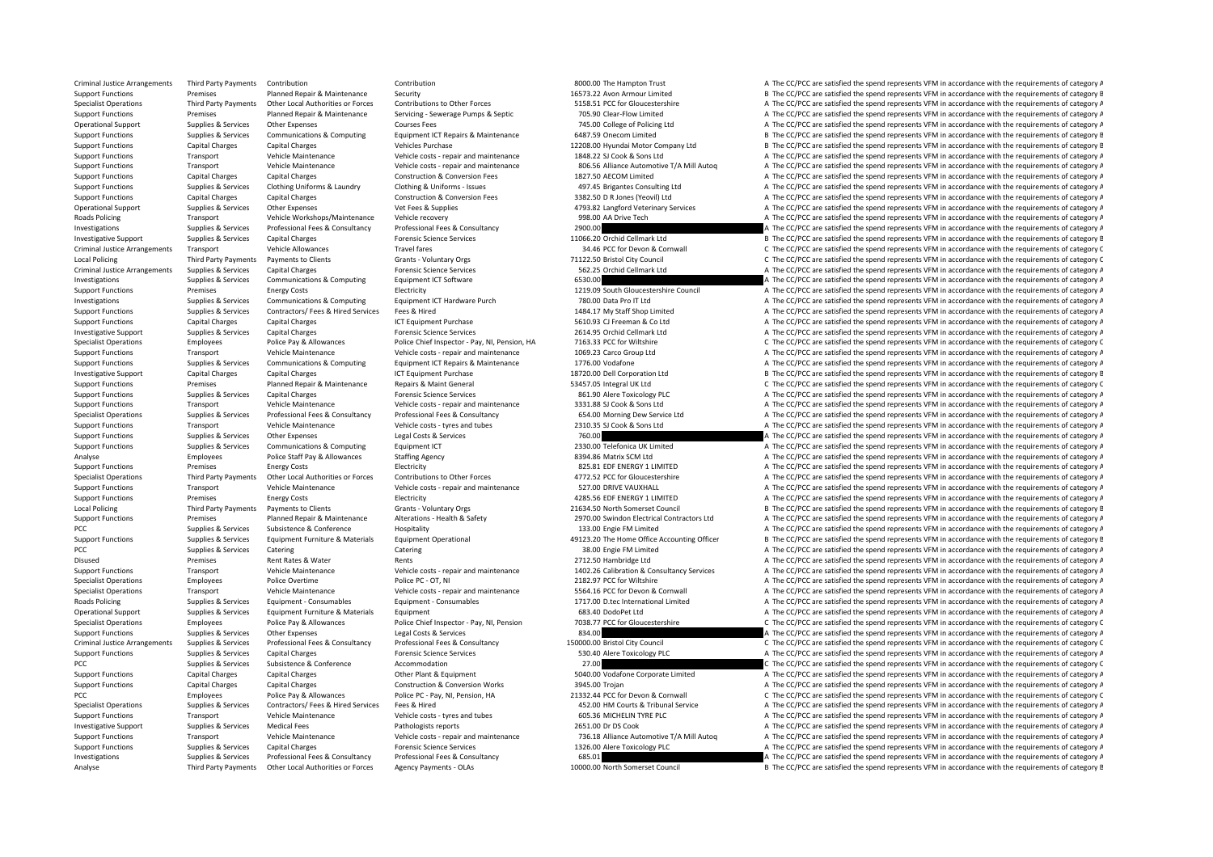| | | | | | | |
|---|---|---|---|---|---|---|
| Criminal Justice Arrangements | Third Party Payments | Contribution | Contribution | 8000.00 | The Hampton Trust | A The CC/PCC are satisfied the spend represents VFM in accordance with the requirements of category A |
| Support Functions | Premises | Planned Repair & Maintenance | Security | 16573.22 | Avon Armour Limited | B The CC/PCC are satisfied the spend represents VFM in accordance with the requirements of category B |
| Specialist Operations | Third Party Payments | Other Local Authorities or Forces | Contributions to Other Forces | 5158.51 | PCC for Gloucestershire | A The CC/PCC are satisfied the spend represents VFM in accordance with the requirements of category A |
| Support Functions | Premises | Planned Repair & Maintenance | Servicing - Sewerage Pumps & Septic | 705.90 | Clear-Flow Limited | A The CC/PCC are satisfied the spend represents VFM in accordance with the requirements of category A |
| Operational Support | Supplies & Services | Other Expenses | Courses Fees | 745.00 | College of Policing Ltd | A The CC/PCC are satisfied the spend represents VFM in accordance with the requirements of category A |
| Support Functions | Supplies & Services | Communications & Computing | Equipment ICT Repairs & Maintenance | 6487.59 | Onecom Limited | B The CC/PCC are satisfied the spend represents VFM in accordance with the requirements of category B |
| Support Functions | Capital Charges | Capital Charges | Vehicles Purchase | 12208.00 | Hyundai Motor Company Ltd | B The CC/PCC are satisfied the spend represents VFM in accordance with the requirements of category B |
| Support Functions | Transport | Vehicle Maintenance | Vehicle costs - repair and maintenance | 1848.22 | SJ Cook & Sons Ltd | A The CC/PCC are satisfied the spend represents VFM in accordance with the requirements of category A |
| Support Functions | Transport | Vehicle Maintenance | Vehicle costs - repair and maintenance | 806.56 | Alliance Automotive T/A Mill Autoq | A The CC/PCC are satisfied the spend represents VFM in accordance with the requirements of category A |
| Support Functions | Capital Charges | Capital Charges | Construction & Conversion Fees | 1827.50 | AECOM Limited | A The CC/PCC are satisfied the spend represents VFM in accordance with the requirements of category A |
| Support Functions | Supplies & Services | Clothing Uniforms & Laundry | Clothing & Uniforms - Issues | 497.45 | Brigantes Consulting Ltd | A The CC/PCC are satisfied the spend represents VFM in accordance with the requirements of category A |
| Support Functions | Capital Charges | Capital Charges | Construction & Conversion Fees | 3382.50 | D R Jones (Yeovil) Ltd | A The CC/PCC are satisfied the spend represents VFM in accordance with the requirements of category A |
| Operational Support | Supplies & Services | Other Expenses | Vet Fees & Supplies | 4793.82 | Langford Veterinary Services | A The CC/PCC are satisfied the spend represents VFM in accordance with the requirements of category A |
| Roads Policing | Transport | Vehicle Workshops/Maintenance | Vehicle recovery | 998.00 | AA Drive Tech | A The CC/PCC are satisfied the spend represents VFM in accordance with the requirements of category A |
| Investigations | Supplies & Services | Professional Fees & Consultancy | Professional Fees & Consultancy | 2900.00 | | A The CC/PCC are satisfied the spend represents VFM in accordance with the requirements of category A |
| Investigative Support | Supplies & Services | Capital Charges | Forensic Science Services | 11066.20 | Orchid Cellmark Ltd | B The CC/PCC are satisfied the spend represents VFM in accordance with the requirements of category B |
| Criminal Justice Arrangements | Transport | Vehicle Allowances | Travel fares | 34.46 | PCC for Devon & Cornwall | C The CC/PCC are satisfied the spend represents VFM in accordance with the requirements of category C |
| Local Policing | Third Party Payments | Payments to Clients | Grants - Voluntary Orgs | 71122.50 | Bristol City Council | C The CC/PCC are satisfied the spend represents VFM in accordance with the requirements of category C |
| Criminal Justice Arrangements | Supplies & Services | Capital Charges | Forensic Science Services | 562.25 | Orchid Cellmark Ltd | A The CC/PCC are satisfied the spend represents VFM in accordance with the requirements of category A |
| Investigations | Supplies & Services | Communications & Computing | Equipment ICT Software | 6530.00 | | A The CC/PCC are satisfied the spend represents VFM in accordance with the requirements of category A |
| Support Functions | Premises | Energy Costs | Electricity | 1219.09 | South Gloucestershire Council | A The CC/PCC are satisfied the spend represents VFM in accordance with the requirements of category A |
| Investigations | Supplies & Services | Communications & Computing | Equipment ICT Hardware Purch | 780.00 | Data Pro IT Ltd | A The CC/PCC are satisfied the spend represents VFM in accordance with the requirements of category A |
| Support Functions | Supplies & Services | Contractors/ Fees & Hired Services | Fees & Hired | 1484.17 | My Staff Shop Limited | A The CC/PCC are satisfied the spend represents VFM in accordance with the requirements of category A |
| Support Functions | Capital Charges | Capital Charges | ICT Equipment Purchase | 5610.93 | CJ Freeman & Co Ltd | A The CC/PCC are satisfied the spend represents VFM in accordance with the requirements of category A |
| Investigative Support | Supplies & Services | Capital Charges | Forensic Science Services | 2614.95 | Orchid Cellmark Ltd | A The CC/PCC are satisfied the spend represents VFM in accordance with the requirements of category A |
| Specialist Operations | Employees | Police Pay & Allowances | Police Chief Inspector - Pay, NI, Pension, HA | 7163.33 | PCC for Wiltshire | C The CC/PCC are satisfied the spend represents VFM in accordance with the requirements of category C |
| Support Functions | Transport | Vehicle Maintenance | Vehicle costs - repair and maintenance | 1069.23 | Carco Group Ltd | A The CC/PCC are satisfied the spend represents VFM in accordance with the requirements of category A |
| Support Functions | Supplies & Services | Communications & Computing | Equipment ICT Repairs & Maintenance | 1776.00 | Vodafone | A The CC/PCC are satisfied the spend represents VFM in accordance with the requirements of category A |
| Investigative Support | Capital Charges | Capital Charges | ICT Equipment Purchase | 18720.00 | Dell Corporation Ltd | B The CC/PCC are satisfied the spend represents VFM in accordance with the requirements of category B |
| Support Functions | Premises | Planned Repair & Maintenance | Repairs & Maint General | 53457.05 | Integral UK Ltd | C The CC/PCC are satisfied the spend represents VFM in accordance with the requirements of category C |
| Support Functions | Supplies & Services | Capital Charges | Forensic Science Services | 861.90 | Alere Toxicology PLC | A The CC/PCC are satisfied the spend represents VFM in accordance with the requirements of category A |
| Support Functions | Transport | Vehicle Maintenance | Vehicle costs - repair and maintenance | 3331.88 | SJ Cook & Sons Ltd | A The CC/PCC are satisfied the spend represents VFM in accordance with the requirements of category A |
| Specialist Operations | Supplies & Services | Professional Fees & Consultancy | Professional Fees & Consultancy | 654.00 | Morning Dew Service Ltd | A The CC/PCC are satisfied the spend represents VFM in accordance with the requirements of category A |
| Support Functions | Transport | Vehicle Maintenance | Vehicle costs - tyres and tubes | 2310.35 | SJ Cook & Sons Ltd | A The CC/PCC are satisfied the spend represents VFM in accordance with the requirements of category A |
| Support Functions | Supplies & Services | Other Expenses | Legal Costs & Services | 760.00 | | A The CC/PCC are satisfied the spend represents VFM in accordance with the requirements of category A |
| Support Functions | Supplies & Services | Communications & Computing | Equipment ICT | 2330.00 | Telefonica UK Limited | A The CC/PCC are satisfied the spend represents VFM in accordance with the requirements of category A |
| Analyse | Employees | Police Staff Pay & Allowances | Staffing Agency | 8394.86 | Matrix SCM Ltd | A The CC/PCC are satisfied the spend represents VFM in accordance with the requirements of category A |
| Support Functions | Premises | Energy Costs | Electricity | 825.81 | EDF ENERGY 1 LIMITED | A The CC/PCC are satisfied the spend represents VFM in accordance with the requirements of category A |
| Specialist Operations | Third Party Payments | Other Local Authorities or Forces | Contributions to Other Forces | 4772.52 | PCC for Gloucestershire | A The CC/PCC are satisfied the spend represents VFM in accordance with the requirements of category A |
| Support Functions | Transport | Vehicle Maintenance | Vehicle costs - repair and maintenance | 527.00 | DRIVE VAUXHALL | A The CC/PCC are satisfied the spend represents VFM in accordance with the requirements of category A |
| Support Functions | Premises | Energy Costs | Electricity | 4285.56 | EDF ENERGY 1 LIMITED | A The CC/PCC are satisfied the spend represents VFM in accordance with the requirements of category A |
| Local Policing | Third Party Payments | Payments to Clients | Grants - Voluntary Orgs | 21634.50 | North Somerset Council | B The CC/PCC are satisfied the spend represents VFM in accordance with the requirements of category B |
| Support Functions | Premises | Planned Repair & Maintenance | Alterations - Health & Safety | 2970.00 | Swindon Electrical Contractors Ltd | A The CC/PCC are satisfied the spend represents VFM in accordance with the requirements of category A |
| PCC | Supplies & Services | Subsistence & Conference | Hospitality | 133.00 | Engie FM Limited | A The CC/PCC are satisfied the spend represents VFM in accordance with the requirements of category A |
| Support Functions | Supplies & Services | Equipment Furniture & Materials | Equipment Operational | 49123.20 | The Home Office Accounting Officer | B The CC/PCC are satisfied the spend represents VFM in accordance with the requirements of category B |
| PCC | Supplies & Services | Catering | Catering | 38.00 | Engie FM Limited | A The CC/PCC are satisfied the spend represents VFM in accordance with the requirements of category A |
| Disused | Premises | Rent Rates & Water | Rents | 2712.50 | Hambridge Ltd | A The CC/PCC are satisfied the spend represents VFM in accordance with the requirements of category A |
| Support Functions | Transport | Vehicle Maintenance | Vehicle costs - repair and maintenance | 1402.26 | Calibration & Consultancy Services | A The CC/PCC are satisfied the spend represents VFM in accordance with the requirements of category A |
| Specialist Operations | Employees | Police Overtime | Police PC - OT, NI | 2182.97 | PCC for Wiltshire | A The CC/PCC are satisfied the spend represents VFM in accordance with the requirements of category A |
| Specialist Operations | Transport | Vehicle Maintenance | Vehicle costs - repair and maintenance | 5564.16 | PCC for Devon & Cornwall | A The CC/PCC are satisfied the spend represents VFM in accordance with the requirements of category A |
| Roads Policing | Supplies & Services | Equipment - Consumables | Equipment - Consumables | 1717.00 | D.tec International Limited | A The CC/PCC are satisfied the spend represents VFM in accordance with the requirements of category A |
| Operational Support | Supplies & Services | Equipment Furniture & Materials | Equipment | 683.40 | DodoPet Ltd | A The CC/PCC are satisfied the spend represents VFM in accordance with the requirements of category A |
| Specialist Operations | Employees | Police Pay & Allowances | Police Chief Inspector - Pay, NI, Pension | 7038.77 | PCC for Gloucestershire | C The CC/PCC are satisfied the spend represents VFM in accordance with the requirements of category C |
| Support Functions | Supplies & Services | Other Expenses | Legal Costs & Services | 834.00 | | A The CC/PCC are satisfied the spend represents VFM in accordance with the requirements of category A |
| Criminal Justice Arrangements | Supplies & Services | Professional Fees & Consultancy | Professional Fees & Consultancy | 150000.00 | Bristol City Council | C The CC/PCC are satisfied the spend represents VFM in accordance with the requirements of category C |
| Support Functions | Supplies & Services | Capital Charges | Forensic Science Services | 530.40 | Alere Toxicology PLC | A The CC/PCC are satisfied the spend represents VFM in accordance with the requirements of category A |
| PCC | Supplies & Services | Subsistence & Conference | Accommodation | 27.00 | | C The CC/PCC are satisfied the spend represents VFM in accordance with the requirements of category C |
| Support Functions | Capital Charges | Capital Charges | Other Plant & Equipment | 5040.00 | Vodafone Corporate Limited | A The CC/PCC are satisfied the spend represents VFM in accordance with the requirements of category A |
| Support Functions | Capital Charges | Capital Charges | Construction & Conversion Works | 3945.00 | Trojan | A The CC/PCC are satisfied the spend represents VFM in accordance with the requirements of category A |
| PCC | Employees | Police Pay & Allowances | Police PC - Pay, NI, Pension, HA | 21332.44 | PCC for Devon & Cornwall | C The CC/PCC are satisfied the spend represents VFM in accordance with the requirements of category C |
| Specialist Operations | Supplies & Services | Contractors/ Fees & Hired Services | Fees & Hired | 452.00 | HM Courts & Tribunal Service | A The CC/PCC are satisfied the spend represents VFM in accordance with the requirements of category A |
| Support Functions | Transport | Vehicle Maintenance | Vehicle costs - tyres and tubes | 605.36 | MICHELIN TYRE PLC | A The CC/PCC are satisfied the spend represents VFM in accordance with the requirements of category A |
| Investigative Support | Supplies & Services | Medical Fees | Pathologists reports | 2651.00 | Dr DS Cook | A The CC/PCC are satisfied the spend represents VFM in accordance with the requirements of category A |
| Support Functions | Transport | Vehicle Maintenance | Vehicle costs - repair and maintenance | 736.18 | Alliance Automotive T/A Mill Autoq | A The CC/PCC are satisfied the spend represents VFM in accordance with the requirements of category A |
| Support Functions | Supplies & Services | Capital Charges | Forensic Science Services | 1326.00 | Alere Toxicology PLC | A The CC/PCC are satisfied the spend represents VFM in accordance with the requirements of category A |
| Investigations | Supplies & Services | Professional Fees & Consultancy | Professional Fees & Consultancy | 685.01 | | A The CC/PCC are satisfied the spend represents VFM in accordance with the requirements of category A |
| Analyse | Third Party Payments | Other Local Authorities or Forces | Agency Payments - OLAs | 10000.00 | North Somerset Council | B The CC/PCC are satisfied the spend represents VFM in accordance with the requirements of category B |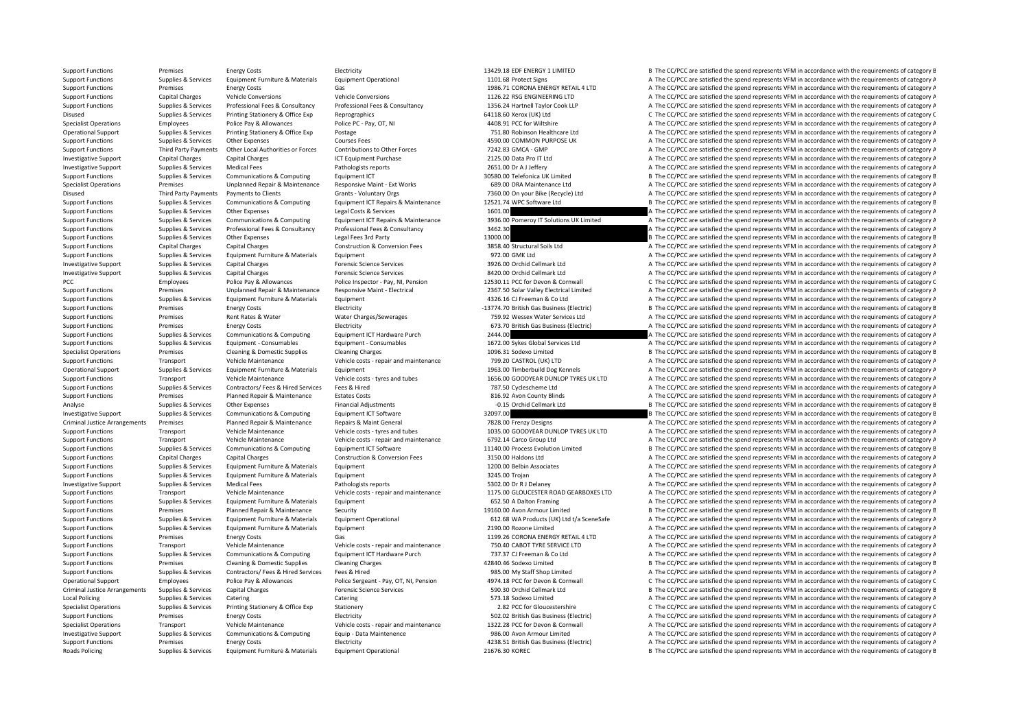| | | | | | | | |
|---|---|---|---|---|---|---|---|
| Support Functions | Premises | Energy Costs | Electricity | 13429.18 | EDF ENERGY 1 LIMITED | B | The CC/PCC are satisfied the spend represents VFM in accordance with the requirements of category B |
| Support Functions | Supplies & Services | Equipment Furniture & Materials | Equipment Operational | 1101.68 | Protect Signs | A | The CC/PCC are satisfied the spend represents VFM in accordance with the requirements of category A |
| Support Functions | Premises | Energy Costs | Gas | 1986.71 | CORONA ENERGY RETAIL 4 LTD | A | The CC/PCC are satisfied the spend represents VFM in accordance with the requirements of category A |
| Support Functions | Capital Charges | Vehicle Conversions | Vehicle Conversions | 1126.22 | RSG ENGINEERING LTD | A | The CC/PCC are satisfied the spend represents VFM in accordance with the requirements of category A |
| Support Functions | Supplies & Services | Professional Fees & Consultancy | Professional Fees & Consultancy | 1356.24 | Hartnell Taylor Cook LLP | A | The CC/PCC are satisfied the spend represents VFM in accordance with the requirements of category A |
| Disused | Supplies & Services | Printing Stationery & Office Exp | Reprographics | 64118.60 | Xerox (UK) Ltd | C | The CC/PCC are satisfied the spend represents VFM in accordance with the requirements of category C |
| Specialist Operations | Employees | Police Pay & Allowances | Police PC - Pay, OT, NI | 4408.91 | PCC for Wiltshire | A | The CC/PCC are satisfied the spend represents VFM in accordance with the requirements of category A |
| Operational Support | Supplies & Services | Printing Stationery & Office Exp | Postage | 751.80 | Robinson Healthcare Ltd | A | The CC/PCC are satisfied the spend represents VFM in accordance with the requirements of category A |
| Support Functions | Supplies & Services | Other Expenses | Courses Fees | 4590.00 | COMMON PURPOSE UK | A | The CC/PCC are satisfied the spend represents VFM in accordance with the requirements of category A |
| Support Functions | Third Party Payments | Other Local Authorities or Forces | Contributions to Other Forces | 7242.83 | GMCA - GMP | A | The CC/PCC are satisfied the spend represents VFM in accordance with the requirements of category A |
| Investigative Support | Capital Charges | Capital Charges | ICT Equipment Purchase | 2125.00 | Data Pro IT Ltd | A | The CC/PCC are satisfied the spend represents VFM in accordance with the requirements of category A |
| Investigative Support | Supplies & Services | Medical Fees | Pathologists reports | 2651.00 | Dr A J Jeffery | A | The CC/PCC are satisfied the spend represents VFM in accordance with the requirements of category A |
| Support Functions | Supplies & Services | Communications & Computing | Equipment ICT | 30580.00 | Telefonica UK Limited | B | The CC/PCC are satisfied the spend represents VFM in accordance with the requirements of category B |
| Specialist Operations | Premises | Unplanned Repair & Maintenance | Responsive Maint - Ext Works | 689.00 | DRA Maintenance Ltd | A | The CC/PCC are satisfied the spend represents VFM in accordance with the requirements of category A |
| Disused | Third Party Payments | Payments to Clients | Grants - Voluntary Orgs | 7360.00 | On your Bike (Recycle) Ltd | A | The CC/PCC are satisfied the spend represents VFM in accordance with the requirements of category A |
| Support Functions | Supplies & Services | Communications & Computing | Equipment ICT Repairs & Maintenance | 12521.74 | WPC Software Ltd | B | The CC/PCC are satisfied the spend represents VFM in accordance with the requirements of category B |
| Support Functions | Supplies & Services | Other Expenses | Legal Costs & Services | 1601.00 | | A | The CC/PCC are satisfied the spend represents VFM in accordance with the requirements of category A |
| Support Functions | Supplies & Services | Communications & Computing | Equipment ICT Repairs & Maintenance | 3936.00 | Pomeroy IT Solutions UK Limited | A | The CC/PCC are satisfied the spend represents VFM in accordance with the requirements of category A |
| Support Functions | Supplies & Services | Professional Fees & Consultancy | Professional Fees & Consultancy | 3462.30 | | A | The CC/PCC are satisfied the spend represents VFM in accordance with the requirements of category A |
| Support Functions | Supplies & Services | Other Expenses | Legal Fees 3rd Party | 13000.00 | | B | The CC/PCC are satisfied the spend represents VFM in accordance with the requirements of category B |
| Support Functions | Capital Charges | Capital Charges | Construction & Conversion Fees | 3858.40 | Structural Soils Ltd | A | The CC/PCC are satisfied the spend represents VFM in accordance with the requirements of category A |
| Support Functions | Supplies & Services | Equipment Furniture & Materials | Equipment | 972.00 | GMK Ltd | A | The CC/PCC are satisfied the spend represents VFM in accordance with the requirements of category A |
| Investigative Support | Supplies & Services | Capital Charges | Forensic Science Services | 3926.00 | Orchid Cellmark Ltd | A | The CC/PCC are satisfied the spend represents VFM in accordance with the requirements of category A |
| Investigative Support | Supplies & Services | Capital Charges | Forensic Science Services | 8420.00 | Orchid Cellmark Ltd | A | The CC/PCC are satisfied the spend represents VFM in accordance with the requirements of category A |
| PCC | Employees | Police Pay & Allowances | Police Inspector - Pay, NI, Pension | 12530.11 | PCC for Devon & Cornwall | C | The CC/PCC are satisfied the spend represents VFM in accordance with the requirements of category C |
| Support Functions | Premises | Unplanned Repair & Maintenance | Responsive Maint - Electrical | 2367.50 | Solar Valley Electrical Limited | A | The CC/PCC are satisfied the spend represents VFM in accordance with the requirements of category A |
| Support Functions | Supplies & Services | Equipment Furniture & Materials | Equipment | 4326.16 | CJ Freeman & Co Ltd | A | The CC/PCC are satisfied the spend represents VFM in accordance with the requirements of category A |
| Support Functions | Premises | Energy Costs | Electricity | -13774.70 | British Gas Business (Electric) | B | The CC/PCC are satisfied the spend represents VFM in accordance with the requirements of category B |
| Support Functions | Premises | Rent Rates & Water | Water Charges/Sewerages | 759.92 | Wessex Water Services Ltd | A | The CC/PCC are satisfied the spend represents VFM in accordance with the requirements of category A |
| Support Functions | Premises | Energy Costs | Electricity | 673.70 | British Gas Business (Electric) | A | The CC/PCC are satisfied the spend represents VFM in accordance with the requirements of category A |
| Support Functions | Supplies & Services | Communications & Computing | Equipment ICT Hardware Purch | 2444.00 | | A | The CC/PCC are satisfied the spend represents VFM in accordance with the requirements of category A |
| Support Functions | Supplies & Services | Equipment - Consumables | Equipment - Consumables | 1672.00 | Sykes Global Services Ltd | A | The CC/PCC are satisfied the spend represents VFM in accordance with the requirements of category A |
| Specialist Operations | Premises | Cleaning & Domestic Supplies | Cleaning Charges | 1096.31 | Sodexo Limited | B | The CC/PCC are satisfied the spend represents VFM in accordance with the requirements of category B |
| Support Functions | Transport | Vehicle Maintenance | Vehicle costs - repair and maintenance | 799.20 | CASTROL (UK) LTD | A | The CC/PCC are satisfied the spend represents VFM in accordance with the requirements of category A |
| Operational Support | Supplies & Services | Equipment Furniture & Materials | Equipment | 1963.00 | Timberbuild Dog Kennels | A | The CC/PCC are satisfied the spend represents VFM in accordance with the requirements of category A |
| Support Functions | Transport | Vehicle Maintenance | Vehicle costs - tyres and tubes | 1656.00 | GOODYEAR DUNLOP TYRES UK LTD | A | The CC/PCC are satisfied the spend represents VFM in accordance with the requirements of category A |
| Support Functions | Supplies & Services | Contractors/ Fees & Hired Services | Fees & Hired | 787.50 | Cyclescheme Ltd | A | The CC/PCC are satisfied the spend represents VFM in accordance with the requirements of category A |
| Support Functions | Premises | Planned Repair & Maintenance | Estates Costs | 816.92 | Avon County Blinds | A | The CC/PCC are satisfied the spend represents VFM in accordance with the requirements of category A |
| Analyse | Supplies & Services | Other Expenses | Financial Adjustments | -0.15 | Orchid Cellmark Ltd | B | The CC/PCC are satisfied the spend represents VFM in accordance with the requirements of category B |
| Investigative Support | Supplies & Services | Communications & Computing | Equipment ICT Software | 32097.00 | | B | The CC/PCC are satisfied the spend represents VFM in accordance with the requirements of category B |
| Criminal Justice Arrangements | Premises | Planned Repair & Maintenance | Repairs & Maint General | 7828.00 | Frenzy Designs | A | The CC/PCC are satisfied the spend represents VFM in accordance with the requirements of category A |
| Support Functions | Transport | Vehicle Maintenance | Vehicle costs - tyres and tubes | 1035.00 | GOODYEAR DUNLOP TYRES UK LTD | A | The CC/PCC are satisfied the spend represents VFM in accordance with the requirements of category A |
| Support Functions | Transport | Vehicle Maintenance | Vehicle costs - repair and maintenance | 6792.14 | Carco Group Ltd | A | The CC/PCC are satisfied the spend represents VFM in accordance with the requirements of category A |
| Support Functions | Supplies & Services | Communications & Computing | Equipment ICT Software | 11140.00 | Process Evolution Limited | B | The CC/PCC are satisfied the spend represents VFM in accordance with the requirements of category B |
| Support Functions | Capital Charges | Capital Charges | Construction & Conversion Fees | 3150.00 | Haldons Ltd | A | The CC/PCC are satisfied the spend represents VFM in accordance with the requirements of category A |
| Support Functions | Supplies & Services | Equipment Furniture & Materials | Equipment | 1200.00 | Belbin Associates | A | The CC/PCC are satisfied the spend represents VFM in accordance with the requirements of category A |
| Support Functions | Supplies & Services | Equipment Furniture & Materials | Equipment | 3245.00 | Trojan | A | The CC/PCC are satisfied the spend represents VFM in accordance with the requirements of category A |
| Investigative Support | Supplies & Services | Medical Fees | Pathologists reports | 5302.00 | Dr R J Delaney | A | The CC/PCC are satisfied the spend represents VFM in accordance with the requirements of category A |
| Support Functions | Transport | Vehicle Maintenance | Vehicle costs - repair and maintenance | 1175.00 | GLOUCESTER ROAD GEARBOXES LTD | A | The CC/PCC are satisfied the spend represents VFM in accordance with the requirements of category A |
| Support Functions | Supplies & Services | Equipment Furniture & Materials | Equipment | 652.50 | A Dalton Framing | A | The CC/PCC are satisfied the spend represents VFM in accordance with the requirements of category A |
| Support Functions | Premises | Planned Repair & Maintenance | Security | 19160.00 | Avon Armour Limited | B | The CC/PCC are satisfied the spend represents VFM in accordance with the requirements of category B |
| Support Functions | Supplies & Services | Equipment Furniture & Materials | Equipment Operational | 612.68 | WA Products (UK) Ltd t/a SceneSafe | A | The CC/PCC are satisfied the spend represents VFM in accordance with the requirements of category A |
| Support Functions | Supplies & Services | Equipment Furniture & Materials | Equipment | 2190.00 | Rozone Limited | A | The CC/PCC are satisfied the spend represents VFM in accordance with the requirements of category A |
| Support Functions | Premises | Energy Costs | Gas | 1199.26 | CORONA ENERGY RETAIL 4 LTD | A | The CC/PCC are satisfied the spend represents VFM in accordance with the requirements of category A |
| Support Functions | Transport | Vehicle Maintenance | Vehicle costs - repair and maintenance | 750.40 | CABOT TYRE SERVICE LTD | A | The CC/PCC are satisfied the spend represents VFM in accordance with the requirements of category A |
| Support Functions | Supplies & Services | Communications & Computing | Equipment ICT Hardware Purch | 737.37 | CJ Freeman & Co Ltd | A | The CC/PCC are satisfied the spend represents VFM in accordance with the requirements of category A |
| Support Functions | Premises | Cleaning & Domestic Supplies | Cleaning Charges | 42840.46 | Sodexo Limited | B | The CC/PCC are satisfied the spend represents VFM in accordance with the requirements of category B |
| Support Functions | Supplies & Services | Contractors/ Fees & Hired Services | Fees & Hired | 985.00 | My Staff Shop Limited | A | The CC/PCC are satisfied the spend represents VFM in accordance with the requirements of category A |
| Operational Support | Employees | Police Pay & Allowances | Police Sergeant - Pay, OT, NI, Pension | 4974.18 | PCC for Devon & Cornwall | C | The CC/PCC are satisfied the spend represents VFM in accordance with the requirements of category C |
| Criminal Justice Arrangements | Supplies & Services | Capital Charges | Forensic Science Services | 590.30 | Orchid Cellmark Ltd | B | The CC/PCC are satisfied the spend represents VFM in accordance with the requirements of category B |
| Local Policing | Supplies & Services | Catering | Catering | 573.18 | Sodexo Limited | A | The CC/PCC are satisfied the spend represents VFM in accordance with the requirements of category A |
| Specialist Operations | Supplies & Services | Printing Stationery & Office Exp | Stationery | 2.82 | PCC for Gloucestershire | C | The CC/PCC are satisfied the spend represents VFM in accordance with the requirements of category C |
| Support Functions | Premises | Energy Costs | Electricity | 502.02 | British Gas Business (Electric) | A | The CC/PCC are satisfied the spend represents VFM in accordance with the requirements of category A |
| Specialist Operations | Transport | Vehicle Maintenance | Vehicle costs - repair and maintenance | 1322.28 | PCC for Devon & Cornwall | A | The CC/PCC are satisfied the spend represents VFM in accordance with the requirements of category A |
| Investigative Support | Supplies & Services | Communications & Computing | Equip - Data Maintenence | 986.00 | Avon Armour Limited | A | The CC/PCC are satisfied the spend represents VFM in accordance with the requirements of category A |
| Support Functions | Premises | Energy Costs | Electricity | 4238.51 | British Gas Business (Electric) | A | The CC/PCC are satisfied the spend represents VFM in accordance with the requirements of category A |
| Roads Policing | Supplies & Services | Equipment Furniture & Materials | Equipment Operational | 21676.30 | KOREC | B | The CC/PCC are satisfied the spend represents VFM in accordance with the requirements of category B |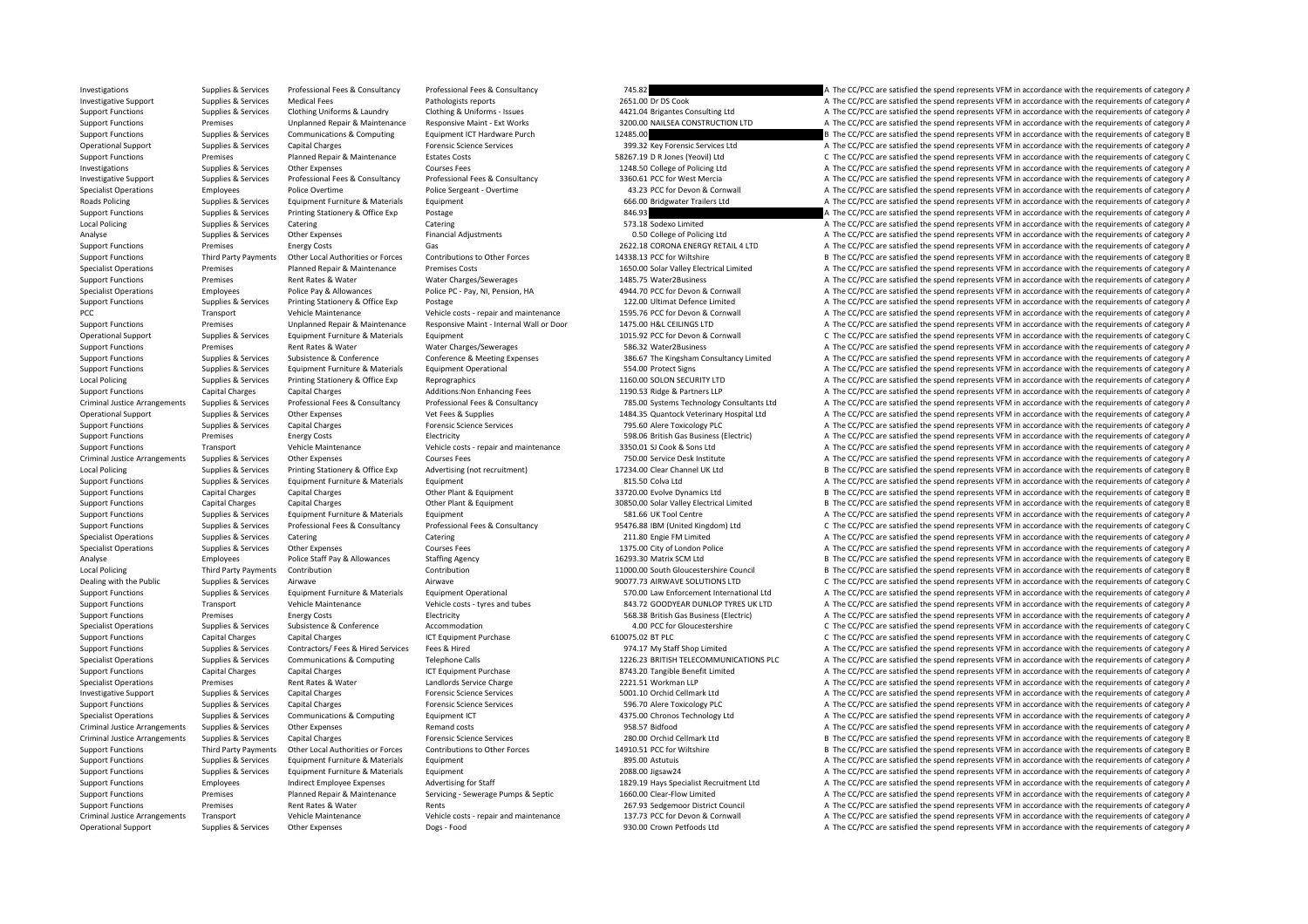| | | | | | | |
|---|---|---|---|---|---|---|
| Investigations | Supplies & Services | Professional Fees & Consultancy | Professional Fees & Consultancy | 745.82 | | A The CC/PCC are satisfied the spend represents VFM in accordance with the requirements of category A |
| Investigative Support | Supplies & Services | Medical Fees | Pathologists reports | 2651.00 | Dr DS Cook | A The CC/PCC are satisfied the spend represents VFM in accordance with the requirements of category A |
| Support Functions | Supplies & Services | Clothing Uniforms & Laundry | Clothing & Uniforms - Issues | 4421.04 | Brigantes Consulting Ltd | A The CC/PCC are satisfied the spend represents VFM in accordance with the requirements of category A |
| Support Functions | Premises | Unplanned Repair & Maintenance | Responsive Maint - Ext Works | 3200.00 | NAILSEA CONSTRUCTION LTD | A The CC/PCC are satisfied the spend represents VFM in accordance with the requirements of category A |
| Support Functions | Supplies & Services | Communications & Computing | Equipment ICT Hardware Purch | 12485.00 | | B The CC/PCC are satisfied the spend represents VFM in accordance with the requirements of category B |
| Operational Support | Supplies & Services | Capital Charges | Forensic Science Services | 399.32 | Key Forensic Services Ltd | A The CC/PCC are satisfied the spend represents VFM in accordance with the requirements of category A |
| Support Functions | Premises | Planned Repair & Maintenance | Estates Costs | 58267.19 | D R Jones (Yeovil) Ltd | C The CC/PCC are satisfied the spend represents VFM in accordance with the requirements of category C |
| Investigations | Supplies & Services | Other Expenses | Courses Fees | 1248.50 | College of Policing Ltd | A The CC/PCC are satisfied the spend represents VFM in accordance with the requirements of category A |
| Investigative Support | Supplies & Services | Professional Fees & Consultancy | Professional Fees & Consultancy | 3360.61 | PCC for West Mercia | A The CC/PCC are satisfied the spend represents VFM in accordance with the requirements of category A |
| Specialist Operations | Employees | Police Overtime | Police Sergeant - Overtime | 43.23 | PCC for Devon & Cornwall | A The CC/PCC are satisfied the spend represents VFM in accordance with the requirements of category A |
| Roads Policing | Supplies & Services | Equipment Furniture & Materials | Equipment | 666.00 | Bridgwater Trailers Ltd | A The CC/PCC are satisfied the spend represents VFM in accordance with the requirements of category A |
| Support Functions | Supplies & Services | Printing Stationery & Office Exp | Postage | 846.93 | | A The CC/PCC are satisfied the spend represents VFM in accordance with the requirements of category A |
| Local Policing | Supplies & Services | Catering | Catering | 573.18 | Sodexo Limited | A The CC/PCC are satisfied the spend represents VFM in accordance with the requirements of category A |
| Analyse | Supplies & Services | Other Expenses | Financial Adjustments | 0.50 | College of Policing Ltd | A The CC/PCC are satisfied the spend represents VFM in accordance with the requirements of category A |
| Support Functions | Premises | Energy Costs | Gas | 2622.18 | CORONA ENERGY RETAIL 4 LTD | A The CC/PCC are satisfied the spend represents VFM in accordance with the requirements of category A |
| Support Functions | Third Party Payments | Other Local Authorities or Forces | Contributions to Other Forces | 14338.13 | PCC for Wiltshire | B The CC/PCC are satisfied the spend represents VFM in accordance with the requirements of category B |
| Specialist Operations | Premises | Planned Repair & Maintenance | Premises Costs | 1650.00 | Solar Valley Electrical Limited | A The CC/PCC are satisfied the spend represents VFM in accordance with the requirements of category A |
| Support Functions | Premises | Rent Rates & Water | Water Charges/Sewerages | 1485.75 | Water2Business | A The CC/PCC are satisfied the spend represents VFM in accordance with the requirements of category A |
| Specialist Operations | Employees | Police Pay & Allowances | Police PC - Pay, NI, Pension, HA | 4944.70 | PCC for Devon & Cornwall | A The CC/PCC are satisfied the spend represents VFM in accordance with the requirements of category A |
| Support Functions | Supplies & Services | Printing Stationery & Office Exp | Postage | 122.00 | Ultimat Defence Limited | A The CC/PCC are satisfied the spend represents VFM in accordance with the requirements of category A |
| PCC | Transport | Vehicle Maintenance | Vehicle costs - repair and maintenance | 1595.76 | PCC for Devon & Cornwall | A The CC/PCC are satisfied the spend represents VFM in accordance with the requirements of category A |
| Support Functions | Premises | Unplanned Repair & Maintenance | Responsive Maint - Internal Wall or Door | 1475.00 | H&L CEILINGS LTD | A The CC/PCC are satisfied the spend represents VFM in accordance with the requirements of category A |
| Operational Support | Supplies & Services | Equipment Furniture & Materials | Equipment | 1015.92 | PCC for Devon & Cornwall | C The CC/PCC are satisfied the spend represents VFM in accordance with the requirements of category C |
| Support Functions | Premises | Rent Rates & Water | Water Charges/Sewerages | 586.32 | Water2Business | A The CC/PCC are satisfied the spend represents VFM in accordance with the requirements of category A |
| Support Functions | Supplies & Services | Subsistence & Conference | Conference & Meeting Expenses | 386.67 | The Kingsham Consultancy Limited | A The CC/PCC are satisfied the spend represents VFM in accordance with the requirements of category A |
| Support Functions | Supplies & Services | Equipment Furniture & Materials | Equipment Operational | 554.00 | Protect Signs | A The CC/PCC are satisfied the spend represents VFM in accordance with the requirements of category A |
| Local Policing | Supplies & Services | Printing Stationery & Office Exp | Reprographics | 1160.00 | SOLON SECURITY LTD | A The CC/PCC are satisfied the spend represents VFM in accordance with the requirements of category A |
| Support Functions | Capital Charges | Capital Charges | Additions:Non Enhancing Fees | 1190.53 | Ridge & Partners LLP | A The CC/PCC are satisfied the spend represents VFM in accordance with the requirements of category A |
| Criminal Justice Arrangements | Supplies & Services | Professional Fees & Consultancy | Professional Fees & Consultancy | 785.00 | Systems Technology Consultants Ltd | A The CC/PCC are satisfied the spend represents VFM in accordance with the requirements of category A |
| Operational Support | Supplies & Services | Other Expenses | Vet Fees & Supplies | 1484.35 | Quantock Veterinary Hospital Ltd | A The CC/PCC are satisfied the spend represents VFM in accordance with the requirements of category A |
| Support Functions | Supplies & Services | Capital Charges | Forensic Science Services | 795.60 | Alere Toxicology PLC | A The CC/PCC are satisfied the spend represents VFM in accordance with the requirements of category A |
| Support Functions | Premises | Energy Costs | Electricity | 598.06 | British Gas Business (Electric) | A The CC/PCC are satisfied the spend represents VFM in accordance with the requirements of category A |
| Support Functions | Transport | Vehicle Maintenance | Vehicle costs - repair and maintenance | 3350.01 | SJ Cook & Sons Ltd | A The CC/PCC are satisfied the spend represents VFM in accordance with the requirements of category A |
| Criminal Justice Arrangements | Supplies & Services | Other Expenses | Courses Fees | 750.00 | Service Desk Institute | A The CC/PCC are satisfied the spend represents VFM in accordance with the requirements of category A |
| Local Policing | Supplies & Services | Printing Stationery & Office Exp | Advertising (not recruitment) | 17234.00 | Clear Channel UK Ltd | B The CC/PCC are satisfied the spend represents VFM in accordance with the requirements of category B |
| Support Functions | Supplies & Services | Equipment Furniture & Materials | Equipment | 815.50 | Colva Ltd | A The CC/PCC are satisfied the spend represents VFM in accordance with the requirements of category A |
| Support Functions | Capital Charges | Capital Charges | Other Plant & Equipment | 33720.00 | Evolve Dynamics Ltd | B The CC/PCC are satisfied the spend represents VFM in accordance with the requirements of category B |
| Support Functions | Capital Charges | Capital Charges | Other Plant & Equipment | 30850.00 | Solar Valley Electrical Limited | B The CC/PCC are satisfied the spend represents VFM in accordance with the requirements of category B |
| Support Functions | Supplies & Services | Equipment Furniture & Materials | Equipment | 581.66 | UK Tool Centre | A The CC/PCC are satisfied the spend represents VFM in accordance with the requirements of category A |
| Support Functions | Supplies & Services | Professional Fees & Consultancy | Professional Fees & Consultancy | 95476.88 | IBM (United Kingdom) Ltd | C The CC/PCC are satisfied the spend represents VFM in accordance with the requirements of category C |
| Specialist Operations | Supplies & Services | Catering | Catering | 211.80 | Engie FM Limited | A The CC/PCC are satisfied the spend represents VFM in accordance with the requirements of category A |
| Specialist Operations | Supplies & Services | Other Expenses | Courses Fees | 1375.00 | City of London Police | A The CC/PCC are satisfied the spend represents VFM in accordance with the requirements of category A |
| Analyse | Employees | Police Staff Pay & Allowances | Staffing Agency | 16293.30 | Matrix SCM Ltd | B The CC/PCC are satisfied the spend represents VFM in accordance with the requirements of category B |
| Local Policing | Third Party Payments | Contribution | Contribution | 11000.00 | South Gloucestershire Council | B The CC/PCC are satisfied the spend represents VFM in accordance with the requirements of category B |
| Dealing with the Public | Supplies & Services | Airwave | Airwave | 90077.73 | AIRWAVE SOLUTIONS LTD | C The CC/PCC are satisfied the spend represents VFM in accordance with the requirements of category C |
| Support Functions | Supplies & Services | Equipment Furniture & Materials | Equipment Operational | 570.00 | Law Enforcement International Ltd | A The CC/PCC are satisfied the spend represents VFM in accordance with the requirements of category A |
| Support Functions | Transport | Vehicle Maintenance | Vehicle costs - tyres and tubes | 843.72 | GOODYEAR DUNLOP TYRES UK LTD | A The CC/PCC are satisfied the spend represents VFM in accordance with the requirements of category A |
| Support Functions | Premises | Energy Costs | Electricity | 568.38 | British Gas Business (Electric) | A The CC/PCC are satisfied the spend represents VFM in accordance with the requirements of category A |
| Specialist Operations | Supplies & Services | Subsistence & Conference | Accommodation | 4.00 | PCC for Gloucestershire | C The CC/PCC are satisfied the spend represents VFM in accordance with the requirements of category C |
| Support Functions | Capital Charges | Capital Charges | ICT Equipment Purchase | 610075.02 | BT PLC | C The CC/PCC are satisfied the spend represents VFM in accordance with the requirements of category C |
| Support Functions | Supplies & Services | Contractors/ Fees & Hired Services | Fees & Hired | 974.17 | My Staff Shop Limited | A The CC/PCC are satisfied the spend represents VFM in accordance with the requirements of category A |
| Specialist Operations | Supplies & Services | Communications & Computing | Telephone Calls | 1226.23 | BRITISH TELECOMMUNICATIONS PLC | A The CC/PCC are satisfied the spend represents VFM in accordance with the requirements of category A |
| Support Functions | Capital Charges | Capital Charges | ICT Equipment Purchase | 8743.20 | Tangible Benefit Limited | A The CC/PCC are satisfied the spend represents VFM in accordance with the requirements of category A |
| Specialist Operations | Premises | Rent Rates & Water | Landlords Service Charge | 2221.51 | Workman LLP | A The CC/PCC are satisfied the spend represents VFM in accordance with the requirements of category A |
| Investigative Support | Supplies & Services | Capital Charges | Forensic Science Services | 5001.10 | Orchid Cellmark Ltd | A The CC/PCC are satisfied the spend represents VFM in accordance with the requirements of category A |
| Support Functions | Supplies & Services | Capital Charges | Forensic Science Services | 596.70 | Alere Toxicology PLC | A The CC/PCC are satisfied the spend represents VFM in accordance with the requirements of category A |
| Specialist Operations | Supplies & Services | Communications & Computing | Equipment ICT | 4375.00 | Chronos Technology Ltd | A The CC/PCC are satisfied the spend represents VFM in accordance with the requirements of category A |
| Criminal Justice Arrangements | Supplies & Services | Other Expenses | Remand costs | 958.57 | Bidfood | A The CC/PCC are satisfied the spend represents VFM in accordance with the requirements of category A |
| Criminal Justice Arrangements | Supplies & Services | Capital Charges | Forensic Science Services | 280.00 | Orchid Cellmark Ltd | B The CC/PCC are satisfied the spend represents VFM in accordance with the requirements of category B |
| Support Functions | Third Party Payments | Other Local Authorities or Forces | Contributions to Other Forces | 14910.51 | PCC for Wiltshire | B The CC/PCC are satisfied the spend represents VFM in accordance with the requirements of category B |
| Support Functions | Supplies & Services | Equipment Furniture & Materials | Equipment | 895.00 | Astutuis | A The CC/PCC are satisfied the spend represents VFM in accordance with the requirements of category A |
| Support Functions | Supplies & Services | Equipment Furniture & Materials | Equipment | 2088.00 | Jigsaw24 | A The CC/PCC are satisfied the spend represents VFM in accordance with the requirements of category A |
| Support Functions | Employees | Indirect Employee Expenses | Advertising for Staff | 1829.19 | Hays Specialist Recruitment Ltd | A The CC/PCC are satisfied the spend represents VFM in accordance with the requirements of category A |
| Support Functions | Premises | Planned Repair & Maintenance | Servicing - Sewerage Pumps & Septic | 1660.00 | Clear-Flow Limited | A The CC/PCC are satisfied the spend represents VFM in accordance with the requirements of category A |
| Support Functions | Premises | Rent Rates & Water | Rents | 267.93 | Sedgemoor District Council | A The CC/PCC are satisfied the spend represents VFM in accordance with the requirements of category A |
| Criminal Justice Arrangements | Transport | Vehicle Maintenance | Vehicle costs - repair and maintenance | 137.73 | PCC for Devon & Cornwall | A The CC/PCC are satisfied the spend represents VFM in accordance with the requirements of category A |
| Operational Support | Supplies & Services | Other Expenses | Dogs - Food | 930.00 | Crown Petfoods Ltd | A The CC/PCC are satisfied the spend represents VFM in accordance with the requirements of category A |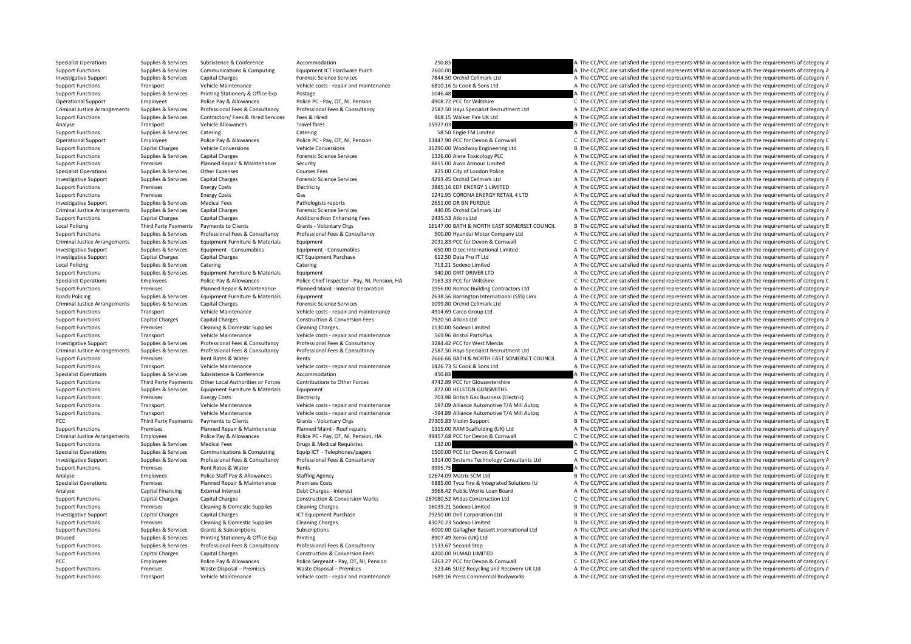| | | | | | | | |
|---|---|---|---|---|---|---|---|
| Specialist Operations | Supplies & Services | Subsistence & Conference | Accommodation | 250.83 | | A | The CC/PCC are satisfied the spend represents VFM in accordance with the requirements of category A |
| Support Functions | Supplies & Services | Communications & Computing | Equipment ICT Hardware Purch | 7600.00 | | A | The CC/PCC are satisfied the spend represents VFM in accordance with the requirements of category A |
| Investigative Support | Supplies & Services | Capital Charges | Forensic Science Services | 7844.50 | Orchid Cellmark Ltd | A | The CC/PCC are satisfied the spend represents VFM in accordance with the requirements of category A |
| Support Functions | Transport | Vehicle Maintenance | Vehicle costs - repair and maintenance | 6810.16 | SJ Cook & Sons Ltd | A | The CC/PCC are satisfied the spend represents VFM in accordance with the requirements of category A |
| Support Functions | Supplies & Services | Printing Stationery & Office Exp | Postage | 1046.48 | | A | The CC/PCC are satisfied the spend represents VFM in accordance with the requirements of category A |
| Operational Support | Employees | Police Pay & Allowances | Police PC - Pay, OT, NI, Pension | 4908.72 | PCC for Wiltshire | C | The CC/PCC are satisfied the spend represents VFM in accordance with the requirements of category C |
| Criminal Justice Arrangements | Supplies & Services | Professional Fees & Consultancy | Professional Fees & Consultancy | 2587.50 | Hays Specialist Recruitment Ltd | A | The CC/PCC are satisfied the spend represents VFM in accordance with the requirements of category A |
| Support Functions | Supplies & Services | Contractors/ Fees & Hired Services | Fees & Hired | 968.15 | Walker Fire UK Ltd | A | The CC/PCC are satisfied the spend represents VFM in accordance with the requirements of category A |
| Analyse | Transport | Vehicle Allowances | Travel fares | 15927.03 | | B | The CC/PCC are satisfied the spend represents VFM in accordance with the requirements of category B |
| Support Functions | Supplies & Services | Catering | Catering | 58.50 | Engie FM Limited | A | The CC/PCC are satisfied the spend represents VFM in accordance with the requirements of category A |
| Operational Support | Employees | Police Pay & Allowances | Police PC - Pay, OT, NI, Pension | 13447.90 | PCC for Devon & Cornwall | C | The CC/PCC are satisfied the spend represents VFM in accordance with the requirements of category C |
| Support Functions | Capital Charges | Vehicle Conversions | Vehicle Conversions | 31290.00 | Woodway Engineering Ltd | B | The CC/PCC are satisfied the spend represents VFM in accordance with the requirements of category B |
| Support Functions | Supplies & Services | Capital Charges | Forensic Science Services | 1326.00 | Alere Toxicology PLC | A | The CC/PCC are satisfied the spend represents VFM in accordance with the requirements of category A |
| Support Functions | Premises | Planned Repair & Maintenance | Security | 8815.00 | Avon Armour Limited | A | The CC/PCC are satisfied the spend represents VFM in accordance with the requirements of category A |
| Specialist Operations | Supplies & Services | Other Expenses | Courses Fees | 825.00 | City of London Police | A | The CC/PCC are satisfied the spend represents VFM in accordance with the requirements of category A |
| Investigative Support | Supplies & Services | Capital Charges | Forensic Science Services | 4293.45 | Orchid Cellmark Ltd | A | The CC/PCC are satisfied the spend represents VFM in accordance with the requirements of category A |
| Support Functions | Premises | Energy Costs | Electricity | 3885.16 | EDF ENERGY 1 LIMITED | A | The CC/PCC are satisfied the spend represents VFM in accordance with the requirements of category A |
| Support Functions | Premises | Energy Costs | Gas | 1241.95 | CORONA ENERGY RETAIL 4 LTD | A | The CC/PCC are satisfied the spend represents VFM in accordance with the requirements of category A |
| Investigative Support | Supplies & Services | Medical Fees | Pathologists reports | 2651.00 | DR BN PURDUE | A | The CC/PCC are satisfied the spend represents VFM in accordance with the requirements of category A |
| Criminal Justice Arrangements | Supplies & Services | Capital Charges | Forensic Science Services | 440.05 | Orchid Cellmark Ltd | A | The CC/PCC are satisfied the spend represents VFM in accordance with the requirements of category A |
| Support Functions | Capital Charges | Capital Charges | Additions:Non Enhancing Fees | 2435.53 | Atkins Ltd | A | The CC/PCC are satisfied the spend represents VFM in accordance with the requirements of category A |
| Local Policing | Third Party Payments | Payments to Clients | Grants - Voluntary Orgs | 16147.00 | BATH & NORTH EAST SOMERSET COUNCIL | B | The CC/PCC are satisfied the spend represents VFM in accordance with the requirements of category B |
| Support Functions | Supplies & Services | Professional Fees & Consultancy | Professional Fees & Consultancy | 500.00 | Hyundai Motor Company Ltd | A | The CC/PCC are satisfied the spend represents VFM in accordance with the requirements of category A |
| Criminal Justice Arrangements | Supplies & Services | Equipment Furniture & Materials | Equipment | 2031.83 | PCC for Devon & Cornwall | C | The CC/PCC are satisfied the spend represents VFM in accordance with the requirements of category C |
| Investigative Support | Supplies & Services | Equipment - Consumables | Equipment - Consumables | 650.00 | D.tec International Limited | A | The CC/PCC are satisfied the spend represents VFM in accordance with the requirements of category A |
| Investigative Support | Capital Charges | Capital Charges | ICT Equipment Purchase | 612.50 | Data Pro IT Ltd | A | The CC/PCC are satisfied the spend represents VFM in accordance with the requirements of category A |
| Local Policing | Supplies & Services | Catering | Catering | 713.21 | Sodexo Limited | A | The CC/PCC are satisfied the spend represents VFM in accordance with the requirements of category A |
| Support Functions | Supplies & Services | Equipment Furniture & Materials | Equipment | 940.00 | DIRT DRIVER LTD | A | The CC/PCC are satisfied the spend represents VFM in accordance with the requirements of category A |
| Specialist Operations | Employees | Police Pay & Allowances | Police Chief Inspector - Pay, NI, Pension, HA | 7163.33 | PCC for Wiltshire | C | The CC/PCC are satisfied the spend represents VFM in accordance with the requirements of category C |
| Support Functions | Premises | Planned Repair & Maintenance | Planned Maint - Internal Decoration | 1956.00 | Romac Building Contractors Ltd | A | The CC/PCC are satisfied the spend represents VFM in accordance with the requirements of category A |
| Roads Policing | Supplies & Services | Equipment Furniture & Materials | Equipment | 2638.56 | Barrington International (SSS) Limi | A | The CC/PCC are satisfied the spend represents VFM in accordance with the requirements of category A |
| Criminal Justice Arrangements | Supplies & Services | Capital Charges | Forensic Science Services | 1099.80 | Orchid Cellmark Ltd | A | The CC/PCC are satisfied the spend represents VFM in accordance with the requirements of category A |
| Support Functions | Transport | Vehicle Maintenance | Vehicle costs - repair and maintenance | 4914.69 | Carco Group Ltd | A | The CC/PCC are satisfied the spend represents VFM in accordance with the requirements of category A |
| Support Functions | Capital Charges | Capital Charges | Construction & Conversion Fees | 7920.50 | Atkins Ltd | A | The CC/PCC are satisfied the spend represents VFM in accordance with the requirements of category A |
| Support Functions | Premises | Cleaning & Domestic Supplies | Cleaning Charges | 1130.00 | Sodexo Limited | A | The CC/PCC are satisfied the spend represents VFM in accordance with the requirements of category A |
| Support Functions | Transport | Vehicle Maintenance | Vehicle costs - repair and maintenance | 569.96 | Bristol PartsPlus | A | The CC/PCC are satisfied the spend represents VFM in accordance with the requirements of category A |
| Investigative Support | Supplies & Services | Professional Fees & Consultancy | Professional Fees & Consultancy | 3284.42 | PCC for West Mercia | A | The CC/PCC are satisfied the spend represents VFM in accordance with the requirements of category A |
| Criminal Justice Arrangements | Supplies & Services | Professional Fees & Consultancy | Professional Fees & Consultancy | 2587.50 | Hays Specialist Recruitment Ltd | A | The CC/PCC are satisfied the spend represents VFM in accordance with the requirements of category A |
| Support Functions | Premises | Rent Rates & Water | Rents | 2666.66 | BATH & NORTH EAST SOMERSET COUNCIL | A | The CC/PCC are satisfied the spend represents VFM in accordance with the requirements of category A |
| Support Functions | Transport | Vehicle Maintenance | Vehicle costs - repair and maintenance | 1426.73 | SJ Cook & Sons Ltd | A | The CC/PCC are satisfied the spend represents VFM in accordance with the requirements of category A |
| Specialist Operations | Supplies & Services | Subsistence & Conference | Accommodation | 450.83 | | A | The CC/PCC are satisfied the spend represents VFM in accordance with the requirements of category A |
| Support Functions | Third Party Payments | Other Local Authorities or Forces | Contributions to Other Forces | 4742.89 | PCC for Gloucestershire | A | The CC/PCC are satisfied the spend represents VFM in accordance with the requirements of category A |
| Support Functions | Supplies & Services | Equipment Furniture & Materials | Equipment | 872.00 | HELSTON GUNSMITHS | A | The CC/PCC are satisfied the spend represents VFM in accordance with the requirements of category A |
| Support Functions | Premises | Energy Costs | Electricity | 703.98 | British Gas Business (Electric) | A | The CC/PCC are satisfied the spend represents VFM in accordance with the requirements of category A |
| Support Functions | Transport | Vehicle Maintenance | Vehicle costs - repair and maintenance | 597.09 | Alliance Automotive T/A Mill Autoq | A | The CC/PCC are satisfied the spend represents VFM in accordance with the requirements of category A |
| Support Functions | Transport | Vehicle Maintenance | Vehicle costs - repair and maintenance | -594.89 | Alliance Automotive T/A Mill Autoq | A | The CC/PCC are satisfied the spend represents VFM in accordance with the requirements of category A |
| PCC | Third Party Payments | Payments to Clients | Grants - Voluntary Orgs | 27305.83 | Victim Support | B | The CC/PCC are satisfied the spend represents VFM in accordance with the requirements of category B |
| Support Functions | Premises | Planned Repair & Maintenance | Planned Maint - Roof repairs | 1315.00 | RAM Scaffolding (UK) Ltd | A | The CC/PCC are satisfied the spend represents VFM in accordance with the requirements of category A |
| Criminal Justice Arrangements | Employees | Police Pay & Allowances | Police PC - Pay, OT, NI, Pension, HA | 49457.68 | PCC for Devon & Cornwall | C | The CC/PCC are satisfied the spend represents VFM in accordance with the requirements of category C |
| Support Functions | Supplies & Services | Medical Fees | Drugs & Medical Requisites | 132.00 | | A | The CC/PCC are satisfied the spend represents VFM in accordance with the requirements of category A |
| Specialist Operations | Supplies & Services | Communications & Computing | Equip ICT - Telephones/pagers | 1500.00 | PCC for Devon & Cornwall | C | The CC/PCC are satisfied the spend represents VFM in accordance with the requirements of category C |
| Investigative Support | Supplies & Services | Professional Fees & Consultancy | Professional Fees & Consultancy | 1314.00 | Systems Technology Consultants Ltd | A | The CC/PCC are satisfied the spend represents VFM in accordance with the requirements of category A |
| Support Functions | Premises | Rent Rates & Water | Rents | 3995.75 | | A | The CC/PCC are satisfied the spend represents VFM in accordance with the requirements of category A |
| Analyse | Employees | Police Staff Pay & Allowances | Staffing Agency | 12674.09 | Matrix SCM Ltd | B | The CC/PCC are satisfied the spend represents VFM in accordance with the requirements of category B |
| Specialist Operations | Premises | Planned Repair & Maintenance | Premises Costs | 6885.00 | Tyco Fire & Integrated Solutions (U | A | The CC/PCC are satisfied the spend represents VFM in accordance with the requirements of category A |
| Analyse | Capital Financing | External Interest | Debt Charges - Interest | 3968.42 | Public Works Loan Board | A | The CC/PCC are satisfied the spend represents VFM in accordance with the requirements of category A |
| Support Functions | Capital Charges | Capital Charges | Construction & Conversion Works | 267080.52 | Midas Construction Ltd | C | The CC/PCC are satisfied the spend represents VFM in accordance with the requirements of category C |
| Support Functions | Premises | Cleaning & Domestic Supplies | Cleaning Charges | 16039.21 | Sodexo Limited | B | The CC/PCC are satisfied the spend represents VFM in accordance with the requirements of category B |
| Investigative Support | Capital Charges | Capital Charges | ICT Equipment Purchase | 29250.00 | Dell Corporation Ltd | B | The CC/PCC are satisfied the spend represents VFM in accordance with the requirements of category B |
| Support Functions | Premises | Cleaning & Domestic Supplies | Cleaning Charges | 43070.23 | Sodexo Limited | B | The CC/PCC are satisfied the spend represents VFM in accordance with the requirements of category B |
| Support Functions | Supplies & Services | Grants & Subscriptions | Subscriptions | 6000.00 | Gallagher Bassett International Ltd | A | The CC/PCC are satisfied the spend represents VFM in accordance with the requirements of category A |
| Disused | Supplies & Services | Printing Stationery & Office Exp | Printing | 8907.49 | Xerox (UK) Ltd | A | The CC/PCC are satisfied the spend represents VFM in accordance with the requirements of category A |
| Support Functions | Supplies & Services | Professional Fees & Consultancy | Professional Fees & Consultancy | 1533.67 | Second Step | A | The CC/PCC are satisfied the spend represents VFM in accordance with the requirements of category A |
| Support Functions | Capital Charges | Capital Charges | Construction & Conversion Fees | 4200.00 | HLMAD LIMITED | A | The CC/PCC are satisfied the spend represents VFM in accordance with the requirements of category A |
| PCC | Employees | Police Pay & Allowances | Police Sergeant - Pay, OT, NI, Pension | 5263.27 | PCC for Devon & Cornwall | C | The CC/PCC are satisfied the spend represents VFM in accordance with the requirements of category C |
| Support Functions | Premises | Waste Disposal – Premises | Waste Disposal – Premises | 523.46 | SUEZ Recycling and Recovery UK Ltd | A | The CC/PCC are satisfied the spend represents VFM in accordance with the requirements of category A |
| Support Functions | Transport | Vehicle Maintenance | Vehicle costs - repair and maintenance | 1689.16 | Press Commercial Bodyworks | A | The CC/PCC are satisfied the spend represents VFM in accordance with the requirements of category A |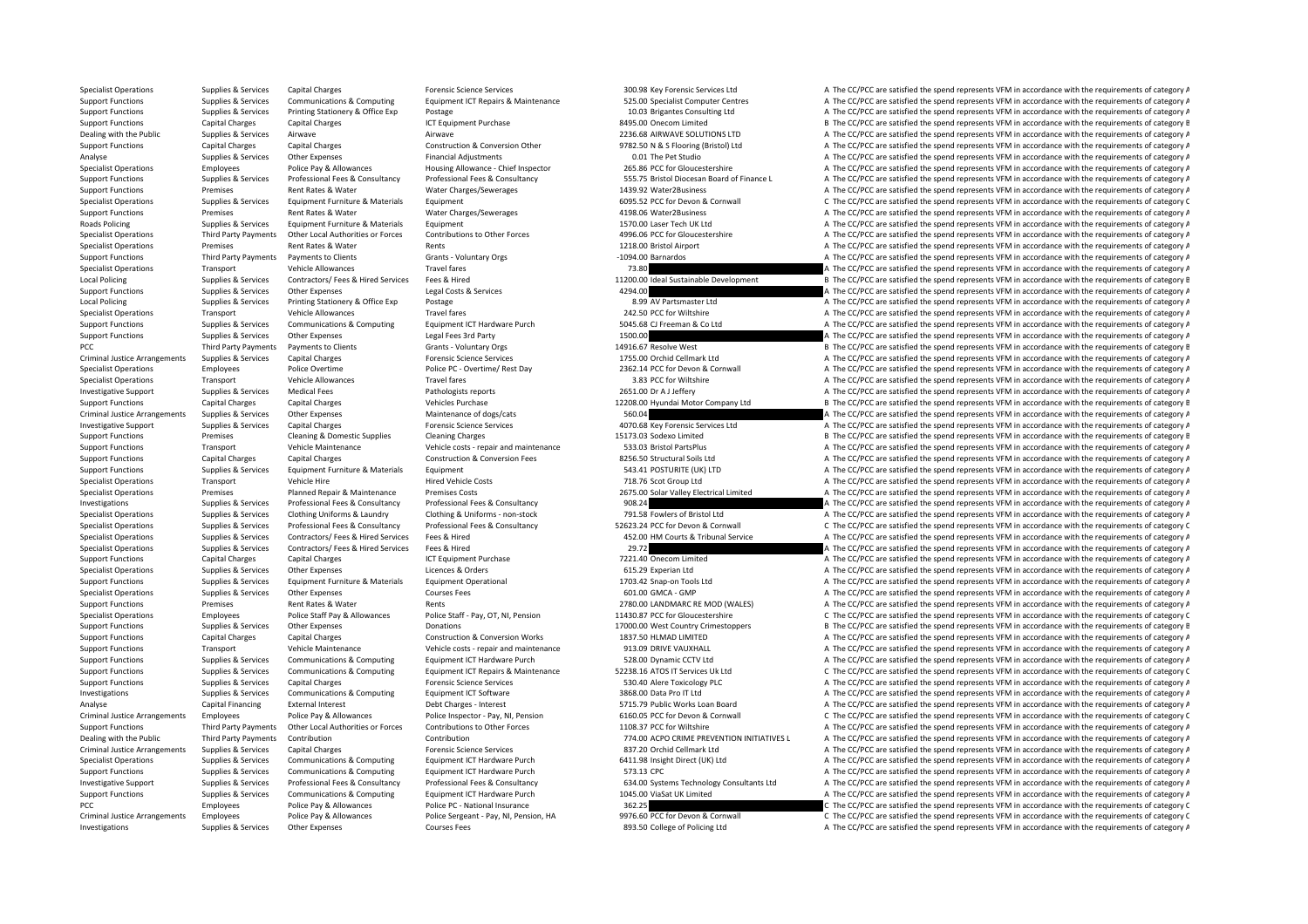| | | | | | | |
|---|---|---|---|---|---|---|
| Specialist Operations | Supplies & Services | Capital Charges | Forensic Science Services | 300.98 | Key Forensic Services Ltd | A The CC/PCC are satisfied the spend represents VFM in accordance with the requirements of category A |
| Support Functions | Supplies & Services | Communications & Computing | Equipment ICT Repairs & Maintenance | 525.00 | Specialist Computer Centres | A The CC/PCC are satisfied the spend represents VFM in accordance with the requirements of category A |
| Support Functions | Supplies & Services | Printing Stationery & Office Exp | Postage | 10.03 | Brigantes Consulting Ltd | A The CC/PCC are satisfied the spend represents VFM in accordance with the requirements of category A |
| Support Functions | Capital Charges | Capital Charges | ICT Equipment Purchase | 8495.00 | Onecom Limited | B The CC/PCC are satisfied the spend represents VFM in accordance with the requirements of category B |
| Dealing with the Public | Supplies & Services | Airwave | Airwave | 2236.68 | AIRWAVE SOLUTIONS LTD | A The CC/PCC are satisfied the spend represents VFM in accordance with the requirements of category A |
| Support Functions | Capital Charges | Capital Charges | Construction & Conversion Other | 9782.50 | N & S Flooring (Bristol) Ltd | A The CC/PCC are satisfied the spend represents VFM in accordance with the requirements of category A |
| Analyse | Supplies & Services | Other Expenses | Financial Adjustments | 0.01 | The Pet Studio | A The CC/PCC are satisfied the spend represents VFM in accordance with the requirements of category A |
| Specialist Operations | Employees | Police Pay & Allowances | Housing Allowance - Chief Inspector | 265.86 | PCC for Gloucestershire | A The CC/PCC are satisfied the spend represents VFM in accordance with the requirements of category A |
| Support Functions | Supplies & Services | Professional Fees & Consultancy | Professional Fees & Consultancy | 555.75 | Bristol Diocesan Board of Finance L | A The CC/PCC are satisfied the spend represents VFM in accordance with the requirements of category A |
| Support Functions | Premises | Rent Rates & Water | Water Charges/Sewerages | 1439.92 | Water2Business | A The CC/PCC are satisfied the spend represents VFM in accordance with the requirements of category A |
| Specialist Operations | Supplies & Services | Equipment Furniture & Materials | Equipment | 6095.52 | PCC for Devon & Cornwall | C The CC/PCC are satisfied the spend represents VFM in accordance with the requirements of category C |
| Support Functions | Premises | Rent Rates & Water | Water Charges/Sewerages | 4198.06 | Water2Business | A The CC/PCC are satisfied the spend represents VFM in accordance with the requirements of category A |
| Roads Policing | Supplies & Services | Equipment Furniture & Materials | Equipment | 1570.00 | Laser Tech UK Ltd | A The CC/PCC are satisfied the spend represents VFM in accordance with the requirements of category A |
| Specialist Operations | Third Party Payments | Other Local Authorities or Forces | Contributions to Other Forces | 4996.06 | PCC for Gloucestershire | A The CC/PCC are satisfied the spend represents VFM in accordance with the requirements of category A |
| Specialist Operations | Premises | Rent Rates & Water | Rents | 1218.00 | Bristol Airport | A The CC/PCC are satisfied the spend represents VFM in accordance with the requirements of category A |
| Support Functions | Third Party Payments | Payments to Clients | Grants - Voluntary Orgs | -1094.00 | Barnardos | A The CC/PCC are satisfied the spend represents VFM in accordance with the requirements of category A |
| Specialist Operations | Transport | Vehicle Allowances | Travel fares | 73.80 | | A The CC/PCC are satisfied the spend represents VFM in accordance with the requirements of category A |
| Local Policing | Supplies & Services | Contractors/ Fees & Hired Services | Fees & Hired | 11200.00 | Ideal Sustainable Development | B The CC/PCC are satisfied the spend represents VFM in accordance with the requirements of category B |
| Support Functions | Supplies & Services | Other Expenses | Legal Costs & Services | 4294.00 | | A The CC/PCC are satisfied the spend represents VFM in accordance with the requirements of category A |
| Local Policing | Supplies & Services | Printing Stationery & Office Exp | Postage | 8.99 | AV Partsmaster Ltd | A The CC/PCC are satisfied the spend represents VFM in accordance with the requirements of category A |
| Specialist Operations | Transport | Vehicle Allowances | Travel fares | 242.50 | PCC for Wiltshire | A The CC/PCC are satisfied the spend represents VFM in accordance with the requirements of category A |
| Support Functions | Supplies & Services | Communications & Computing | Equipment ICT Hardware Purch | 5045.68 | CJ Freeman & Co Ltd | A The CC/PCC are satisfied the spend represents VFM in accordance with the requirements of category A |
| Support Functions | Supplies & Services | Other Expenses | Legal Fees 3rd Party | 1500.00 | | A The CC/PCC are satisfied the spend represents VFM in accordance with the requirements of category A |
| PCC | Third Party Payments | Payments to Clients | Grants - Voluntary Orgs | 14916.67 | Resolve West | B The CC/PCC are satisfied the spend represents VFM in accordance with the requirements of category B |
| Criminal Justice Arrangements | Supplies & Services | Capital Charges | Forensic Science Services | 1755.00 | Orchid Cellmark Ltd | A The CC/PCC are satisfied the spend represents VFM in accordance with the requirements of category A |
| Specialist Operations | Employees | Police Overtime | Police PC - Overtime/ Rest Day | 2362.14 | PCC for Devon & Cornwall | A The CC/PCC are satisfied the spend represents VFM in accordance with the requirements of category A |
| Specialist Operations | Transport | Vehicle Allowances | Travel fares | 3.83 | PCC for Wiltshire | A The CC/PCC are satisfied the spend represents VFM in accordance with the requirements of category A |
| Investigative Support | Supplies & Services | Medical Fees | Pathologists reports | 2651.00 | Dr A J Jeffery | A The CC/PCC are satisfied the spend represents VFM in accordance with the requirements of category A |
| Support Functions | Capital Charges | Capital Charges | Vehicles Purchase | 12208.00 | Hyundai Motor Company Ltd | B The CC/PCC are satisfied the spend represents VFM in accordance with the requirements of category B |
| Criminal Justice Arrangements | Supplies & Services | Other Expenses | Maintenance of dogs/cats | 560.04 | | A The CC/PCC are satisfied the spend represents VFM in accordance with the requirements of category A |
| Investigative Support | Supplies & Services | Capital Charges | Forensic Science Services | 4070.68 | Key Forensic Services Ltd | A The CC/PCC are satisfied the spend represents VFM in accordance with the requirements of category A |
| Support Functions | Premises | Cleaning & Domestic Supplies | Cleaning Charges | 15173.03 | Sodexo Limited | B The CC/PCC are satisfied the spend represents VFM in accordance with the requirements of category B |
| Support Functions | Transport | Vehicle Maintenance | Vehicle costs - repair and maintenance | 533.03 | Bristol PartsPlus | A The CC/PCC are satisfied the spend represents VFM in accordance with the requirements of category A |
| Support Functions | Capital Charges | Capital Charges | Construction & Conversion Fees | 8256.50 | Structural Soils Ltd | A The CC/PCC are satisfied the spend represents VFM in accordance with the requirements of category A |
| Support Functions | Supplies & Services | Equipment Furniture & Materials | Equipment | 543.41 | POSTURITE (UK) LTD | A The CC/PCC are satisfied the spend represents VFM in accordance with the requirements of category A |
| Specialist Operations | Transport | Vehicle Hire | Hired Vehicle Costs | 718.76 | Scot Group Ltd | A The CC/PCC are satisfied the spend represents VFM in accordance with the requirements of category A |
| Specialist Operations | Premises | Planned Repair & Maintenance | Premises Costs | 2675.00 | Solar Valley Electrical Limited | A The CC/PCC are satisfied the spend represents VFM in accordance with the requirements of category A |
| Investigations | Supplies & Services | Professional Fees & Consultancy | Professional Fees & Consultancy | 908.24 | | A The CC/PCC are satisfied the spend represents VFM in accordance with the requirements of category A |
| Specialist Operations | Supplies & Services | Clothing Uniforms & Laundry | Clothing & Uniforms - non-stock | 791.58 | Fowlers of Bristol Ltd | A The CC/PCC are satisfied the spend represents VFM in accordance with the requirements of category A |
| Specialist Operations | Supplies & Services | Professional Fees & Consultancy | Professional Fees & Consultancy | 52623.24 | PCC for Devon & Cornwall | C The CC/PCC are satisfied the spend represents VFM in accordance with the requirements of category C |
| Specialist Operations | Supplies & Services | Contractors/ Fees & Hired Services | Fees & Hired | 452.00 | HM Courts & Tribunal Service | A The CC/PCC are satisfied the spend represents VFM in accordance with the requirements of category A |
| Specialist Operations | Supplies & Services | Contractors/ Fees & Hired Services | Fees & Hired | 29.72 | | A The CC/PCC are satisfied the spend represents VFM in accordance with the requirements of category A |
| Support Functions | Capital Charges | Capital Charges | ICT Equipment Purchase | 7221.40 | Onecom Limited | A The CC/PCC are satisfied the spend represents VFM in accordance with the requirements of category A |
| Specialist Operations | Supplies & Services | Other Expenses | Licences & Orders | 615.29 | Experian Ltd | A The CC/PCC are satisfied the spend represents VFM in accordance with the requirements of category A |
| Support Functions | Supplies & Services | Equipment Furniture & Materials | Equipment Operational | 1703.42 | Snap-on Tools Ltd | A The CC/PCC are satisfied the spend represents VFM in accordance with the requirements of category A |
| Specialist Operations | Supplies & Services | Other Expenses | Courses Fees | 601.00 | GMCA - GMP | A The CC/PCC are satisfied the spend represents VFM in accordance with the requirements of category A |
| Support Functions | Premises | Rent Rates & Water | Rents | 2780.00 | LANDMARC RE MOD (WALES) | A The CC/PCC are satisfied the spend represents VFM in accordance with the requirements of category A |
| Specialist Operations | Employees | Police Staff Pay & Allowances | Police Staff - Pay, OT, NI, Pension | 11430.87 | PCC for Gloucestershire | C The CC/PCC are satisfied the spend represents VFM in accordance with the requirements of category C |
| Support Functions | Supplies & Services | Other Expenses | Donations | 17000.00 | West Country Crimestoppers | B The CC/PCC are satisfied the spend represents VFM in accordance with the requirements of category B |
| Support Functions | Capital Charges | Capital Charges | Construction & Conversion Works | 1837.50 | HLMAD LIMITED | A The CC/PCC are satisfied the spend represents VFM in accordance with the requirements of category A |
| Support Functions | Transport | Vehicle Maintenance | Vehicle costs - repair and maintenance | 913.09 | DRIVE VAUXHALL | A The CC/PCC are satisfied the spend represents VFM in accordance with the requirements of category A |
| Support Functions | Supplies & Services | Communications & Computing | Equipment ICT Hardware Purch | 528.00 | Dynamic CCTV Ltd | A The CC/PCC are satisfied the spend represents VFM in accordance with the requirements of category A |
| Support Functions | Supplies & Services | Communications & Computing | Equipment ICT Repairs & Maintenance | 52238.16 | ATOS IT Services Uk Ltd | C The CC/PCC are satisfied the spend represents VFM in accordance with the requirements of category C |
| Support Functions | Supplies & Services | Capital Charges | Forensic Science Services | 530.40 | Alere Toxicology PLC | A The CC/PCC are satisfied the spend represents VFM in accordance with the requirements of category A |
| Investigations | Supplies & Services | Communications & Computing | Equipment ICT Software | 3868.00 | Data Pro IT Ltd | A The CC/PCC are satisfied the spend represents VFM in accordance with the requirements of category A |
| Analyse | Capital Financing | External Interest | Debt Charges - Interest | 5715.79 | Public Works Loan Board | A The CC/PCC are satisfied the spend represents VFM in accordance with the requirements of category A |
| Criminal Justice Arrangements | Employees | Police Pay & Allowances | Police Inspector - Pay, NI, Pension | 6160.05 | PCC for Devon & Cornwall | C The CC/PCC are satisfied the spend represents VFM in accordance with the requirements of category C |
| Support Functions | Third Party Payments | Other Local Authorities or Forces | Contributions to Other Forces | 1108.37 | PCC for Wiltshire | A The CC/PCC are satisfied the spend represents VFM in accordance with the requirements of category A |
| Dealing with the Public | Third Party Payments | Contribution | Contribution | 774.00 | ACPO CRIME PREVENTION INITIATIVES L | A The CC/PCC are satisfied the spend represents VFM in accordance with the requirements of category A |
| Criminal Justice Arrangements | Supplies & Services | Capital Charges | Forensic Science Services | 837.20 | Orchid Cellmark Ltd | A The CC/PCC are satisfied the spend represents VFM in accordance with the requirements of category A |
| Specialist Operations | Supplies & Services | Communications & Computing | Equipment ICT Hardware Purch | 6411.98 | Insight Direct (UK) Ltd | A The CC/PCC are satisfied the spend represents VFM in accordance with the requirements of category A |
| Support Functions | Supplies & Services | Communications & Computing | Equipment ICT Hardware Purch | 573.13 | CPC | A The CC/PCC are satisfied the spend represents VFM in accordance with the requirements of category A |
| Investigative Support | Supplies & Services | Professional Fees & Consultancy | Professional Fees & Consultancy | 634.00 | Systems Technology Consultants Ltd | A The CC/PCC are satisfied the spend represents VFM in accordance with the requirements of category A |
| Support Functions | Supplies & Services | Communications & Computing | Equipment ICT Hardware Purch | 1045.00 | ViaSat UK Limited | A The CC/PCC are satisfied the spend represents VFM in accordance with the requirements of category A |
| PCC | Employees | Police Pay & Allowances | Police PC - National Insurance | 362.25 | | C The CC/PCC are satisfied the spend represents VFM in accordance with the requirements of category C |
| Criminal Justice Arrangements | Employees | Police Pay & Allowances | Police Sergeant - Pay, NI, Pension, HA | 9976.60 | PCC for Devon & Cornwall | C The CC/PCC are satisfied the spend represents VFM in accordance with the requirements of category C |
| Investigations | Supplies & Services | Other Expenses | Courses Fees | 893.50 | College of Policing Ltd | A The CC/PCC are satisfied the spend represents VFM in accordance with the requirements of category A |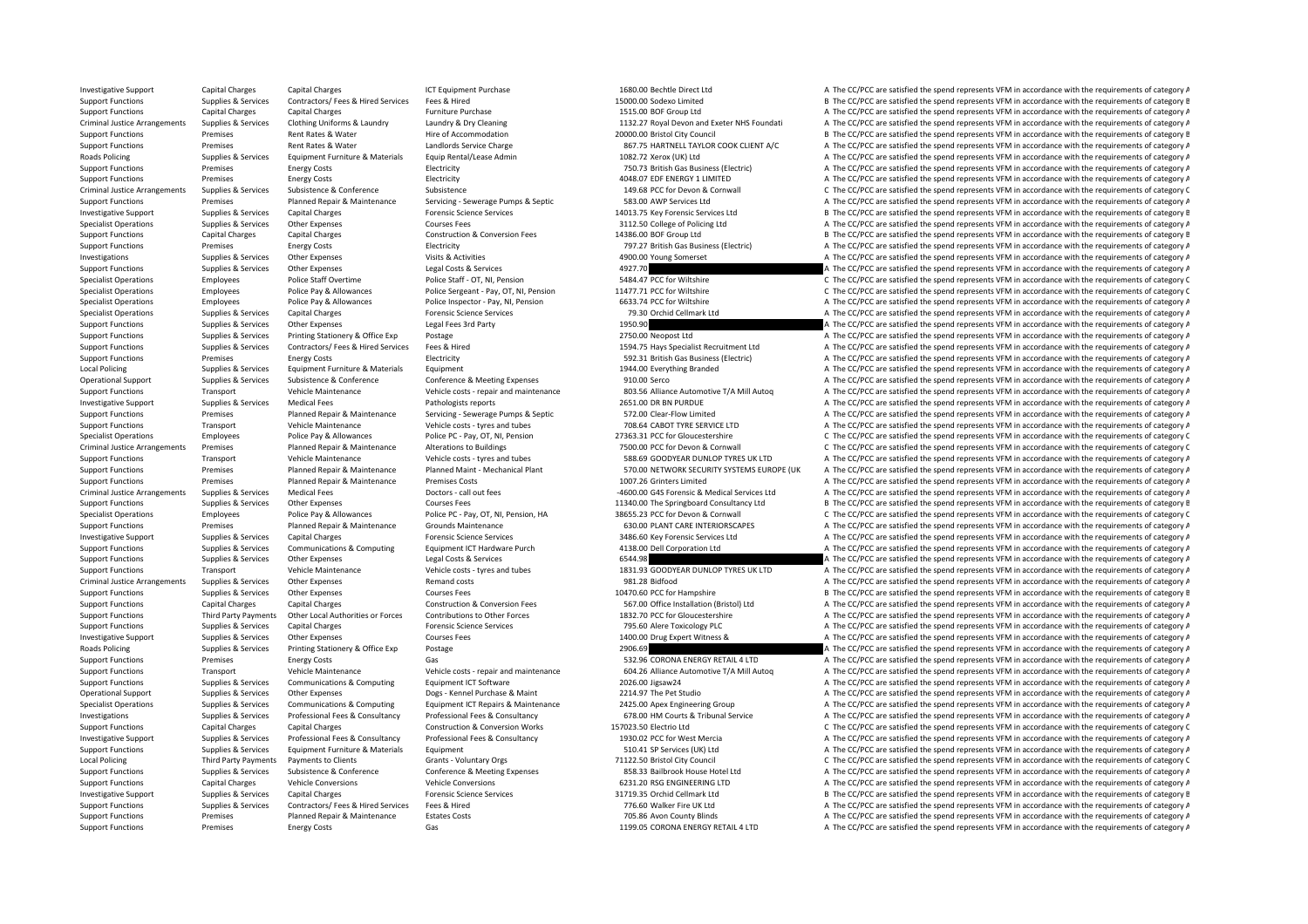| | | | | | | | |
|---|---|---|---|---|---|---|---|
| Investigative Support | Capital Charges | Capital Charges | ICT Equipment Purchase | 1680.00 | Bechtle Direct Ltd | A | The CC/PCC are satisfied the spend represents VFM in accordance with the requirements of category A |
| Support Functions | Supplies & Services | Contractors/ Fees & Hired Services | Fees & Hired | 15000.00 | Sodexo Limited | B | The CC/PCC are satisfied the spend represents VFM in accordance with the requirements of category B |
| Support Functions | Capital Charges | Capital Charges | Furniture Purchase | 1515.00 | BOF Group Ltd | A | The CC/PCC are satisfied the spend represents VFM in accordance with the requirements of category A |
| Criminal Justice Arrangements | Supplies & Services | Clothing Uniforms & Laundry | Laundry & Dry Cleaning | 1132.27 | Royal Devon and Exeter NHS Foundati | A | The CC/PCC are satisfied the spend represents VFM in accordance with the requirements of category A |
| Support Functions | Premises | Rent Rates & Water | Hire of Accommodation | 20000.00 | Bristol City Council | B | The CC/PCC are satisfied the spend represents VFM in accordance with the requirements of category B |
| Support Functions | Premises | Rent Rates & Water | Landlords Service Charge | 867.75 | HARTNELL TAYLOR COOK CLIENT A/C | A | The CC/PCC are satisfied the spend represents VFM in accordance with the requirements of category A |
| Roads Policing | Supplies & Services | Equipment Furniture & Materials | Equip Rental/Lease Admin | 1082.72 | Xerox (UK) Ltd | A | The CC/PCC are satisfied the spend represents VFM in accordance with the requirements of category A |
| Support Functions | Premises | Energy Costs | Electricity | 750.73 | British Gas Business (Electric) | A | The CC/PCC are satisfied the spend represents VFM in accordance with the requirements of category A |
| Support Functions | Premises | Energy Costs | Electricity | 4048.07 | EDF ENERGY 1 LIMITED | A | The CC/PCC are satisfied the spend represents VFM in accordance with the requirements of category A |
| Criminal Justice Arrangements | Supplies & Services | Subsistence & Conference | Subsistence | 149.68 | PCC for Devon & Cornwall | C | The CC/PCC are satisfied the spend represents VFM in accordance with the requirements of category C |
| Support Functions | Premises | Planned Repair & Maintenance | Servicing - Sewerage Pumps & Septic | 583.00 | AWP Services Ltd | A | The CC/PCC are satisfied the spend represents VFM in accordance with the requirements of category A |
| Investigative Support | Supplies & Services | Capital Charges | Forensic Science Services | 14013.75 | Key Forensic Services Ltd | B | The CC/PCC are satisfied the spend represents VFM in accordance with the requirements of category B |
| Specialist Operations | Supplies & Services | Other Expenses | Courses Fees | 3112.50 | College of Policing Ltd | A | The CC/PCC are satisfied the spend represents VFM in accordance with the requirements of category A |
| Support Functions | Capital Charges | Capital Charges | Construction & Conversion Fees | 14386.00 | BOF Group Ltd | B | The CC/PCC are satisfied the spend represents VFM in accordance with the requirements of category B |
| Support Functions | Premises | Energy Costs | Electricity | 797.27 | British Gas Business (Electric) | A | The CC/PCC are satisfied the spend represents VFM in accordance with the requirements of category A |
| Investigations | Supplies & Services | Other Expenses | Visits & Activities | 4900.00 | Young Somerset | A | The CC/PCC are satisfied the spend represents VFM in accordance with the requirements of category A |
| Support Functions | Supplies & Services | Other Expenses | Legal Costs & Services | 4927.70 | | A | The CC/PCC are satisfied the spend represents VFM in accordance with the requirements of category A |
| Specialist Operations | Employees | Police Staff Overtime | Police Staff - OT, NI, Pension | 5484.47 | PCC for Wiltshire | C | The CC/PCC are satisfied the spend represents VFM in accordance with the requirements of category C |
| Specialist Operations | Employees | Police Pay & Allowances | Police Sergeant - Pay, OT, NI, Pension | 11477.71 | PCC for Wiltshire | C | The CC/PCC are satisfied the spend represents VFM in accordance with the requirements of category C |
| Specialist Operations | Employees | Police Pay & Allowances | Police Inspector - Pay, NI, Pension | 6633.74 | PCC for Wiltshire | A | The CC/PCC are satisfied the spend represents VFM in accordance with the requirements of category A |
| Specialist Operations | Supplies & Services | Capital Charges | Forensic Science Services | 79.30 | Orchid Cellmark Ltd | A | The CC/PCC are satisfied the spend represents VFM in accordance with the requirements of category A |
| Support Functions | Supplies & Services | Other Expenses | Legal Fees 3rd Party | 1950.90 | | A | The CC/PCC are satisfied the spend represents VFM in accordance with the requirements of category A |
| Support Functions | Supplies & Services | Printing Stationery & Office Exp | Postage | 2750.00 | Neopost Ltd | A | The CC/PCC are satisfied the spend represents VFM in accordance with the requirements of category A |
| Support Functions | Supplies & Services | Contractors/ Fees & Hired Services | Fees & Hired | 1594.75 | Hays Specialist Recruitment Ltd | A | The CC/PCC are satisfied the spend represents VFM in accordance with the requirements of category A |
| Support Functions | Premises | Energy Costs | Electricity | 592.31 | British Gas Business (Electric) | A | The CC/PCC are satisfied the spend represents VFM in accordance with the requirements of category A |
| Local Policing | Supplies & Services | Equipment Furniture & Materials | Equipment | 1944.00 | Everything Branded | A | The CC/PCC are satisfied the spend represents VFM in accordance with the requirements of category A |
| Operational Support | Supplies & Services | Subsistence & Conference | Conference & Meeting Expenses | 910.00 | Serco | A | The CC/PCC are satisfied the spend represents VFM in accordance with the requirements of category A |
| Support Functions | Transport | Vehicle Maintenance | Vehicle costs - repair and maintenance | 803.56 | Alliance Automotive T/A Mill Autoq | A | The CC/PCC are satisfied the spend represents VFM in accordance with the requirements of category A |
| Investigative Support | Supplies & Services | Medical Fees | Pathologists reports | 2651.00 | DR BN PURDUE | A | The CC/PCC are satisfied the spend represents VFM in accordance with the requirements of category A |
| Support Functions | Premises | Planned Repair & Maintenance | Servicing - Sewerage Pumps & Septic | 572.00 | Clear-Flow Limited | A | The CC/PCC are satisfied the spend represents VFM in accordance with the requirements of category A |
| Support Functions | Transport | Vehicle Maintenance | Vehicle costs - tyres and tubes | 708.64 | CABOT TYRE SERVICE LTD | A | The CC/PCC are satisfied the spend represents VFM in accordance with the requirements of category A |
| Specialist Operations | Employees | Police Pay & Allowances | Police PC - Pay, OT, NI, Pension | 27363.31 | PCC for Gloucestershire | C | The CC/PCC are satisfied the spend represents VFM in accordance with the requirements of category C |
| Criminal Justice Arrangements | Premises | Planned Repair & Maintenance | Alterations to Buildings | 7500.00 | PCC for Devon & Cornwall | C | The CC/PCC are satisfied the spend represents VFM in accordance with the requirements of category C |
| Support Functions | Transport | Vehicle Maintenance | Vehicle costs - tyres and tubes | 588.69 | GOODYEAR DUNLOP TYRES UK LTD | A | The CC/PCC are satisfied the spend represents VFM in accordance with the requirements of category A |
| Support Functions | Premises | Planned Repair & Maintenance | Planned Maint - Mechanical Plant | 570.00 | NETWORK SECURITY SYSTEMS EUROPE (UK | A | The CC/PCC are satisfied the spend represents VFM in accordance with the requirements of category A |
| Support Functions | Premises | Planned Repair & Maintenance | Premises Costs | 1007.26 | Grinters Limited | A | The CC/PCC are satisfied the spend represents VFM in accordance with the requirements of category A |
| Criminal Justice Arrangements | Supplies & Services | Medical Fees | Doctors - call out fees | -4600.00 | G4S Forensic & Medical Services Ltd | A | The CC/PCC are satisfied the spend represents VFM in accordance with the requirements of category A |
| Support Functions | Supplies & Services | Other Expenses | Courses Fees | 11340.00 | The Springboard Consultancy Ltd | B | The CC/PCC are satisfied the spend represents VFM in accordance with the requirements of category B |
| Specialist Operations | Employees | Police Pay & Allowances | Police PC - Pay, OT, NI, Pension, HA | 38655.23 | PCC for Devon & Cornwall | C | The CC/PCC are satisfied the spend represents VFM in accordance with the requirements of category C |
| Support Functions | Premises | Planned Repair & Maintenance | Grounds Maintenance | 630.00 | PLANT CARE INTERIORSCAPES | A | The CC/PCC are satisfied the spend represents VFM in accordance with the requirements of category A |
| Investigative Support | Supplies & Services | Capital Charges | Forensic Science Services | 3486.60 | Key Forensic Services Ltd | A | The CC/PCC are satisfied the spend represents VFM in accordance with the requirements of category A |
| Support Functions | Supplies & Services | Communications & Computing | Equipment ICT Hardware Purch | 4138.00 | Dell Corporation Ltd | A | The CC/PCC are satisfied the spend represents VFM in accordance with the requirements of category A |
| Support Functions | Supplies & Services | Other Expenses | Legal Costs & Services | 6544.98 | | A | The CC/PCC are satisfied the spend represents VFM in accordance with the requirements of category A |
| Support Functions | Transport | Vehicle Maintenance | Vehicle costs - tyres and tubes | 1831.93 | GOODYEAR DUNLOP TYRES UK LTD | A | The CC/PCC are satisfied the spend represents VFM in accordance with the requirements of category A |
| Criminal Justice Arrangements | Supplies & Services | Other Expenses | Remand costs | 981.28 | Bidfood | A | The CC/PCC are satisfied the spend represents VFM in accordance with the requirements of category A |
| Support Functions | Supplies & Services | Other Expenses | Courses Fees | 10470.60 | PCC for Hampshire | B | The CC/PCC are satisfied the spend represents VFM in accordance with the requirements of category B |
| Support Functions | Capital Charges | Capital Charges | Construction & Conversion Fees | 567.00 | Office Installation (Bristol) Ltd | A | The CC/PCC are satisfied the spend represents VFM in accordance with the requirements of category A |
| Support Functions | Third Party Payments | Other Local Authorities or Forces | Contributions to Other Forces | 1832.70 | PCC for Gloucestershire | A | The CC/PCC are satisfied the spend represents VFM in accordance with the requirements of category A |
| Support Functions | Supplies & Services | Capital Charges | Forensic Science Services | 795.60 | Alere Toxicology PLC | A | The CC/PCC are satisfied the spend represents VFM in accordance with the requirements of category A |
| Investigative Support | Supplies & Services | Other Expenses | Courses Fees | 1400.00 | Drug Expert Witness & | A | The CC/PCC are satisfied the spend represents VFM in accordance with the requirements of category A |
| Roads Policing | Supplies & Services | Printing Stationery & Office Exp | Postage | 2906.69 | | A | The CC/PCC are satisfied the spend represents VFM in accordance with the requirements of category A |
| Support Functions | Premises | Energy Costs | Gas | 532.96 | CORONA ENERGY RETAIL 4 LTD | A | The CC/PCC are satisfied the spend represents VFM in accordance with the requirements of category A |
| Support Functions | Transport | Vehicle Maintenance | Vehicle costs - repair and maintenance | 604.26 | Alliance Automotive T/A Mill Autoq | A | The CC/PCC are satisfied the spend represents VFM in accordance with the requirements of category A |
| Support Functions | Supplies & Services | Communications & Computing | Equipment ICT Software | 2026.00 | Jigsaw24 | A | The CC/PCC are satisfied the spend represents VFM in accordance with the requirements of category A |
| Operational Support | Supplies & Services | Other Expenses | Dogs - Kennel Purchase & Maint | 2214.97 | The Pet Studio | A | The CC/PCC are satisfied the spend represents VFM in accordance with the requirements of category A |
| Specialist Operations | Supplies & Services | Communications & Computing | Equipment ICT Repairs & Maintenance | 2425.00 | Apex Engineering Group | A | The CC/PCC are satisfied the spend represents VFM in accordance with the requirements of category A |
| Investigations | Supplies & Services | Professional Fees & Consultancy | Professional Fees & Consultancy | 678.00 | HM Courts & Tribunal Service | A | The CC/PCC are satisfied the spend represents VFM in accordance with the requirements of category A |
| Support Functions | Capital Charges | Capital Charges | Construction & Conversion Works | 157023.50 | Electrio Ltd | C | The CC/PCC are satisfied the spend represents VFM in accordance with the requirements of category C |
| Investigative Support | Supplies & Services | Professional Fees & Consultancy | Professional Fees & Consultancy | 1930.02 | PCC for West Mercia | A | The CC/PCC are satisfied the spend represents VFM in accordance with the requirements of category A |
| Support Functions | Supplies & Services | Equipment Furniture & Materials | Equipment | 510.41 | SP Services (UK) Ltd | A | The CC/PCC are satisfied the spend represents VFM in accordance with the requirements of category A |
| Local Policing | Third Party Payments | Payments to Clients | Grants - Voluntary Orgs | 71122.50 | Bristol City Council | C | The CC/PCC are satisfied the spend represents VFM in accordance with the requirements of category C |
| Support Functions | Supplies & Services | Subsistence & Conference | Conference & Meeting Expenses | 858.33 | Bailbrook House Hotel Ltd | A | The CC/PCC are satisfied the spend represents VFM in accordance with the requirements of category A |
| Support Functions | Capital Charges | Vehicle Conversions | Vehicle Conversions | 6231.20 | RSG ENGINEERING LTD | A | The CC/PCC are satisfied the spend represents VFM in accordance with the requirements of category A |
| Investigative Support | Supplies & Services | Capital Charges | Forensic Science Services | 31719.35 | Orchid Cellmark Ltd | B | The CC/PCC are satisfied the spend represents VFM in accordance with the requirements of category B |
| Support Functions | Supplies & Services | Contractors/ Fees & Hired Services | Fees & Hired | 776.60 | Walker Fire UK Ltd | A | The CC/PCC are satisfied the spend represents VFM in accordance with the requirements of category A |
| Support Functions | Premises | Planned Repair & Maintenance | Estates Costs | 705.86 | Avon County Blinds | A | The CC/PCC are satisfied the spend represents VFM in accordance with the requirements of category A |
| Support Functions | Premises | Energy Costs | Gas | 1199.05 | CORONA ENERGY RETAIL 4 LTD | A | The CC/PCC are satisfied the spend represents VFM in accordance with the requirements of category A |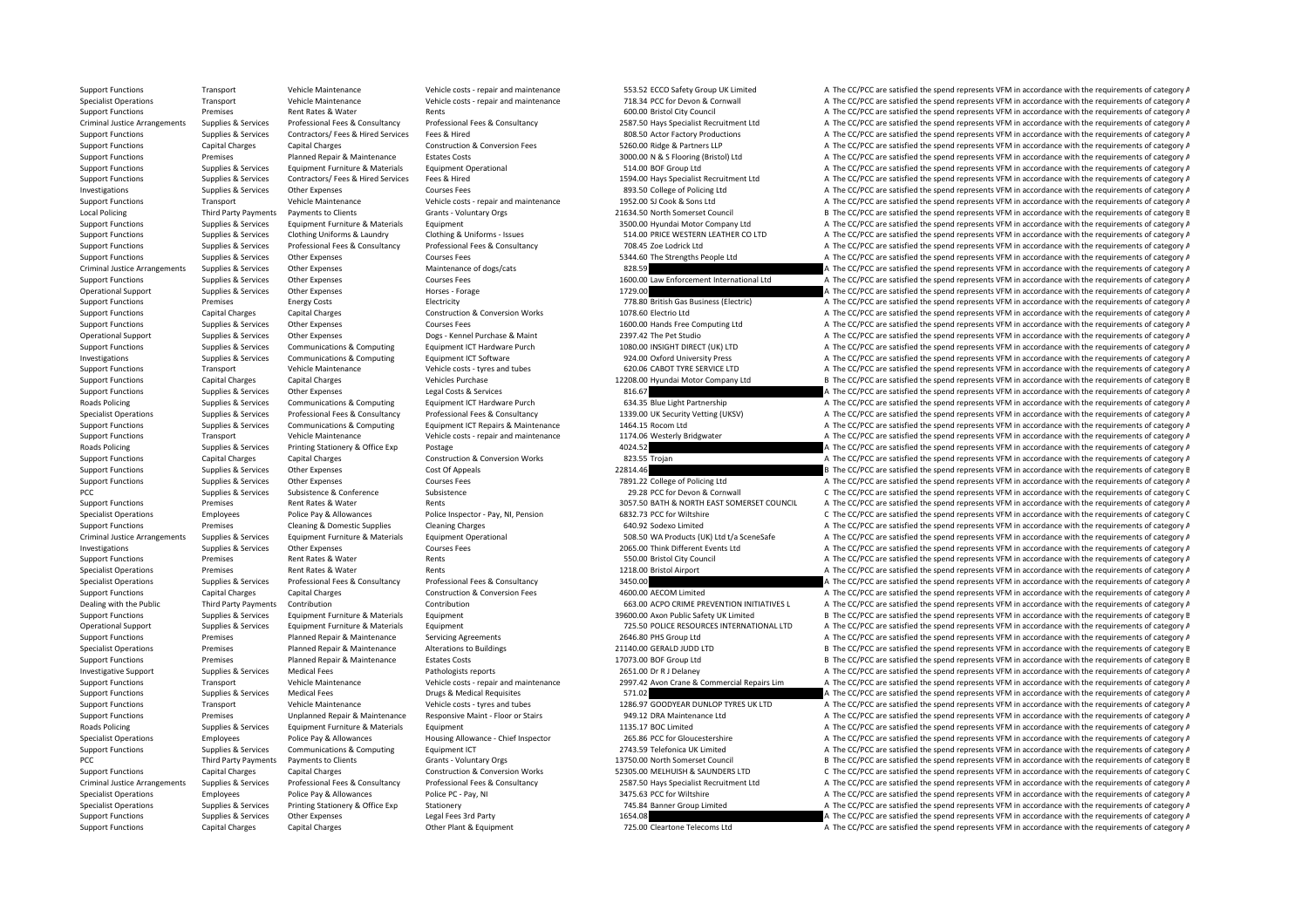| | | | | | | |
|---|---|---|---|---|---|---|
| Support Functions | Transport | Vehicle Maintenance | Vehicle costs - repair and maintenance | 553.52 | ECCO Safety Group UK Limited | A The CC/PCC are satisfied the spend represents VFM in accordance with the requirements of category A |
| Specialist Operations | Transport | Vehicle Maintenance | Vehicle costs - repair and maintenance | 718.34 | PCC for Devon & Cornwall | A The CC/PCC are satisfied the spend represents VFM in accordance with the requirements of category A |
| Support Functions | Premises | Rent Rates & Water | Rents | 600.00 | Bristol City Council | A The CC/PCC are satisfied the spend represents VFM in accordance with the requirements of category A |
| Criminal Justice Arrangements | Supplies & Services | Professional Fees & Consultancy | Professional Fees & Consultancy | 2587.50 | Hays Specialist Recruitment Ltd | A The CC/PCC are satisfied the spend represents VFM in accordance with the requirements of category A |
| Support Functions | Supplies & Services | Contractors/ Fees & Hired Services | Fees & Hired | 808.50 | Actor Factory Productions | A The CC/PCC are satisfied the spend represents VFM in accordance with the requirements of category A |
| Support Functions | Capital Charges | Capital Charges | Construction & Conversion Fees | 5260.00 | Ridge & Partners LLP | A The CC/PCC are satisfied the spend represents VFM in accordance with the requirements of category A |
| Support Functions | Premises | Planned Repair & Maintenance | Estates Costs | 3000.00 | N & S Flooring (Bristol) Ltd | A The CC/PCC are satisfied the spend represents VFM in accordance with the requirements of category A |
| Support Functions | Supplies & Services | Equipment Furniture & Materials | Equipment Operational | 514.00 | BOF Group Ltd | A The CC/PCC are satisfied the spend represents VFM in accordance with the requirements of category A |
| Support Functions | Supplies & Services | Contractors/ Fees & Hired Services | Fees & Hired | 1594.00 | Hays Specialist Recruitment Ltd | A The CC/PCC are satisfied the spend represents VFM in accordance with the requirements of category A |
| Investigations | Supplies & Services | Other Expenses | Courses Fees | 893.50 | College of Policing Ltd | A The CC/PCC are satisfied the spend represents VFM in accordance with the requirements of category A |
| Support Functions | Transport | Vehicle Maintenance | Vehicle costs - repair and maintenance | 1952.00 | SJ Cook & Sons Ltd | A The CC/PCC are satisfied the spend represents VFM in accordance with the requirements of category A |
| Local Policing | Third Party Payments | Payments to Clients | Grants - Voluntary Orgs | 21634.50 | North Somerset Council | B The CC/PCC are satisfied the spend represents VFM in accordance with the requirements of category B |
| Support Functions | Supplies & Services | Equipment Furniture & Materials | Equipment | 3500.00 | Hyundai Motor Company Ltd | A The CC/PCC are satisfied the spend represents VFM in accordance with the requirements of category A |
| Support Functions | Supplies & Services | Clothing Uniforms & Laundry | Clothing & Uniforms - Issues | 514.00 | PRICE WESTERN LEATHER CO LTD | A The CC/PCC are satisfied the spend represents VFM in accordance with the requirements of category A |
| Support Functions | Supplies & Services | Professional Fees & Consultancy | Professional Fees & Consultancy | 708.45 | Zoe Lodrick Ltd | A The CC/PCC are satisfied the spend represents VFM in accordance with the requirements of category A |
| Support Functions | Supplies & Services | Other Expenses | Courses Fees | 5344.60 | The Strengths People Ltd | A The CC/PCC are satisfied the spend represents VFM in accordance with the requirements of category A |
| Criminal Justice Arrangements | Supplies & Services | Other Expenses | Maintenance of dogs/cats | 828.59 | | A The CC/PCC are satisfied the spend represents VFM in accordance with the requirements of category A |
| Support Functions | Supplies & Services | Other Expenses | Courses Fees | 1600.00 | Law Enforcement International Ltd | A The CC/PCC are satisfied the spend represents VFM in accordance with the requirements of category A |
| Operational Support | Supplies & Services | Other Expenses | Horses - Forage | 1729.00 | | A The CC/PCC are satisfied the spend represents VFM in accordance with the requirements of category A |
| Support Functions | Premises | Energy Costs | Electricity | 778.80 | British Gas Business (Electric) | A The CC/PCC are satisfied the spend represents VFM in accordance with the requirements of category A |
| Support Functions | Capital Charges | Capital Charges | Construction & Conversion Works | 1078.60 | Electrio Ltd | A The CC/PCC are satisfied the spend represents VFM in accordance with the requirements of category A |
| Support Functions | Supplies & Services | Other Expenses | Courses Fees | 1600.00 | Hands Free Computing Ltd | A The CC/PCC are satisfied the spend represents VFM in accordance with the requirements of category A |
| Operational Support | Supplies & Services | Other Expenses | Dogs - Kennel Purchase & Maint | 2397.42 | The Pet Studio | A The CC/PCC are satisfied the spend represents VFM in accordance with the requirements of category A |
| Support Functions | Supplies & Services | Communications & Computing | Equipment ICT Hardware Purch | 1080.00 | INSIGHT DIRECT (UK) LTD | A The CC/PCC are satisfied the spend represents VFM in accordance with the requirements of category A |
| Investigations | Supplies & Services | Communications & Computing | Equipment ICT Software | 924.00 | Oxford University Press | A The CC/PCC are satisfied the spend represents VFM in accordance with the requirements of category A |
| Support Functions | Transport | Vehicle Maintenance | Vehicle costs - tyres and tubes | 620.06 | CABOT TYRE SERVICE LTD | A The CC/PCC are satisfied the spend represents VFM in accordance with the requirements of category A |
| Support Functions | Capital Charges | Capital Charges | Vehicles Purchase | 12208.00 | Hyundai Motor Company Ltd | B The CC/PCC are satisfied the spend represents VFM in accordance with the requirements of category B |
| Support Functions | Supplies & Services | Other Expenses | Legal Costs & Services | 816.67 | | A The CC/PCC are satisfied the spend represents VFM in accordance with the requirements of category A |
| Roads Policing | Supplies & Services | Communications & Computing | Equipment ICT Hardware Purch | 634.35 | Blue Light Partnership | A The CC/PCC are satisfied the spend represents VFM in accordance with the requirements of category A |
| Specialist Operations | Supplies & Services | Professional Fees & Consultancy | Professional Fees & Consultancy | 1339.00 | UK Security Vetting (UKSV) | A The CC/PCC are satisfied the spend represents VFM in accordance with the requirements of category A |
| Support Functions | Supplies & Services | Communications & Computing | Equipment ICT Repairs & Maintenance | 1464.15 | Rocom Ltd | A The CC/PCC are satisfied the spend represents VFM in accordance with the requirements of category A |
| Support Functions | Transport | Vehicle Maintenance | Vehicle costs - repair and maintenance | 1174.06 | Westerly Bridgwater | A The CC/PCC are satisfied the spend represents VFM in accordance with the requirements of category A |
| Roads Policing | Supplies & Services | Printing Stationery & Office Exp | Postage | 4024.52 | | A The CC/PCC are satisfied the spend represents VFM in accordance with the requirements of category A |
| Support Functions | Capital Charges | Capital Charges | Construction & Conversion Works | 823.55 | Trojan | A The CC/PCC are satisfied the spend represents VFM in accordance with the requirements of category A |
| Support Functions | Supplies & Services | Other Expenses | Cost Of Appeals | 22814.46 | | B The CC/PCC are satisfied the spend represents VFM in accordance with the requirements of category B |
| Support Functions | Supplies & Services | Other Expenses | Courses Fees | 7891.22 | College of Policing Ltd | A The CC/PCC are satisfied the spend represents VFM in accordance with the requirements of category A |
| PCC | Supplies & Services | Subsistence & Conference | Subsistence | 29.28 | PCC for Devon & Cornwall | C The CC/PCC are satisfied the spend represents VFM in accordance with the requirements of category C |
| Support Functions | Premises | Rent Rates & Water | Rents | 3057.50 | BATH & NORTH EAST SOMERSET COUNCIL | A The CC/PCC are satisfied the spend represents VFM in accordance with the requirements of category A |
| Specialist Operations | Employees | Police Pay & Allowances | Police Inspector - Pay, NI, Pension | 6832.73 | PCC for Wiltshire | C The CC/PCC are satisfied the spend represents VFM in accordance with the requirements of category C |
| Support Functions | Premises | Cleaning & Domestic Supplies | Cleaning Charges | 640.92 | Sodexo Limited | A The CC/PCC are satisfied the spend represents VFM in accordance with the requirements of category A |
| Criminal Justice Arrangements | Supplies & Services | Equipment Furniture & Materials | Equipment Operational | 508.50 | WA Products (UK) Ltd t/a SceneSafe | A The CC/PCC are satisfied the spend represents VFM in accordance with the requirements of category A |
| Investigations | Supplies & Services | Other Expenses | Courses Fees | 2065.00 | Think Different Events Ltd | A The CC/PCC are satisfied the spend represents VFM in accordance with the requirements of category A |
| Support Functions | Premises | Rent Rates & Water | Rents | 550.00 | Bristol City Council | A The CC/PCC are satisfied the spend represents VFM in accordance with the requirements of category A |
| Specialist Operations | Premises | Rent Rates & Water | Rents | 1218.00 | Bristol Airport | A The CC/PCC are satisfied the spend represents VFM in accordance with the requirements of category A |
| Specialist Operations | Supplies & Services | Professional Fees & Consultancy | Professional Fees & Consultancy | 3450.00 | | A The CC/PCC are satisfied the spend represents VFM in accordance with the requirements of category A |
| Support Functions | Capital Charges | Capital Charges | Construction & Conversion Fees | 4600.00 | AECOM Limited | A The CC/PCC are satisfied the spend represents VFM in accordance with the requirements of category A |
| Dealing with the Public | Third Party Payments | Contribution | Contribution | 663.00 | ACPO CRIME PREVENTION INITIATIVES L | A The CC/PCC are satisfied the spend represents VFM in accordance with the requirements of category A |
| Support Functions | Supplies & Services | Equipment Furniture & Materials | Equipment | 39600.00 | Axon Public Safety UK Limited | B The CC/PCC are satisfied the spend represents VFM in accordance with the requirements of category B |
| Operational Support | Supplies & Services | Equipment Furniture & Materials | Equipment | 725.50 | POLICE RESOURCES INTERNATIONAL LTD | A The CC/PCC are satisfied the spend represents VFM in accordance with the requirements of category A |
| Support Functions | Premises | Planned Repair & Maintenance | Servicing Agreements | 2646.80 | PHS Group Ltd | A The CC/PCC are satisfied the spend represents VFM in accordance with the requirements of category A |
| Specialist Operations | Premises | Planned Repair & Maintenance | Alterations to Buildings | 21140.00 | GERALD JUDD LTD | B The CC/PCC are satisfied the spend represents VFM in accordance with the requirements of category B |
| Support Functions | Premises | Planned Repair & Maintenance | Estates Costs | 17073.00 | BOF Group Ltd | B The CC/PCC are satisfied the spend represents VFM in accordance with the requirements of category B |
| Investigative Support | Supplies & Services | Medical Fees | Pathologists reports | 2651.00 | Dr R J Delaney | A The CC/PCC are satisfied the spend represents VFM in accordance with the requirements of category A |
| Support Functions | Transport | Vehicle Maintenance | Vehicle costs - repair and maintenance | 2997.42 | Avon Crane & Commercial Repairs Lim | A The CC/PCC are satisfied the spend represents VFM in accordance with the requirements of category A |
| Support Functions | Supplies & Services | Medical Fees | Drugs & Medical Requisites | 571.02 | | A The CC/PCC are satisfied the spend represents VFM in accordance with the requirements of category A |
| Support Functions | Transport | Vehicle Maintenance | Vehicle costs - tyres and tubes | 1286.97 | GOODYEAR DUNLOP TYRES UK LTD | A The CC/PCC are satisfied the spend represents VFM in accordance with the requirements of category A |
| Support Functions | Premises | Unplanned Repair & Maintenance | Responsive Maint - Floor or Stairs | 949.12 | DRA Maintenance Ltd | A The CC/PCC are satisfied the spend represents VFM in accordance with the requirements of category A |
| Roads Policing | Supplies & Services | Equipment Furniture & Materials | Equipment | 1135.17 | BOC Limited | A The CC/PCC are satisfied the spend represents VFM in accordance with the requirements of category A |
| Specialist Operations | Employees | Police Pay & Allowances | Housing Allowance - Chief Inspector | 265.86 | PCC for Gloucestershire | A The CC/PCC are satisfied the spend represents VFM in accordance with the requirements of category A |
| Support Functions | Supplies & Services | Communications & Computing | Equipment ICT | 2743.59 | Telefonica UK Limited | A The CC/PCC are satisfied the spend represents VFM in accordance with the requirements of category A |
| PCC | Third Party Payments | Payments to Clients | Grants - Voluntary Orgs | 13750.00 | North Somerset Council | B The CC/PCC are satisfied the spend represents VFM in accordance with the requirements of category B |
| Support Functions | Capital Charges | Capital Charges | Construction & Conversion Works | 52305.00 | MELHUISH & SAUNDERS LTD | C The CC/PCC are satisfied the spend represents VFM in accordance with the requirements of category C |
| Criminal Justice Arrangements | Supplies & Services | Professional Fees & Consultancy | Professional Fees & Consultancy | 2587.50 | Hays Specialist Recruitment Ltd | A The CC/PCC are satisfied the spend represents VFM in accordance with the requirements of category A |
| Specialist Operations | Employees | Police Pay & Allowances | Police PC - Pay, NI | 3475.63 | PCC for Wiltshire | A The CC/PCC are satisfied the spend represents VFM in accordance with the requirements of category A |
| Specialist Operations | Supplies & Services | Printing Stationery & Office Exp | Stationery | 745.84 | Banner Group Limited | A The CC/PCC are satisfied the spend represents VFM in accordance with the requirements of category A |
| Support Functions | Supplies & Services | Other Expenses | Legal Fees 3rd Party | 1654.08 | | A The CC/PCC are satisfied the spend represents VFM in accordance with the requirements of category A |
| Support Functions | Capital Charges | Capital Charges | Other Plant & Equipment | 725.00 | Cleartone Telecoms Ltd | A The CC/PCC are satisfied the spend represents VFM in accordance with the requirements of category A |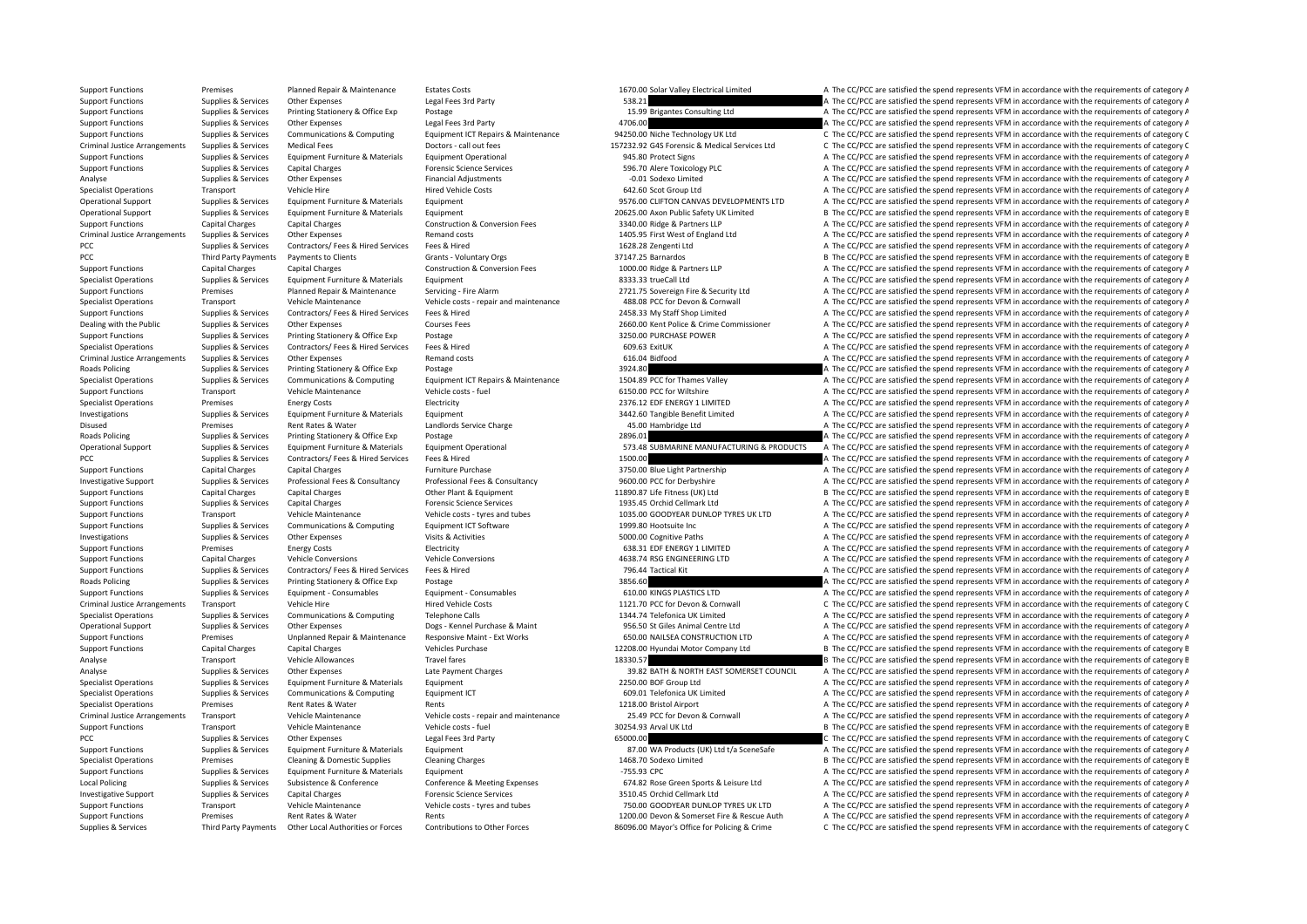| | | | | | | |
|---|---|---|---|---|---|---|
| Support Functions | Premises | Planned Repair & Maintenance | Estates Costs | 1670.00 | Solar Valley Electrical Limited | A The CC/PCC are satisfied the spend represents VFM in accordance with the requirements of category A |
| Support Functions | Supplies & Services | Other Expenses | Legal Fees 3rd Party | 538.21 | | A The CC/PCC are satisfied the spend represents VFM in accordance with the requirements of category A |
| Support Functions | Supplies & Services | Printing Stationery & Office Exp | Postage | 15.99 | Brigantes Consulting Ltd | A The CC/PCC are satisfied the spend represents VFM in accordance with the requirements of category A |
| Support Functions | Supplies & Services | Other Expenses | Legal Fees 3rd Party | 4706.00 | | A The CC/PCC are satisfied the spend represents VFM in accordance with the requirements of category A |
| Support Functions | Supplies & Services | Communications & Computing | Equipment ICT Repairs & Maintenance | 94250.00 | Niche Technology UK Ltd | C The CC/PCC are satisfied the spend represents VFM in accordance with the requirements of category C |
| Criminal Justice Arrangements | Supplies & Services | Medical Fees | Doctors - call out fees | 157232.92 | G4S Forensic & Medical Services Ltd | C The CC/PCC are satisfied the spend represents VFM in accordance with the requirements of category C |
| Support Functions | Supplies & Services | Equipment Furniture & Materials | Equipment Operational | 945.80 | Protect Signs | A The CC/PCC are satisfied the spend represents VFM in accordance with the requirements of category A |
| Support Functions | Supplies & Services | Capital Charges | Forensic Science Services | 596.70 | Alere Toxicology PLC | A The CC/PCC are satisfied the spend represents VFM in accordance with the requirements of category A |
| Analyse | Supplies & Services | Other Expenses | Financial Adjustments | -0.01 | Sodexo Limited | A The CC/PCC are satisfied the spend represents VFM in accordance with the requirements of category A |
| Specialist Operations | Transport | Vehicle Hire | Hired Vehicle Costs | 642.60 | Scot Group Ltd | A The CC/PCC are satisfied the spend represents VFM in accordance with the requirements of category A |
| Operational Support | Supplies & Services | Equipment Furniture & Materials | Equipment | 9576.00 | CLIFTON CANVAS DEVELOPMENTS LTD | A The CC/PCC are satisfied the spend represents VFM in accordance with the requirements of category A |
| Operational Support | Supplies & Services | Equipment Furniture & Materials | Equipment | 20625.00 | Axon Public Safety UK Limited | B The CC/PCC are satisfied the spend represents VFM in accordance with the requirements of category B |
| Support Functions | Capital Charges | Capital Charges | Construction & Conversion Fees | 3340.00 | Ridge & Partners LLP | A The CC/PCC are satisfied the spend represents VFM in accordance with the requirements of category A |
| Criminal Justice Arrangements | Supplies & Services | Other Expenses | Remand costs | 1405.95 | First West of England Ltd | A The CC/PCC are satisfied the spend represents VFM in accordance with the requirements of category A |
| PCC | Supplies & Services | Contractors/ Fees & Hired Services | Fees & Hired | 1628.28 | Zengenti Ltd | A The CC/PCC are satisfied the spend represents VFM in accordance with the requirements of category A |
| PCC | Third Party Payments | Payments to Clients | Grants - Voluntary Orgs | 37147.25 | Barnardos | B The CC/PCC are satisfied the spend represents VFM in accordance with the requirements of category B |
| Support Functions | Capital Charges | Capital Charges | Construction & Conversion Fees | 1000.00 | Ridge & Partners LLP | A The CC/PCC are satisfied the spend represents VFM in accordance with the requirements of category A |
| Specialist Operations | Supplies & Services | Equipment Furniture & Materials | Equipment | 8333.33 | trueCall Ltd | A The CC/PCC are satisfied the spend represents VFM in accordance with the requirements of category A |
| Support Functions | Premises | Planned Repair & Maintenance | Servicing - Fire Alarm | 2721.75 | Sovereign Fire & Security Ltd | A The CC/PCC are satisfied the spend represents VFM in accordance with the requirements of category A |
| Specialist Operations | Transport | Vehicle Maintenance | Vehicle costs - repair and maintenance | 488.08 | PCC for Devon & Cornwall | A The CC/PCC are satisfied the spend represents VFM in accordance with the requirements of category A |
| Support Functions | Supplies & Services | Contractors/ Fees & Hired Services | Fees & Hired | 2458.33 | My Staff Shop Limited | A The CC/PCC are satisfied the spend represents VFM in accordance with the requirements of category A |
| Dealing with the Public | Supplies & Services | Other Expenses | Courses Fees | 2660.00 | Kent Police & Crime Commissioner | A The CC/PCC are satisfied the spend represents VFM in accordance with the requirements of category A |
| Support Functions | Supplies & Services | Printing Stationery & Office Exp | Postage | 3250.00 | PURCHASE POWER | A The CC/PCC are satisfied the spend represents VFM in accordance with the requirements of category A |
| Specialist Operations | Supplies & Services | Contractors/ Fees & Hired Services | Fees & Hired | 609.63 | ExitUK | A The CC/PCC are satisfied the spend represents VFM in accordance with the requirements of category A |
| Criminal Justice Arrangements | Supplies & Services | Other Expenses | Remand costs | 616.04 | Bidfood | A The CC/PCC are satisfied the spend represents VFM in accordance with the requirements of category A |
| Roads Policing | Supplies & Services | Printing Stationery & Office Exp | Postage | 3924.80 | | A The CC/PCC are satisfied the spend represents VFM in accordance with the requirements of category A |
| Specialist Operations | Supplies & Services | Communications & Computing | Equipment ICT Repairs & Maintenance | 1504.89 | PCC for Thames Valley | A The CC/PCC are satisfied the spend represents VFM in accordance with the requirements of category A |
| Support Functions | Transport | Vehicle Maintenance | Vehicle costs - fuel | 6150.00 | PCC for Wiltshire | A The CC/PCC are satisfied the spend represents VFM in accordance with the requirements of category A |
| Specialist Operations | Premises | Energy Costs | Electricity | 2376.12 | EDF ENERGY 1 LIMITED | A The CC/PCC are satisfied the spend represents VFM in accordance with the requirements of category A |
| Investigations | Supplies & Services | Equipment Furniture & Materials | Equipment | 3442.60 | Tangible Benefit Limited | A The CC/PCC are satisfied the spend represents VFM in accordance with the requirements of category A |
| Disused | Premises | Rent Rates & Water | Landlords Service Charge | 45.00 | Hambridge Ltd | A The CC/PCC are satisfied the spend represents VFM in accordance with the requirements of category A |
| Roads Policing | Supplies & Services | Printing Stationery & Office Exp | Postage | 2896.01 | | A The CC/PCC are satisfied the spend represents VFM in accordance with the requirements of category A |
| Operational Support | Supplies & Services | Equipment Furniture & Materials | Equipment Operational | 573.48 | SUBMARINE MANUFACTURING & PRODUCTS | A The CC/PCC are satisfied the spend represents VFM in accordance with the requirements of category A |
| PCC | Supplies & Services | Contractors/ Fees & Hired Services | Fees & Hired | 1500.00 | | A The CC/PCC are satisfied the spend represents VFM in accordance with the requirements of category A |
| Support Functions | Capital Charges | Capital Charges | Furniture Purchase | 3750.00 | Blue Light Partnership | A The CC/PCC are satisfied the spend represents VFM in accordance with the requirements of category A |
| Investigative Support | Supplies & Services | Professional Fees & Consultancy | Professional Fees & Consultancy | 9600.00 | PCC for Derbyshire | A The CC/PCC are satisfied the spend represents VFM in accordance with the requirements of category A |
| Support Functions | Capital Charges | Capital Charges | Other Plant & Equipment | 11890.87 | Life Fitness (UK) Ltd | B The CC/PCC are satisfied the spend represents VFM in accordance with the requirements of category B |
| Support Functions | Supplies & Services | Capital Charges | Forensic Science Services | 1935.45 | Orchid Cellmark Ltd | A The CC/PCC are satisfied the spend represents VFM in accordance with the requirements of category A |
| Support Functions | Transport | Vehicle Maintenance | Vehicle costs - tyres and tubes | 1035.00 | GOODYEAR DUNLOP TYRES UK LTD | A The CC/PCC are satisfied the spend represents VFM in accordance with the requirements of category A |
| Support Functions | Supplies & Services | Communications & Computing | Equipment ICT Software | 1999.80 | Hootsuite Inc | A The CC/PCC are satisfied the spend represents VFM in accordance with the requirements of category A |
| Investigations | Supplies & Services | Other Expenses | Visits & Activities | 5000.00 | Cognitive Paths | A The CC/PCC are satisfied the spend represents VFM in accordance with the requirements of category A |
| Support Functions | Premises | Energy Costs | Electricity | 638.31 | EDF ENERGY 1 LIMITED | A The CC/PCC are satisfied the spend represents VFM in accordance with the requirements of category A |
| Support Functions | Capital Charges | Vehicle Conversions | Vehicle Conversions | 4638.74 | RSG ENGINEERING LTD | A The CC/PCC are satisfied the spend represents VFM in accordance with the requirements of category A |
| Support Functions | Supplies & Services | Contractors/ Fees & Hired Services | Fees & Hired | 796.44 | Tactical Kit | A The CC/PCC are satisfied the spend represents VFM in accordance with the requirements of category A |
| Roads Policing | Supplies & Services | Printing Stationery & Office Exp | Postage | 3856.60 | | A The CC/PCC are satisfied the spend represents VFM in accordance with the requirements of category A |
| Support Functions | Supplies & Services | Equipment - Consumables | Equipment - Consumables | 610.00 | KINGS PLASTICS LTD | A The CC/PCC are satisfied the spend represents VFM in accordance with the requirements of category A |
| Criminal Justice Arrangements | Transport | Vehicle Hire | Hired Vehicle Costs | 1121.70 | PCC for Devon & Cornwall | C The CC/PCC are satisfied the spend represents VFM in accordance with the requirements of category C |
| Specialist Operations | Supplies & Services | Communications & Computing | Telephone Calls | 1344.74 | Telefonica UK Limited | A The CC/PCC are satisfied the spend represents VFM in accordance with the requirements of category A |
| Operational Support | Supplies & Services | Other Expenses | Dogs - Kennel Purchase & Maint | 956.50 | St Giles Animal Centre Ltd | A The CC/PCC are satisfied the spend represents VFM in accordance with the requirements of category A |
| Support Functions | Premises | Unplanned Repair & Maintenance | Responsive Maint - Ext Works | 650.00 | NAILSEA CONSTRUCTION LTD | A The CC/PCC are satisfied the spend represents VFM in accordance with the requirements of category A |
| Support Functions | Capital Charges | Capital Charges | Vehicles Purchase | 12208.00 | Hyundai Motor Company Ltd | B The CC/PCC are satisfied the spend represents VFM in accordance with the requirements of category B |
| Analyse | Transport | Vehicle Allowances | Travel fares | 18330.57 | | B The CC/PCC are satisfied the spend represents VFM in accordance with the requirements of category B |
| Analyse | Supplies & Services | Other Expenses | Late Payment Charges | 39.82 | BATH & NORTH EAST SOMERSET COUNCIL | A The CC/PCC are satisfied the spend represents VFM in accordance with the requirements of category A |
| Specialist Operations | Supplies & Services | Equipment Furniture & Materials | Equipment | 2250.00 | BOF Group Ltd | A The CC/PCC are satisfied the spend represents VFM in accordance with the requirements of category A |
| Specialist Operations | Supplies & Services | Communications & Computing | Equipment ICT | 609.01 | Telefonica UK Limited | A The CC/PCC are satisfied the spend represents VFM in accordance with the requirements of category A |
| Specialist Operations | Premises | Rent Rates & Water | Rents | 1218.00 | Bristol Airport | A The CC/PCC are satisfied the spend represents VFM in accordance with the requirements of category A |
| Criminal Justice Arrangements | Transport | Vehicle Maintenance | Vehicle costs - repair and maintenance | 25.49 | PCC for Devon & Cornwall | A The CC/PCC are satisfied the spend represents VFM in accordance with the requirements of category A |
| Support Functions | Transport | Vehicle Maintenance | Vehicle costs - fuel | 30254.93 | Arval UK Ltd | B The CC/PCC are satisfied the spend represents VFM in accordance with the requirements of category B |
| PCC | Supplies & Services | Other Expenses | Legal Fees 3rd Party | 65000.00 | | C The CC/PCC are satisfied the spend represents VFM in accordance with the requirements of category C |
| Support Functions | Supplies & Services | Equipment Furniture & Materials | Equipment | 87.00 | WA Products (UK) Ltd t/a SceneSafe | A The CC/PCC are satisfied the spend represents VFM in accordance with the requirements of category A |
| Specialist Operations | Premises | Cleaning & Domestic Supplies | Cleaning Charges | 1468.70 | Sodexo Limited | B The CC/PCC are satisfied the spend represents VFM in accordance with the requirements of category B |
| Support Functions | Supplies & Services | Equipment Furniture & Materials | Equipment | -755.93 | CPC | A The CC/PCC are satisfied the spend represents VFM in accordance with the requirements of category A |
| Local Policing | Supplies & Services | Subsistence & Conference | Conference & Meeting Expenses | 674.82 | Rose Green Sports & Leisure Ltd | A The CC/PCC are satisfied the spend represents VFM in accordance with the requirements of category A |
| Investigative Support | Supplies & Services | Capital Charges | Forensic Science Services | 3510.45 | Orchid Cellmark Ltd | A The CC/PCC are satisfied the spend represents VFM in accordance with the requirements of category A |
| Support Functions | Transport | Vehicle Maintenance | Vehicle costs - tyres and tubes | 750.00 | GOODYEAR DUNLOP TYRES UK LTD | A The CC/PCC are satisfied the spend represents VFM in accordance with the requirements of category A |
| Support Functions | Premises | Rent Rates & Water | Rents | 1200.00 | Devon & Somerset Fire & Rescue Auth | A The CC/PCC are satisfied the spend represents VFM in accordance with the requirements of category A |
| Supplies & Services | Third Party Payments | Other Local Authorities or Forces | Contributions to Other Forces | 86096.00 | Mayor's Office for Policing & Crime | C The CC/PCC are satisfied the spend represents VFM in accordance with the requirements of category C |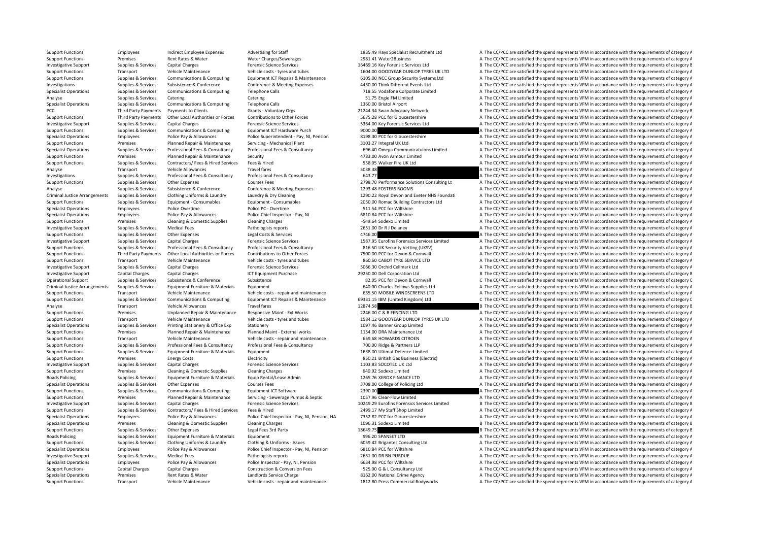| | | | | | | |
|---|---|---|---|---|---|---|
| Support Functions | Employees | Indirect Employee Expenses | Advertising for Staff | 1835.49 | Hays Specialist Recruitment Ltd | A The CC/PCC are satisfied the spend represents VFM in accordance with the requirements of category A |
| Support Functions | Premises | Rent Rates & Water | Water Charges/Sewerages | 2981.41 | Water2Business | A The CC/PCC are satisfied the spend represents VFM in accordance with the requirements of category A |
| Investigative Support | Supplies & Services | Capital Charges | Forensic Science Services | 16469.16 | Key Forensic Services Ltd | B The CC/PCC are satisfied the spend represents VFM in accordance with the requirements of category B |
| Support Functions | Transport | Vehicle Maintenance | Vehicle costs - tyres and tubes | 1604.00 | GOODYEAR DUNLOP TYRES UK LTD | A The CC/PCC are satisfied the spend represents VFM in accordance with the requirements of category A |
| Support Functions | Supplies & Services | Communications & Computing | Equipment ICT Repairs & Maintenance | 6105.00 | NCC Group Security Systems Ltd | A The CC/PCC are satisfied the spend represents VFM in accordance with the requirements of category A |
| Investigations | Supplies & Services | Subsistence & Conference | Conference & Meeting Expenses | 4430.00 | Think Different Events Ltd | A The CC/PCC are satisfied the spend represents VFM in accordance with the requirements of category A |
| Specialist Operations | Supplies & Services | Communications & Computing | Telephone Calls | 718.55 | Vodafone Corporate Limited | A The CC/PCC are satisfied the spend represents VFM in accordance with the requirements of category A |
| Analyse | Supplies & Services | Catering | Catering | 51.75 | Engie FM Limited | A The CC/PCC are satisfied the spend represents VFM in accordance with the requirements of category A |
| Specialist Operations | Supplies & Services | Communications & Computing | Telephone Calls | 1360.00 | Bristol Airport | A The CC/PCC are satisfied the spend represents VFM in accordance with the requirements of category A |
| PCC | Third Party Payments | Payments to Clients | Grants - Voluntary Orgs | 21244.34 | Swan Advocacy Network | B The CC/PCC are satisfied the spend represents VFM in accordance with the requirements of category B |
| Support Functions | Third Party Payments | Other Local Authorities or Forces | Contributions to Other Forces | 5675.28 | PCC for Gloucestershire | A The CC/PCC are satisfied the spend represents VFM in accordance with the requirements of category A |
| Investigative Support | Supplies & Services | Capital Charges | Forensic Science Services | 5364.00 | Key Forensic Services Ltd | A The CC/PCC are satisfied the spend represents VFM in accordance with the requirements of category A |
| Support Functions | Supplies & Services | Communications & Computing | Equipment ICT Hardware Purch | 9000.00 | | A The CC/PCC are satisfied the spend represents VFM in accordance with the requirements of category A |
| Specialist Operations | Employees | Police Pay & Allowances | Police Superintendent - Pay, NI, Pension | 8198.30 | PCC for Gloucestershire | A The CC/PCC are satisfied the spend represents VFM in accordance with the requirements of category A |
| Support Functions | Premises | Planned Repair & Maintenance | Servicing - Mechanical Plant | 3103.27 | Integral UK Ltd | A The CC/PCC are satisfied the spend represents VFM in accordance with the requirements of category A |
| Specialist Operations | Supplies & Services | Professional Fees & Consultancy | Professional Fees & Consultancy | 696.40 | Omega Communicatuions Limited | A The CC/PCC are satisfied the spend represents VFM in accordance with the requirements of category A |
| Support Functions | Premises | Planned Repair & Maintenance | Security | 4783.00 | Avon Armour Limited | A The CC/PCC are satisfied the spend represents VFM in accordance with the requirements of category A |
| Support Functions | Supplies & Services | Contractors/ Fees & Hired Services | Fees & Hired | 558.05 | Walker Fire UK Ltd | A The CC/PCC are satisfied the spend represents VFM in accordance with the requirements of category A |
| Analyse | Transport | Vehicle Allowances | Travel fares | 5038.38 | | A The CC/PCC are satisfied the spend represents VFM in accordance with the requirements of category A |
| Investigations | Supplies & Services | Professional Fees & Consultancy | Professional Fees & Consultancy | 643.77 | | A The CC/PCC are satisfied the spend represents VFM in accordance with the requirements of category A |
| Support Functions | Supplies & Services | Other Expenses | Courses Fees | 2798.70 | Performance Solutions Consulting Lt | A The CC/PCC are satisfied the spend represents VFM in accordance with the requirements of category A |
| Analyse | Supplies & Services | Subsistence & Conference | Conference & Meeting Expenses | 1293.48 | FOSTERS ROOMS | A The CC/PCC are satisfied the spend represents VFM in accordance with the requirements of category A |
| Criminal Justice Arrangements | Supplies & Services | Clothing Uniforms & Laundry | Laundry & Dry Cleaning | 1290.22 | Royal Devon and Exeter NHS Foundati | A The CC/PCC are satisfied the spend represents VFM in accordance with the requirements of category A |
| Support Functions | Supplies & Services | Equipment - Consumables | Equipment - Consumables | 2050.00 | Romac Building Contractors Ltd | A The CC/PCC are satisfied the spend represents VFM in accordance with the requirements of category A |
| Specialist Operations | Employees | Police Overtime | Police PC - Overtime | 511.54 | PCC for Wiltshire | A The CC/PCC are satisfied the spend represents VFM in accordance with the requirements of category A |
| Specialist Operations | Employees | Police Pay & Allowances | Police Chief Inspector - Pay, NI | 6810.84 | PCC for Wiltshire | A The CC/PCC are satisfied the spend represents VFM in accordance with the requirements of category A |
| Support Functions | Premises | Cleaning & Domestic Supplies | Cleaning Charges | -549.64 | Sodexo Limited | A The CC/PCC are satisfied the spend represents VFM in accordance with the requirements of category A |
| Investigative Support | Supplies & Services | Medical Fees | Pathologists reports | 2651.00 | Dr R J Delaney | A The CC/PCC are satisfied the spend represents VFM in accordance with the requirements of category A |
| Support Functions | Supplies & Services | Other Expenses | Legal Costs & Services | 4746.00 | | A The CC/PCC are satisfied the spend represents VFM in accordance with the requirements of category A |
| Investigative Support | Supplies & Services | Capital Charges | Forensic Science Services | 1587.95 | Eurofins Forensics Services Limited | A The CC/PCC are satisfied the spend represents VFM in accordance with the requirements of category A |
| Support Functions | Supplies & Services | Professional Fees & Consultancy | Professional Fees & Consultancy | 816.50 | UK Security Vetting (UKSV) | A The CC/PCC are satisfied the spend represents VFM in accordance with the requirements of category A |
| Support Functions | Third Party Payments | Other Local Authorities or Forces | Contributions to Other Forces | 7500.00 | PCC for Devon & Cornwall | A The CC/PCC are satisfied the spend represents VFM in accordance with the requirements of category A |
| Support Functions | Transport | Vehicle Maintenance | Vehicle costs - tyres and tubes | 860.60 | CABOT TYRE SERVICE LTD | A The CC/PCC are satisfied the spend represents VFM in accordance with the requirements of category A |
| Investigative Support | Supplies & Services | Capital Charges | Forensic Science Services | 5066.30 | Orchid Cellmark Ltd | A The CC/PCC are satisfied the spend represents VFM in accordance with the requirements of category A |
| Investigative Support | Capital Charges | Capital Charges | ICT Equipment Purchase | 29250.00 | Dell Corporation Ltd | B The CC/PCC are satisfied the spend represents VFM in accordance with the requirements of category B |
| Operational Support | Supplies & Services | Subsistence & Conference | Subsistence | 82.05 | PCC for Devon & Cornwall | C The CC/PCC are satisfied the spend represents VFM in accordance with the requirements of category C |
| Criminal Justice Arrangements | Supplies & Services | Equipment Furniture & Materials | Equipment | 640.00 | Charles Fellows Supplies Ltd | A The CC/PCC are satisfied the spend represents VFM in accordance with the requirements of category A |
| Support Functions | Transport | Vehicle Maintenance | Vehicle costs - repair and maintenance | 635.50 | MOBILE WINDSCREENS LTD | A The CC/PCC are satisfied the spend represents VFM in accordance with the requirements of category A |
| Support Functions | Supplies & Services | Communications & Computing | Equipment ICT Repairs & Maintenance | 69331.15 | IBM (United Kingdom) Ltd | C The CC/PCC are satisfied the spend represents VFM in accordance with the requirements of category C |
| Analyse | Transport | Vehicle Allowances | Travel fares | 12874.58 | | B The CC/PCC are satisfied the spend represents VFM in accordance with the requirements of category B |
| Support Functions | Premises | Unplanned Repair & Maintenance | Responsive Maint - Ext Works | 2246.00 | C & R FENCING LTD | A The CC/PCC are satisfied the spend represents VFM in accordance with the requirements of category A |
| Support Functions | Transport | Vehicle Maintenance | Vehicle costs - tyres and tubes | 1584.12 | GOODYEAR DUNLOP TYRES UK LTD | A The CC/PCC are satisfied the spend represents VFM in accordance with the requirements of category A |
| Specialist Operations | Supplies & Services | Printing Stationery & Office Exp | Stationery | 1097.46 | Banner Group Limited | A The CC/PCC are satisfied the spend represents VFM in accordance with the requirements of category A |
| Support Functions | Premises | Planned Repair & Maintenance | Planned Maint - External works | 1154.00 | DRA Maintenance Ltd | A The CC/PCC are satisfied the spend represents VFM in accordance with the requirements of category A |
| Support Functions | Transport | Vehicle Maintenance | Vehicle costs - repair and maintenance | 659.68 | HOWARDS CITROEN | A The CC/PCC are satisfied the spend represents VFM in accordance with the requirements of category A |
| Support Functions | Supplies & Services | Professional Fees & Consultancy | Professional Fees & Consultancy | 700.00 | Ridge & Partners LLP | A The CC/PCC are satisfied the spend represents VFM in accordance with the requirements of category A |
| Support Functions | Supplies & Services | Equipment Furniture & Materials | Equipment | 1638.00 | Ultimat Defence Limited | A The CC/PCC are satisfied the spend represents VFM in accordance with the requirements of category A |
| Support Functions | Premises | Energy Costs | Electricity | 850.21 | British Gas Business (Electric) | A The CC/PCC are satisfied the spend represents VFM in accordance with the requirements of category A |
| Investigative Support | Supplies & Services | Capital Charges | Forensic Science Services | 1103.83 | SOCOTEC UK Ltd | A The CC/PCC are satisfied the spend represents VFM in accordance with the requirements of category A |
| Support Functions | Premises | Cleaning & Domestic Supplies | Cleaning Charges | 640.92 | Sodexo Limited | A The CC/PCC are satisfied the spend represents VFM in accordance with the requirements of category A |
| Roads Policing | Supplies & Services | Equipment Furniture & Materials | Equip Rental/Lease Admin | 1265.76 | XEROX FINANCE LTD | A The CC/PCC are satisfied the spend represents VFM in accordance with the requirements of category A |
| Specialist Operations | Supplies & Services | Other Expenses | Courses Fees | 3708.00 | College of Policing Ltd | A The CC/PCC are satisfied the spend represents VFM in accordance with the requirements of category A |
| Support Functions | Supplies & Services | Communications & Computing | Equipment ICT Software | 2390.00 | | A The CC/PCC are satisfied the spend represents VFM in accordance with the requirements of category A |
| Support Functions | Premises | Planned Repair & Maintenance | Servicing - Sewerage Pumps & Septic | 1057.96 | Clear-Flow Limited | A The CC/PCC are satisfied the spend represents VFM in accordance with the requirements of category A |
| Investigative Support | Supplies & Services | Capital Charges | Forensic Science Services | 10249.29 | Eurofins Forensics Services Limited | B The CC/PCC are satisfied the spend represents VFM in accordance with the requirements of category B |
| Support Functions | Supplies & Services | Contractors/ Fees & Hired Services | Fees & Hired | 2499.17 | My Staff Shop Limited | A The CC/PCC are satisfied the spend represents VFM in accordance with the requirements of category A |
| Specialist Operations | Employees | Police Pay & Allowances | Police Chief Inspector - Pay, NI, Pension, HA | 7352.82 | PCC for Gloucestershire | A The CC/PCC are satisfied the spend represents VFM in accordance with the requirements of category A |
| Specialist Operations | Premises | Cleaning & Domestic Supplies | Cleaning Charges | 1096.31 | Sodexo Limited | B The CC/PCC are satisfied the spend represents VFM in accordance with the requirements of category B |
| Support Functions | Supplies & Services | Other Expenses | Legal Fees 3rd Party | 18649.75 | | B The CC/PCC are satisfied the spend represents VFM in accordance with the requirements of category B |
| Roads Policing | Supplies & Services | Equipment Furniture & Materials | Equipment | 996.20 | SPANSET LTD | A The CC/PCC are satisfied the spend represents VFM in accordance with the requirements of category A |
| Support Functions | Supplies & Services | Clothing Uniforms & Laundry | Clothing & Uniforms - Issues | 6059.42 | Brigantes Consulting Ltd | A The CC/PCC are satisfied the spend represents VFM in accordance with the requirements of category A |
| Specialist Operations | Employees | Police Pay & Allowances | Police Chief Inspector - Pay, NI, Pension | 6810.84 | PCC for Wiltshire | A The CC/PCC are satisfied the spend represents VFM in accordance with the requirements of category A |
| Investigative Support | Supplies & Services | Medical Fees | Pathologists reports | 2651.00 | DR BN PURDUE | A The CC/PCC are satisfied the spend represents VFM in accordance with the requirements of category A |
| Specialist Operations | Employees | Police Pay & Allowances | Police Inspector - Pay, NI, Pension | 6634.98 | PCC for Wiltshire | A The CC/PCC are satisfied the spend represents VFM in accordance with the requirements of category A |
| Support Functions | Capital Charges | Capital Charges | Construction & Conversion Fees | 525.00 | G & L Consultancy Ltd | A The CC/PCC are satisfied the spend represents VFM in accordance with the requirements of category A |
| Specialist Operations | Premises | Rent Rates & Water | Landlords Service Charge | 8162.00 | National Crime Agency | A The CC/PCC are satisfied the spend represents VFM in accordance with the requirements of category A |
| Support Functions | Transport | Vehicle Maintenance | Vehicle costs - repair and maintenance | 1812.80 | Press Commercial Bodyworks | A The CC/PCC are satisfied the spend represents VFM in accordance with the requirements of category A |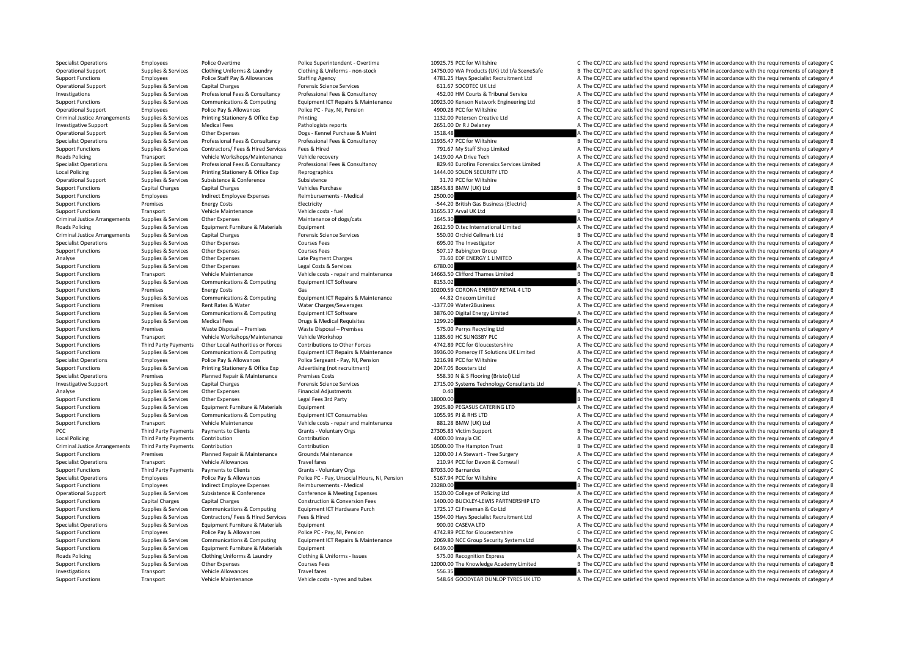| | | | | | | |
|---|---|---|---|---|---|---|
| Specialist Operations | Employees | Police Overtime | Police Superintendent - Overtime | 10925.75 | PCC for Wiltshire | C The CC/PCC are satisfied the spend represents VFM in accordance with the requirements of category C |
| Operational Support | Supplies & Services | Clothing Uniforms & Laundry | Clothing & Uniforms - non-stock | 14750.00 | WA Products (UK) Ltd t/a SceneSafe | B The CC/PCC are satisfied the spend represents VFM in accordance with the requirements of category B |
| Support Functions | Employees | Police Staff Pay & Allowances | Staffing Agency | 4781.25 | Hays Specialist Recruitment Ltd | A The CC/PCC are satisfied the spend represents VFM in accordance with the requirements of category A |
| Operational Support | Supplies & Services | Capital Charges | Forensic Science Services | 611.67 | SOCOTEC UK Ltd | A The CC/PCC are satisfied the spend represents VFM in accordance with the requirements of category A |
| Investigations | Supplies & Services | Professional Fees & Consultancy | Professional Fees & Consultancy | 452.00 | HM Courts & Tribunal Service | A The CC/PCC are satisfied the spend represents VFM in accordance with the requirements of category A |
| Support Functions | Supplies & Services | Communications & Computing | Equipment ICT Repairs & Maintenance | 10923.00 | Kenson Network Engineering Ltd | B The CC/PCC are satisfied the spend represents VFM in accordance with the requirements of category B |
| Operational Support | Employees | Police Pay & Allowances | Police PC - Pay, NI, Pension | 4900.28 | PCC for Wiltshire | C The CC/PCC are satisfied the spend represents VFM in accordance with the requirements of category C |
| Criminal Justice Arrangements | Supplies & Services | Printing Stationery & Office Exp | Printing | 1132.00 | Petersen Creative Ltd | A The CC/PCC are satisfied the spend represents VFM in accordance with the requirements of category A |
| Investigative Support | Supplies & Services | Medical Fees | Pathologists reports | 2651.00 | Dr R J Delaney | A The CC/PCC are satisfied the spend represents VFM in accordance with the requirements of category A |
| Operational Support | Supplies & Services | Other Expenses | Dogs - Kennel Purchase & Maint | 1518.48 | | A The CC/PCC are satisfied the spend represents VFM in accordance with the requirements of category A |
| Specialist Operations | Supplies & Services | Professional Fees & Consultancy | Professional Fees & Consultancy | 11935.47 | PCC for Wiltshire | B The CC/PCC are satisfied the spend represents VFM in accordance with the requirements of category B |
| Support Functions | Supplies & Services | Contractors/ Fees & Hired Services | Fees & Hired | 791.67 | My Staff Shop Limited | A The CC/PCC are satisfied the spend represents VFM in accordance with the requirements of category A |
| Roads Policing | Transport | Vehicle Workshops/Maintenance | Vehicle recovery | 1419.00 | AA Drive Tech | A The CC/PCC are satisfied the spend represents VFM in accordance with the requirements of category A |
| Specialist Operations | Supplies & Services | Professional Fees & Consultancy | Professional Fees & Consultancy | 829.40 | Eurofins Forensics Services Limited | A The CC/PCC are satisfied the spend represents VFM in accordance with the requirements of category A |
| Local Policing | Supplies & Services | Printing Stationery & Office Exp | Reprographics | 1444.00 | SOLON SECURITY LTD | A The CC/PCC are satisfied the spend represents VFM in accordance with the requirements of category A |
| Operational Support | Supplies & Services | Subsistence & Conference | Subsistence | 31.70 | PCC for Wiltshire | C The CC/PCC are satisfied the spend represents VFM in accordance with the requirements of category C |
| Support Functions | Capital Charges | Capital Charges | Vehicles Purchase | 18543.83 | BMW (UK) Ltd | B The CC/PCC are satisfied the spend represents VFM in accordance with the requirements of category B |
| Support Functions | Employees | Indirect Employee Expenses | Reimbursements - Medical | 2500.00 | | A The CC/PCC are satisfied the spend represents VFM in accordance with the requirements of category A |
| Support Functions | Premises | Energy Costs | Electricity | -544.20 | British Gas Business (Electric) | A The CC/PCC are satisfied the spend represents VFM in accordance with the requirements of category A |
| Support Functions | Transport | Vehicle Maintenance | Vehicle costs - fuel | 31655.37 | Arval UK Ltd | B The CC/PCC are satisfied the spend represents VFM in accordance with the requirements of category B |
| Criminal Justice Arrangements | Supplies & Services | Other Expenses | Maintenance of dogs/cats | 1645.30 | | A The CC/PCC are satisfied the spend represents VFM in accordance with the requirements of category A |
| Roads Policing | Supplies & Services | Equipment Furniture & Materials | Equipment | 2612.50 | D.tec International Limited | A The CC/PCC are satisfied the spend represents VFM in accordance with the requirements of category A |
| Criminal Justice Arrangements | Supplies & Services | Capital Charges | Forensic Science Services | 550.00 | Orchid Cellmark Ltd | B The CC/PCC are satisfied the spend represents VFM in accordance with the requirements of category B |
| Specialist Operations | Supplies & Services | Other Expenses | Courses Fees | 695.00 | The Investigator | A The CC/PCC are satisfied the spend represents VFM in accordance with the requirements of category A |
| Support Functions | Supplies & Services | Other Expenses | Courses Fees | 507.17 | Babington Group | A The CC/PCC are satisfied the spend represents VFM in accordance with the requirements of category A |
| Analyse | Supplies & Services | Other Expenses | Late Payment Charges | 73.60 | EDF ENERGY 1 LIMITED | A The CC/PCC are satisfied the spend represents VFM in accordance with the requirements of category A |
| Support Functions | Supplies & Services | Other Expenses | Legal Costs & Services | 6780.00 | | A The CC/PCC are satisfied the spend represents VFM in accordance with the requirements of category A |
| Support Functions | Transport | Vehicle Maintenance | Vehicle costs - repair and maintenance | 14663.50 | Clifford Thames Limited | B The CC/PCC are satisfied the spend represents VFM in accordance with the requirements of category B |
| Support Functions | Supplies & Services | Communications & Computing | Equipment ICT Software | 8153.02 | | A The CC/PCC are satisfied the spend represents VFM in accordance with the requirements of category A |
| Support Functions | Premises | Energy Costs | Gas | 10200.59 | CORONA ENERGY RETAIL 4 LTD | B The CC/PCC are satisfied the spend represents VFM in accordance with the requirements of category B |
| Support Functions | Supplies & Services | Communications & Computing | Equipment ICT Repairs & Maintenance | 44.82 | Onecom Limited | A The CC/PCC are satisfied the spend represents VFM in accordance with the requirements of category A |
| Support Functions | Premises | Rent Rates & Water | Water Charges/Sewerages | -1377.09 | Water2Business | A The CC/PCC are satisfied the spend represents VFM in accordance with the requirements of category A |
| Support Functions | Supplies & Services | Communications & Computing | Equipment ICT Software | 3876.00 | Digital Energy Limited | A The CC/PCC are satisfied the spend represents VFM in accordance with the requirements of category A |
| Support Functions | Supplies & Services | Medical Fees | Drugs & Medical Requisites | 1299.20 | | A The CC/PCC are satisfied the spend represents VFM in accordance with the requirements of category A |
| Support Functions | Premises | Waste Disposal – Premises | Waste Disposal – Premises | 575.00 | Perrys Recycling Ltd | A The CC/PCC are satisfied the spend represents VFM in accordance with the requirements of category A |
| Support Functions | Transport | Vehicle Workshops/Maintenance | Vehicle Workshop | 1185.60 | HC SLINGSBY PLC | A The CC/PCC are satisfied the spend represents VFM in accordance with the requirements of category A |
| Support Functions | Third Party Payments | Other Local Authorities or Forces | Contributions to Other Forces | 4742.89 | PCC for Gloucestershire | A The CC/PCC are satisfied the spend represents VFM in accordance with the requirements of category A |
| Support Functions | Supplies & Services | Communications & Computing | Equipment ICT Repairs & Maintenance | 3936.00 | Pomeroy IT Solutions UK Limited | A The CC/PCC are satisfied the spend represents VFM in accordance with the requirements of category A |
| Specialist Operations | Employees | Police Pay & Allowances | Police Sergeant - Pay, NI, Pension | 3216.98 | PCC for Wiltshire | A The CC/PCC are satisfied the spend represents VFM in accordance with the requirements of category A |
| Support Functions | Supplies & Services | Printing Stationery & Office Exp | Advertising (not recruitment) | 2047.05 | Boosters Ltd | A The CC/PCC are satisfied the spend represents VFM in accordance with the requirements of category A |
| Specialist Operations | Premises | Planned Repair & Maintenance | Premises Costs | 558.30 | N & S Flooring (Bristol) Ltd | A The CC/PCC are satisfied the spend represents VFM in accordance with the requirements of category A |
| Investigative Support | Supplies & Services | Capital Charges | Forensic Science Services | 2715.00 | Systems Technology Consultants Ltd | A The CC/PCC are satisfied the spend represents VFM in accordance with the requirements of category A |
| Analyse | Supplies & Services | Other Expenses | Financial Adjustments | 0.40 | | A The CC/PCC are satisfied the spend represents VFM in accordance with the requirements of category A |
| Support Functions | Supplies & Services | Other Expenses | Legal Fees 3rd Party | 18000.00 | | B The CC/PCC are satisfied the spend represents VFM in accordance with the requirements of category B |
| Support Functions | Supplies & Services | Equipment Furniture & Materials | Equipment | 2925.80 | PEGASUS CATERING LTD | A The CC/PCC are satisfied the spend represents VFM in accordance with the requirements of category A |
| Support Functions | Supplies & Services | Communications & Computing | Equipment ICT Consumables | 1055.95 | PJ & RHS LTD | A The CC/PCC are satisfied the spend represents VFM in accordance with the requirements of category A |
| Support Functions | Transport | Vehicle Maintenance | Vehicle costs - repair and maintenance | 881.28 | BMW (UK) Ltd | A The CC/PCC are satisfied the spend represents VFM in accordance with the requirements of category A |
| PCC | Third Party Payments | Payments to Clients | Grants - Voluntary Orgs | 27305.83 | Victim Support | B The CC/PCC are satisfied the spend represents VFM in accordance with the requirements of category B |
| Local Policing | Third Party Payments | Contribution | Contribution | 4000.00 | Imayla CIC | A The CC/PCC are satisfied the spend represents VFM in accordance with the requirements of category A |
| Criminal Justice Arrangements | Third Party Payments | Contribution | Contribution | 10500.00 | The Hampton Trust | B The CC/PCC are satisfied the spend represents VFM in accordance with the requirements of category B |
| Support Functions | Premises | Planned Repair & Maintenance | Grounds Maintenance | 1200.00 | J A Stewart - Tree Surgery | A The CC/PCC are satisfied the spend represents VFM in accordance with the requirements of category A |
| Specialist Operations | Transport | Vehicle Allowances | Travel fares | 210.94 | PCC for Devon & Cornwall | C The CC/PCC are satisfied the spend represents VFM in accordance with the requirements of category C |
| Support Functions | Third Party Payments | Payments to Clients | Grants - Voluntary Orgs | 87033.00 | Barnardos | C The CC/PCC are satisfied the spend represents VFM in accordance with the requirements of category C |
| Specialist Operations | Employees | Police Pay & Allowances | Police PC - Pay, Unsocial Hours, NI, Pension | 5167.94 | PCC for Wiltshire | A The CC/PCC are satisfied the spend represents VFM in accordance with the requirements of category A |
| Support Functions | Employees | Indirect Employee Expenses | Reimbursements - Medical | 23280.00 | | B The CC/PCC are satisfied the spend represents VFM in accordance with the requirements of category B |
| Operational Support | Supplies & Services | Subsistence & Conference | Conference & Meeting Expenses | 1520.00 | College of Policing Ltd | A The CC/PCC are satisfied the spend represents VFM in accordance with the requirements of category A |
| Support Functions | Capital Charges | Capital Charges | Construction & Conversion Fees | 1400.00 | BUCKLEY-LEWIS PARTNERSHIP LTD | A The CC/PCC are satisfied the spend represents VFM in accordance with the requirements of category A |
| Support Functions | Supplies & Services | Communications & Computing | Equipment ICT Hardware Purch | 1725.17 | CJ Freeman & Co Ltd | A The CC/PCC are satisfied the spend represents VFM in accordance with the requirements of category A |
| Support Functions | Supplies & Services | Contractors/ Fees & Hired Services | Fees & Hired | 1594.00 | Hays Specialist Recruitment Ltd | A The CC/PCC are satisfied the spend represents VFM in accordance with the requirements of category A |
| Specialist Operations | Supplies & Services | Equipment Furniture & Materials | Equipment | 900.00 | CASEVA LTD | A The CC/PCC are satisfied the spend represents VFM in accordance with the requirements of category A |
| Support Functions | Employees | Police Pay & Allowances | Police PC - Pay, NI, Pension | 4742.89 | PCC for Gloucestershire | C The CC/PCC are satisfied the spend represents VFM in accordance with the requirements of category C |
| Support Functions | Supplies & Services | Communications & Computing | Equipment ICT Repairs & Maintenance | 2069.80 | NCC Group Security Systems Ltd | A The CC/PCC are satisfied the spend represents VFM in accordance with the requirements of category A |
| Support Functions | Supplies & Services | Equipment Furniture & Materials | Equipment | 6439.00 | | A The CC/PCC are satisfied the spend represents VFM in accordance with the requirements of category A |
| Roads Policing | Supplies & Services | Clothing Uniforms & Laundry | Clothing & Uniforms - Issues | 575.00 | Recognition Express | A The CC/PCC are satisfied the spend represents VFM in accordance with the requirements of category A |
| Support Functions | Supplies & Services | Other Expenses | Courses Fees | 12000.00 | The Knowledge Academy Limited | B The CC/PCC are satisfied the spend represents VFM in accordance with the requirements of category B |
| Investigations | Transport | Vehicle Allowances | Travel fares | 556.35 | | A The CC/PCC are satisfied the spend represents VFM in accordance with the requirements of category A |
| Support Functions | Transport | Vehicle Maintenance | Vehicle costs - tyres and tubes | 548.64 | GOODYEAR DUNLOP TYRES UK LTD | A The CC/PCC are satisfied the spend represents VFM in accordance with the requirements of category A |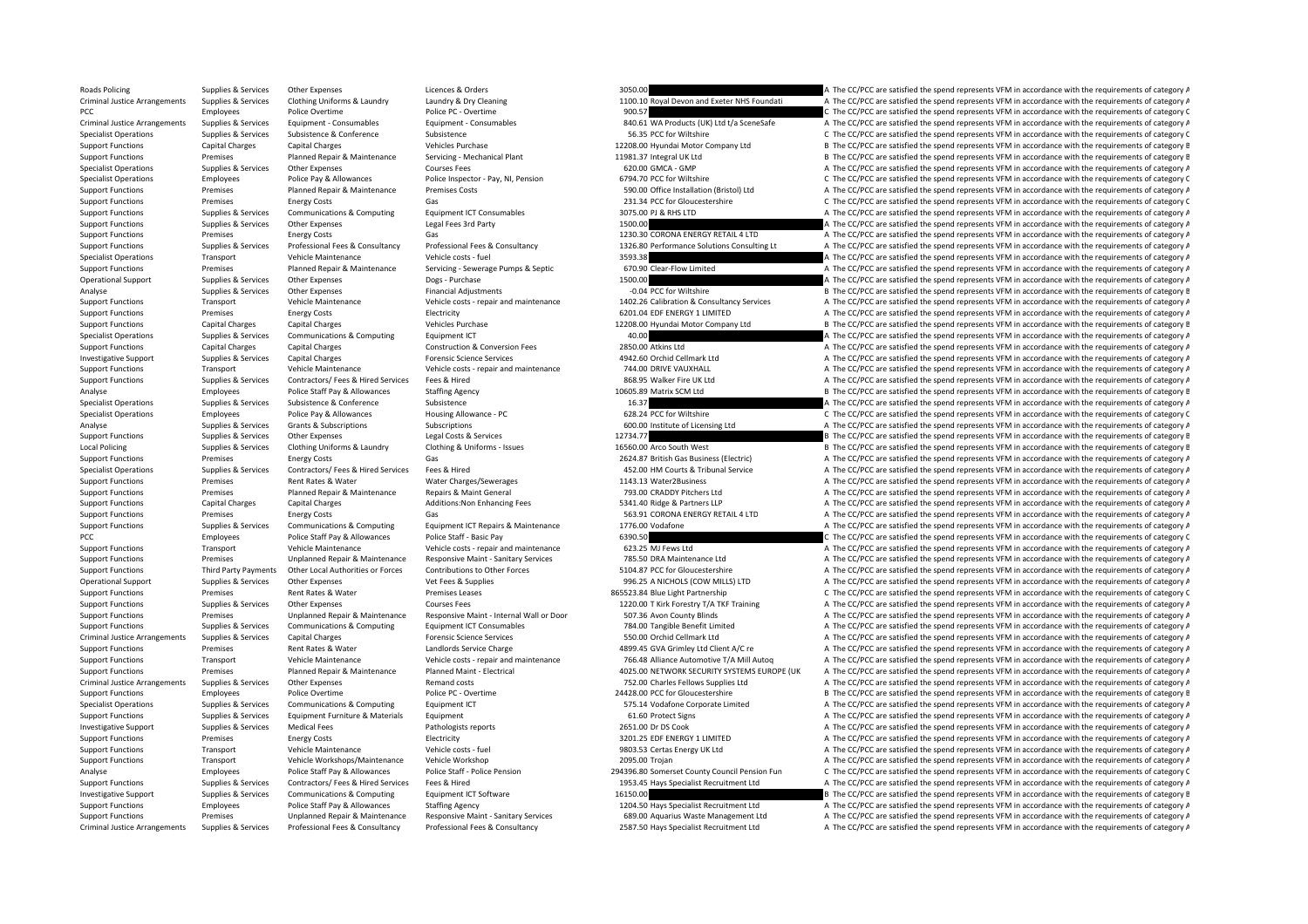| | | | | | | |
|---|---|---|---|---|---|---|
| Roads Policing | Supplies & Services | Other Expenses | Licences & Orders | 3050.00 | | A The CC/PCC are satisfied the spend represents VFM in accordance with the requirements of category A |
| Criminal Justice Arrangements | Supplies & Services | Clothing Uniforms & Laundry | Laundry & Dry Cleaning | 1100.10 | Royal Devon and Exeter NHS Foundati | A The CC/PCC are satisfied the spend represents VFM in accordance with the requirements of category A |
| PCC | Employees | Police Overtime | Police PC - Overtime | 900.57 | | C The CC/PCC are satisfied the spend represents VFM in accordance with the requirements of category C |
| Criminal Justice Arrangements | Supplies & Services | Equipment - Consumables | Equipment - Consumables | 840.61 | WA Products (UK) Ltd t/a SceneSafe | A The CC/PCC are satisfied the spend represents VFM in accordance with the requirements of category A |
| Specialist Operations | Supplies & Services | Subsistence & Conference | Subsistence | 56.35 | PCC for Wiltshire | C The CC/PCC are satisfied the spend represents VFM in accordance with the requirements of category C |
| Support Functions | Capital Charges | Capital Charges | Vehicles Purchase | 12208.00 | Hyundai Motor Company Ltd | B The CC/PCC are satisfied the spend represents VFM in accordance with the requirements of category B |
| Support Functions | Premises | Planned Repair & Maintenance | Servicing - Mechanical Plant | 11981.37 | Integral UK Ltd | B The CC/PCC are satisfied the spend represents VFM in accordance with the requirements of category B |
| Specialist Operations | Supplies & Services | Other Expenses | Courses Fees | 620.00 | GMCA - GMP | A The CC/PCC are satisfied the spend represents VFM in accordance with the requirements of category A |
| Specialist Operations | Employees | Police Pay & Allowances | Police Inspector - Pay, NI, Pension | 6794.70 | PCC for Wiltshire | C The CC/PCC are satisfied the spend represents VFM in accordance with the requirements of category C |
| Support Functions | Premises | Planned Repair & Maintenance | Premises Costs | 590.00 | Office Installation (Bristol) Ltd | A The CC/PCC are satisfied the spend represents VFM in accordance with the requirements of category A |
| Support Functions | Premises | Energy Costs | Gas | 231.34 | PCC for Gloucestershire | C The CC/PCC are satisfied the spend represents VFM in accordance with the requirements of category C |
| Support Functions | Supplies & Services | Communications & Computing | Equipment ICT Consumables | 3075.00 | PJ & RHS LTD | A The CC/PCC are satisfied the spend represents VFM in accordance with the requirements of category A |
| Support Functions | Supplies & Services | Other Expenses | Legal Fees 3rd Party | 1500.00 | | A The CC/PCC are satisfied the spend represents VFM in accordance with the requirements of category A |
| Support Functions | Premises | Energy Costs | Gas | 1230.30 | CORONA ENERGY RETAIL 4 LTD | A The CC/PCC are satisfied the spend represents VFM in accordance with the requirements of category A |
| Support Functions | Supplies & Services | Professional Fees & Consultancy | Professional Fees & Consultancy | 1326.80 | Performance Solutions Consulting Lt | A The CC/PCC are satisfied the spend represents VFM in accordance with the requirements of category A |
| Specialist Operations | Transport | Vehicle Maintenance | Vehicle costs - fuel | 3593.38 | | A The CC/PCC are satisfied the spend represents VFM in accordance with the requirements of category A |
| Support Functions | Premises | Planned Repair & Maintenance | Servicing - Sewerage Pumps & Septic | 670.90 | Clear-Flow Limited | A The CC/PCC are satisfied the spend represents VFM in accordance with the requirements of category A |
| Operational Support | Supplies & Services | Other Expenses | Dogs - Purchase | 1500.00 | | A The CC/PCC are satisfied the spend represents VFM in accordance with the requirements of category A |
| Analyse | Supplies & Services | Other Expenses | Financial Adjustments | -0.04 | PCC for Wiltshire | B The CC/PCC are satisfied the spend represents VFM in accordance with the requirements of category B |
| Support Functions | Transport | Vehicle Maintenance | Vehicle costs - repair and maintenance | 1402.26 | Calibration & Consultancy Services | A The CC/PCC are satisfied the spend represents VFM in accordance with the requirements of category A |
| Support Functions | Premises | Energy Costs | Electricity | 6201.04 | EDF ENERGY 1 LIMITED | A The CC/PCC are satisfied the spend represents VFM in accordance with the requirements of category A |
| Support Functions | Capital Charges | Capital Charges | Vehicles Purchase | 12208.00 | Hyundai Motor Company Ltd | B The CC/PCC are satisfied the spend represents VFM in accordance with the requirements of category B |
| Specialist Operations | Supplies & Services | Communications & Computing | Equipment ICT | 40.00 | | A The CC/PCC are satisfied the spend represents VFM in accordance with the requirements of category A |
| Support Functions | Capital Charges | Capital Charges | Construction & Conversion Fees | 2850.00 | Atkins Ltd | A The CC/PCC are satisfied the spend represents VFM in accordance with the requirements of category A |
| Investigative Support | Supplies & Services | Capital Charges | Forensic Science Services | 4942.60 | Orchid Cellmark Ltd | A The CC/PCC are satisfied the spend represents VFM in accordance with the requirements of category A |
| Support Functions | Transport | Vehicle Maintenance | Vehicle costs - repair and maintenance | 744.00 | DRIVE VAUXHALL | A The CC/PCC are satisfied the spend represents VFM in accordance with the requirements of category A |
| Support Functions | Supplies & Services | Contractors/ Fees & Hired Services | Fees & Hired | 868.95 | Walker Fire UK Ltd | A The CC/PCC are satisfied the spend represents VFM in accordance with the requirements of category A |
| Analyse | Employees | Police Staff Pay & Allowances | Staffing Agency | 10605.89 | Matrix SCM Ltd | B The CC/PCC are satisfied the spend represents VFM in accordance with the requirements of category B |
| Specialist Operations | Supplies & Services | Subsistence & Conference | Subsistence | 16.37 | | A The CC/PCC are satisfied the spend represents VFM in accordance with the requirements of category A |
| Specialist Operations | Employees | Police Pay & Allowances | Housing Allowance - PC | 628.24 | PCC for Wiltshire | C The CC/PCC are satisfied the spend represents VFM in accordance with the requirements of category C |
| Analyse | Supplies & Services | Grants & Subscriptions | Subscriptions | 600.00 | Institute of Licensing Ltd | A The CC/PCC are satisfied the spend represents VFM in accordance with the requirements of category A |
| Support Functions | Supplies & Services | Other Expenses | Legal Costs & Services | 12734.77 | | B The CC/PCC are satisfied the spend represents VFM in accordance with the requirements of category B |
| Local Policing | Supplies & Services | Clothing Uniforms & Laundry | Clothing & Uniforms - Issues | 16560.00 | Arco South West | B The CC/PCC are satisfied the spend represents VFM in accordance with the requirements of category B |
| Support Functions | Premises | Energy Costs | Gas | 2624.87 | British Gas Business (Electric) | A The CC/PCC are satisfied the spend represents VFM in accordance with the requirements of category A |
| Specialist Operations | Supplies & Services | Contractors/ Fees & Hired Services | Fees & Hired | 452.00 | HM Courts & Tribunal Service | A The CC/PCC are satisfied the spend represents VFM in accordance with the requirements of category A |
| Support Functions | Premises | Rent Rates & Water | Water Charges/Sewerages | 1143.13 | Water2Business | A The CC/PCC are satisfied the spend represents VFM in accordance with the requirements of category A |
| Support Functions | Premises | Planned Repair & Maintenance | Repairs & Maint General | 793.00 | CRADDY Pitchers Ltd | A The CC/PCC are satisfied the spend represents VFM in accordance with the requirements of category A |
| Support Functions | Capital Charges | Capital Charges | Additions:Non Enhancing Fees | 5341.40 | Ridge & Partners LLP | A The CC/PCC are satisfied the spend represents VFM in accordance with the requirements of category A |
| Support Functions | Premises | Energy Costs | Gas | 563.91 | CORONA ENERGY RETAIL 4 LTD | A The CC/PCC are satisfied the spend represents VFM in accordance with the requirements of category A |
| Support Functions | Supplies & Services | Communications & Computing | Equipment ICT Repairs & Maintenance | 1776.00 | Vodafone | A The CC/PCC are satisfied the spend represents VFM in accordance with the requirements of category A |
| PCC | Employees | Police Staff Pay & Allowances | Police Staff - Basic Pay | 6390.50 | | C The CC/PCC are satisfied the spend represents VFM in accordance with the requirements of category C |
| Support Functions | Transport | Vehicle Maintenance | Vehicle costs - repair and maintenance | 623.25 | MJ Fews Ltd | A The CC/PCC are satisfied the spend represents VFM in accordance with the requirements of category A |
| Support Functions | Premises | Unplanned Repair & Maintenance | Responsive Maint - Sanitary Services | 785.50 | DRA Maintenance Ltd | A The CC/PCC are satisfied the spend represents VFM in accordance with the requirements of category A |
| Support Functions | Third Party Payments | Other Local Authorities or Forces | Contributions to Other Forces | 5104.87 | PCC for Gloucestershire | A The CC/PCC are satisfied the spend represents VFM in accordance with the requirements of category A |
| Operational Support | Supplies & Services | Other Expenses | Vet Fees & Supplies | 996.25 | A NICHOLS (COW MILLS) LTD | A The CC/PCC are satisfied the spend represents VFM in accordance with the requirements of category A |
| Support Functions | Premises | Rent Rates & Water | Premises Leases | 865523.84 | Blue Light Partnership | C The CC/PCC are satisfied the spend represents VFM in accordance with the requirements of category C |
| Support Functions | Supplies & Services | Other Expenses | Courses Fees | 1220.00 | T Kirk Forestry T/A TKF Training | A The CC/PCC are satisfied the spend represents VFM in accordance with the requirements of category A |
| Support Functions | Premises | Unplanned Repair & Maintenance | Responsive Maint - Internal Wall or Door | 507.36 | Avon County Blinds | A The CC/PCC are satisfied the spend represents VFM in accordance with the requirements of category A |
| Support Functions | Supplies & Services | Communications & Computing | Equipment ICT Consumables | 784.00 | Tangible Benefit Limited | A The CC/PCC are satisfied the spend represents VFM in accordance with the requirements of category A |
| Criminal Justice Arrangements | Supplies & Services | Capital Charges | Forensic Science Services | 550.00 | Orchid Cellmark Ltd | A The CC/PCC are satisfied the spend represents VFM in accordance with the requirements of category A |
| Support Functions | Premises | Rent Rates & Water | Landlords Service Charge | 4899.45 | GVA Grimley Ltd Client A/C re | A The CC/PCC are satisfied the spend represents VFM in accordance with the requirements of category A |
| Support Functions | Transport | Vehicle Maintenance | Vehicle costs - repair and maintenance | 766.48 | Alliance Automotive T/A Mill Autoq | A The CC/PCC are satisfied the spend represents VFM in accordance with the requirements of category A |
| Support Functions | Premises | Planned Repair & Maintenance | Planned Maint - Electrical | 4025.00 | NETWORK SECURITY SYSTEMS EUROPE (UK | A The CC/PCC are satisfied the spend represents VFM in accordance with the requirements of category A |
| Criminal Justice Arrangements | Supplies & Services | Other Expenses | Remand costs | 752.00 | Charles Fellows Supplies Ltd | A The CC/PCC are satisfied the spend represents VFM in accordance with the requirements of category A |
| Support Functions | Employees | Police Overtime | Police PC - Overtime | 24428.00 | PCC for Gloucestershire | B The CC/PCC are satisfied the spend represents VFM in accordance with the requirements of category B |
| Specialist Operations | Supplies & Services | Communications & Computing | Equipment ICT | 575.14 | Vodafone Corporate Limited | A The CC/PCC are satisfied the spend represents VFM in accordance with the requirements of category A |
| Support Functions | Supplies & Services | Equipment Furniture & Materials | Equipment | 61.60 | Protect Signs | A The CC/PCC are satisfied the spend represents VFM in accordance with the requirements of category A |
| Investigative Support | Supplies & Services | Medical Fees | Pathologists reports | 2651.00 | Dr DS Cook | A The CC/PCC are satisfied the spend represents VFM in accordance with the requirements of category A |
| Support Functions | Premises | Energy Costs | Electricity | 3201.25 | EDF ENERGY 1 LIMITED | A The CC/PCC are satisfied the spend represents VFM in accordance with the requirements of category A |
| Support Functions | Transport | Vehicle Maintenance | Vehicle costs - fuel | 9803.53 | Certas Energy UK Ltd | A The CC/PCC are satisfied the spend represents VFM in accordance with the requirements of category A |
| Support Functions | Transport | Vehicle Workshops/Maintenance | Vehicle Workshop | 2095.00 | Trojan | A The CC/PCC are satisfied the spend represents VFM in accordance with the requirements of category A |
| Analyse | Employees | Police Staff Pay & Allowances | Police Staff - Police Pension | 294396.80 | Somerset County Council Pension Fun | C The CC/PCC are satisfied the spend represents VFM in accordance with the requirements of category C |
| Support Functions | Supplies & Services | Contractors/ Fees & Hired Services | Fees & Hired | 1953.45 | Hays Specialist Recruitment Ltd | A The CC/PCC are satisfied the spend represents VFM in accordance with the requirements of category A |
| Investigative Support | Supplies & Services | Communications & Computing | Equipment ICT Software | 16150.00 | | B The CC/PCC are satisfied the spend represents VFM in accordance with the requirements of category B |
| Support Functions | Employees | Police Staff Pay & Allowances | Staffing Agency | 1204.50 | Hays Specialist Recruitment Ltd | A The CC/PCC are satisfied the spend represents VFM in accordance with the requirements of category A |
| Support Functions | Premises | Unplanned Repair & Maintenance | Responsive Maint - Sanitary Services | 689.00 | Aquarius Waste Management Ltd | A The CC/PCC are satisfied the spend represents VFM in accordance with the requirements of category A |
| Criminal Justice Arrangements | Supplies & Services | Professional Fees & Consultancy | Professional Fees & Consultancy | 2587.50 | Hays Specialist Recruitment Ltd | A The CC/PCC are satisfied the spend represents VFM in accordance with the requirements of category A |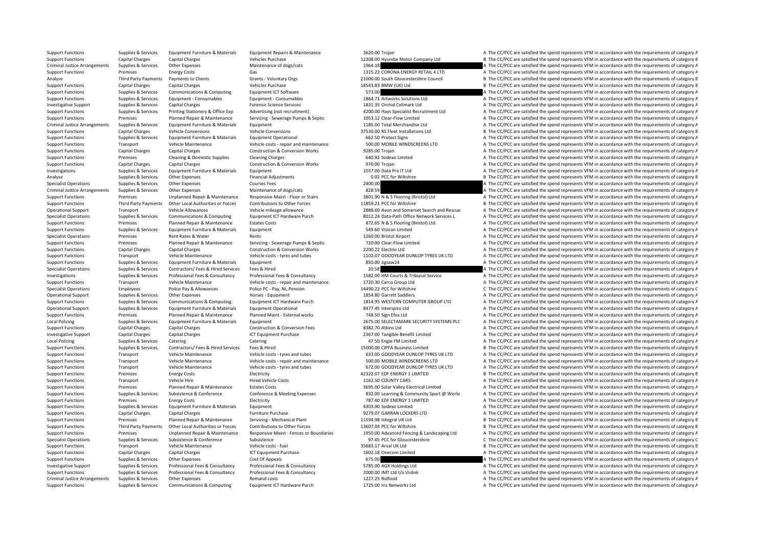| | | | | | | |
|---|---|---|---|---|---|---|
| Support Functions | Supplies & Services | Equipment Furniture & Materials | Equipment Repairs & Maintenance | 3620.00 | Trojan | A The CC/PCC are satisfied the spend represents VFM in accordance with the requirements of category A |
| Support Functions | Capital Charges | Capital Charges | Vehicles Purchase | 12208.00 | Hyundai Motor Company Ltd | B The CC/PCC are satisfied the spend represents VFM in accordance with the requirements of category B |
| Criminal Justice Arrangements | Supplies & Services | Other Expenses | Maintenance of dogs/cats | 1964.18 | | A The CC/PCC are satisfied the spend represents VFM in accordance with the requirements of category A |
| Support Functions | Premises | Energy Costs | Gas | 1315.22 | CORONA ENERGY RETAIL 4 LTD | A The CC/PCC are satisfied the spend represents VFM in accordance with the requirements of category A |
| Analyse | Third Party Payments | Payments to Clients | Grants - Voluntary Orgs | 21000.00 | South Gloucestershire Council | B The CC/PCC are satisfied the spend represents VFM in accordance with the requirements of category B |
| Support Functions | Capital Charges | Capital Charges | Vehicles Purchase | 18543.83 | BMW (UK) Ltd | B The CC/PCC are satisfied the spend represents VFM in accordance with the requirements of category B |
| Support Functions | Supplies & Services | Communications & Computing | Equipment ICT Software | 573.00 | | A The CC/PCC are satisfied the spend represents VFM in accordance with the requirements of category A |
| Support Functions | Supplies & Services | Equipment - Consumables | Equipment - Consumables | 1864.71 | Artworks Solutions Ltd | A The CC/PCC are satisfied the spend represents VFM in accordance with the requirements of category A |
| Investigative Support | Supplies & Services | Capital Charges | Forensic Science Services | 1831.35 | Orchid Cellmark Ltd | A The CC/PCC are satisfied the spend represents VFM in accordance with the requirements of category A |
| Support Functions | Supplies & Services | Printing Stationery & Office Exp | Advertising (not recruitment) | 4200.00 | Hays Specialist Recruitment Ltd | A The CC/PCC are satisfied the spend represents VFM in accordance with the requirements of category A |
| Support Functions | Premises | Planned Repair & Maintenance | Servicing - Sewerage Pumps & Septic | 1053.12 | Clear-Flow Limited | A The CC/PCC are satisfied the spend represents VFM in accordance with the requirements of category A |
| Criminal Justice Arrangements | Supplies & Services | Equipment Furniture & Materials | Equipment | 1185.00 | Total Merchandise Ltd | A The CC/PCC are satisfied the spend represents VFM in accordance with the requirements of category A |
| Support Functions | Capital Charges | Vehicle Conversions | Vehicle Conversions | 37530.00 | RS Fleet Installations Ltd | B The CC/PCC are satisfied the spend represents VFM in accordance with the requirements of category B |
| Support Functions | Supplies & Services | Equipment Furniture & Materials | Equipment Operational | 662.50 | Protect Signs | A The CC/PCC are satisfied the spend represents VFM in accordance with the requirements of category A |
| Support Functions | Transport | Vehicle Maintenance | Vehicle costs - repair and maintenance | 500.00 | MOBILE WINDSCREENS LTD | A The CC/PCC are satisfied the spend represents VFM in accordance with the requirements of category A |
| Support Functions | Capital Charges | Capital Charges | Construction & Conversion Works | 9285.00 | Trojan | A The CC/PCC are satisfied the spend represents VFM in accordance with the requirements of category A |
| Support Functions | Premises | Cleaning & Domestic Supplies | Cleaning Charges | 640.92 | Sodexo Limited | A The CC/PCC are satisfied the spend represents VFM in accordance with the requirements of category A |
| Support Functions | Capital Charges | Capital Charges | Construction & Conversion Works | 970.00 | Trojan | A The CC/PCC are satisfied the spend represents VFM in accordance with the requirements of category A |
| Investigations | Supplies & Services | Equipment Furniture & Materials | Equipment | 1037.00 | Data Pro IT Ltd | A The CC/PCC are satisfied the spend represents VFM in accordance with the requirements of category A |
| Analyse | Supplies & Services | Other Expenses | Financial Adjustments | 0.02 | PCC for Wiltshire | B The CC/PCC are satisfied the spend represents VFM in accordance with the requirements of category B |
| Specialist Operations | Supplies & Services | Other Expenses | Courses Fees | 2400.00 | | A The CC/PCC are satisfied the spend represents VFM in accordance with the requirements of category A |
| Criminal Justice Arrangements | Supplies & Services | Other Expenses | Maintenance of dogs/cats | 828.59 | | A The CC/PCC are satisfied the spend represents VFM in accordance with the requirements of category A |
| Support Functions | Premises | Unplanned Repair & Maintenance | Responsive Maint - Floor or Stairs | 3801.90 | N & S Flooring (Bristol) Ltd | A The CC/PCC are satisfied the spend represents VFM in accordance with the requirements of category A |
| Support Functions | Third Party Payments | Other Local Authorities or Forces | Contributions to Other Forces | 11859.21 | PCC for Wiltshire | B The CC/PCC are satisfied the spend represents VFM in accordance with the requirements of category B |
| Operational Support | Transport | Vehicle Allowances | Vehicle mileage allowance | 2888.60 | Avon and Somerset Search and Rescue | A The CC/PCC are satisfied the spend represents VFM in accordance with the requirements of category A |
| Specialist Operations | Supplies & Services | Communications & Computing | Equipment ICT Hardware Purch | 8012.24 | Data-Path Office Network Services L | A The CC/PCC are satisfied the spend represents VFM in accordance with the requirements of category A |
| Support Functions | Premises | Planned Repair & Maintenance | Estates Costs | 872.65 | N & S Flooring (Bristol) Ltd | A The CC/PCC are satisfied the spend represents VFM in accordance with the requirements of category A |
| Support Functions | Supplies & Services | Equipment Furniture & Materials | Equipment | 549.60 | Visican Limited | A The CC/PCC are satisfied the spend represents VFM in accordance with the requirements of category A |
| Specialist Operations | Premises | Rent Rates & Water | Rents | 1260.00 | Bristol Airport | A The CC/PCC are satisfied the spend represents VFM in accordance with the requirements of category A |
| Support Functions | Premises | Planned Repair & Maintenance | Servicing - Sewerage Pumps & Septic | 720.00 | Clear-Flow Limited | A The CC/PCC are satisfied the spend represents VFM in accordance with the requirements of category A |
| Support Functions | Capital Charges | Capital Charges | Construction & Conversion Works | 2200.22 | Electrio Ltd | A The CC/PCC are satisfied the spend represents VFM in accordance with the requirements of category A |
| Support Functions | Transport | Vehicle Maintenance | Vehicle costs - tyres and tubes | 1102.07 | GOODYEAR DUNLOP TYRES UK LTD | A The CC/PCC are satisfied the spend represents VFM in accordance with the requirements of category A |
| Support Functions | Supplies & Services | Equipment Furniture & Materials | Equipment | 850.00 | Jigsaw24 | A The CC/PCC are satisfied the spend represents VFM in accordance with the requirements of category A |
| Specialist Operations | Supplies & Services | Contractors/ Fees & Hired Services | Fees & Hired | 20.58 | | A The CC/PCC are satisfied the spend represents VFM in accordance with the requirements of category A |
| Investigations | Supplies & Services | Professional Fees & Consultancy | Professional Fees & Consultancy | 1582.00 | HM Courts & Tribunal Service | A The CC/PCC are satisfied the spend represents VFM in accordance with the requirements of category A |
| Support Functions | Transport | Vehicle Maintenance | Vehicle costs - repair and maintenance | 1720.30 | Carco Group Ltd | A The CC/PCC are satisfied the spend represents VFM in accordance with the requirements of category A |
| Specialist Operations | Employees | Police Pay & Allowances | Police PC - Pay, NI, Pension | 14490.22 | PCC for Wiltshire | C The CC/PCC are satisfied the spend represents VFM in accordance with the requirements of category C |
| Operational Support | Supplies & Services | Other Expenses | Horses - Equipment | 1854.80 | Garrett Saddlers | A The CC/PCC are satisfied the spend represents VFM in accordance with the requirements of category A |
| Support Functions | Supplies & Services | Communications & Computing | Equipment ICT Hardware Purch | 1814.95 | WESTERN COMPUTER GROUP LTD | A The CC/PCC are satisfied the spend represents VFM in accordance with the requirements of category A |
| Operational Support | Supplies & Services | Equipment Furniture & Materials | Equipment Operational | 8477.45 | Interspiro Ltd | A The CC/PCC are satisfied the spend represents VFM in accordance with the requirements of category A |
| Support Functions | Premises | Planned Repair & Maintenance | Planned Maint - External works | 748.50 | Sign Efex Ltd | A The CC/PCC are satisfied the spend represents VFM in accordance with the requirements of category A |
| Local Policing | Supplies & Services | Equipment Furniture & Materials | Equipment | 2675.00 | SELECTAMARK SECURITY SYSTEMS PLC | A The CC/PCC are satisfied the spend represents VFM in accordance with the requirements of category A |
| Support Functions | Capital Charges | Capital Charges | Construction & Conversion Fees | 8382.70 | Atkins Ltd | A The CC/PCC are satisfied the spend represents VFM in accordance with the requirements of category A |
| Investigative Support | Capital Charges | Capital Charges | ICT Equipment Purchase | 2367.00 | Tangible Benefit Limited | A The CC/PCC are satisfied the spend represents VFM in accordance with the requirements of category A |
| Local Policing | Supplies & Services | Catering | Catering | 47.50 | Engie FM Limited | A The CC/PCC are satisfied the spend represents VFM in accordance with the requirements of category A |
| Support Functions | Supplies & Services | Contractors/ Fees & Hired Services | Fees & Hired | 15000.00 | CIPFA Business Limited | B The CC/PCC are satisfied the spend represents VFM in accordance with the requirements of category B |
| Support Functions | Transport | Vehicle Maintenance | Vehicle costs - tyres and tubes | 633.00 | GOODYEAR DUNLOP TYRES UK LTD | A The CC/PCC are satisfied the spend represents VFM in accordance with the requirements of category A |
| Support Functions | Transport | Vehicle Maintenance | Vehicle costs - repair and maintenance | 500.00 | MOBILE WINDSCREENS LTD | A The CC/PCC are satisfied the spend represents VFM in accordance with the requirements of category A |
| Support Functions | Transport | Vehicle Maintenance | Vehicle costs - tyres and tubes | 672.00 | GOODYEAR DUNLOP TYRES UK LTD | A The CC/PCC are satisfied the spend represents VFM in accordance with the requirements of category A |
| Support Functions | Premises | Energy Costs | Electricity | 42322.07 | EDF ENERGY 1 LIMITED | B The CC/PCC are satisfied the spend represents VFM in accordance with the requirements of category B |
| Support Functions | Transport | Vehicle Hire | Hired Vehicle Costs | 1162.50 | COUNTY CARS | A The CC/PCC are satisfied the spend represents VFM in accordance with the requirements of category A |
| Support Functions | Premises | Planned Repair & Maintenance | Estates Costs | 3695.00 | Solar Valley Electrical Limited | A The CC/PCC are satisfied the spend represents VFM in accordance with the requirements of category A |
| Support Functions | Supplies & Services | Subsistence & Conference | Conference & Meeting Expenses | 832.00 | Learning & Community Sport @ Worle | A The CC/PCC are satisfied the spend represents VFM in accordance with the requirements of category A |
| Support Functions | Premises | Energy Costs | Electricity | 787.40 | EDF ENERGY 1 LIMITED | A The CC/PCC are satisfied the spend represents VFM in accordance with the requirements of category A |
| Support Functions | Supplies & Services | Equipment Furniture & Materials | Equipment | 4303.90 | Sodexo Limited | A The CC/PCC are satisfied the spend represents VFM in accordance with the requirements of category A |
| Support Functions | Capital Charges | Capital Charges | Furniture Purchase | 9279.07 | GARRAN LOCKERS LTD | A The CC/PCC are satisfied the spend represents VFM in accordance with the requirements of category A |
| Support Functions | Premises | Planned Repair & Maintenance | Servicing - Mechanical Plant | 11594.98 | Integral UK Ltd | B The CC/PCC are satisfied the spend represents VFM in accordance with the requirements of category B |
| Support Functions | Third Party Payments | Other Local Authorities or Forces | Contributions to Other Forces | 13607.04 | PCC for Wiltshire | B The CC/PCC are satisfied the spend represents VFM in accordance with the requirements of category B |
| Support Functions | Premises | Unplanned Repair & Maintenance | Responsive Maint - Fences or Boundaries | 1950.00 | Advanced Fencing & Landscaping Ltd | A The CC/PCC are satisfied the spend represents VFM in accordance with the requirements of category A |
| Specialist Operations | Supplies & Services | Subsistence & Conference | Subsistence | 97.45 | PCC for Gloucestershire | C The CC/PCC are satisfied the spend represents VFM in accordance with the requirements of category C |
| Support Functions | Transport | Vehicle Maintenance | Vehicle costs - fuel | 35683.17 | Arval UK Ltd | B The CC/PCC are satisfied the spend represents VFM in accordance with the requirements of category B |
| Support Functions | Capital Charges | Capital Charges | ICT Equipment Purchase | 1602.18 | Onecom Limited | A The CC/PCC are satisfied the spend represents VFM in accordance with the requirements of category A |
| Support Functions | Supplies & Services | Other Expenses | Cost Of Appeals | 675.00 | | A The CC/PCC are satisfied the spend represents VFM in accordance with the requirements of category A |
| Investigative Support | Supplies & Services | Professional Fees & Consultancy | Professional Fees & Consultancy | 5785.00 | AGX Holdings Ltd | A The CC/PCC are satisfied the spend represents VFM in accordance with the requirements of category A |
| Support Functions | Supplies & Services | Professional Fees & Consultancy | Professional Fees & Consultancy | 2000.00 | IMT Ltd t/a Vislink | A The CC/PCC are satisfied the spend represents VFM in accordance with the requirements of category A |
| Criminal Justice Arrangements | Supplies & Services | Other Expenses | Remand costs | 1227.25 | Bidfood | A The CC/PCC are satisfied the spend represents VFM in accordance with the requirements of category A |
| Support Functions | Supplies & Services | Communications & Computing | Equipment ICT Hardware Purch | 1725.00 | Iris Networks Ltd | A The CC/PCC are satisfied the spend represents VFM in accordance with the requirements of category A |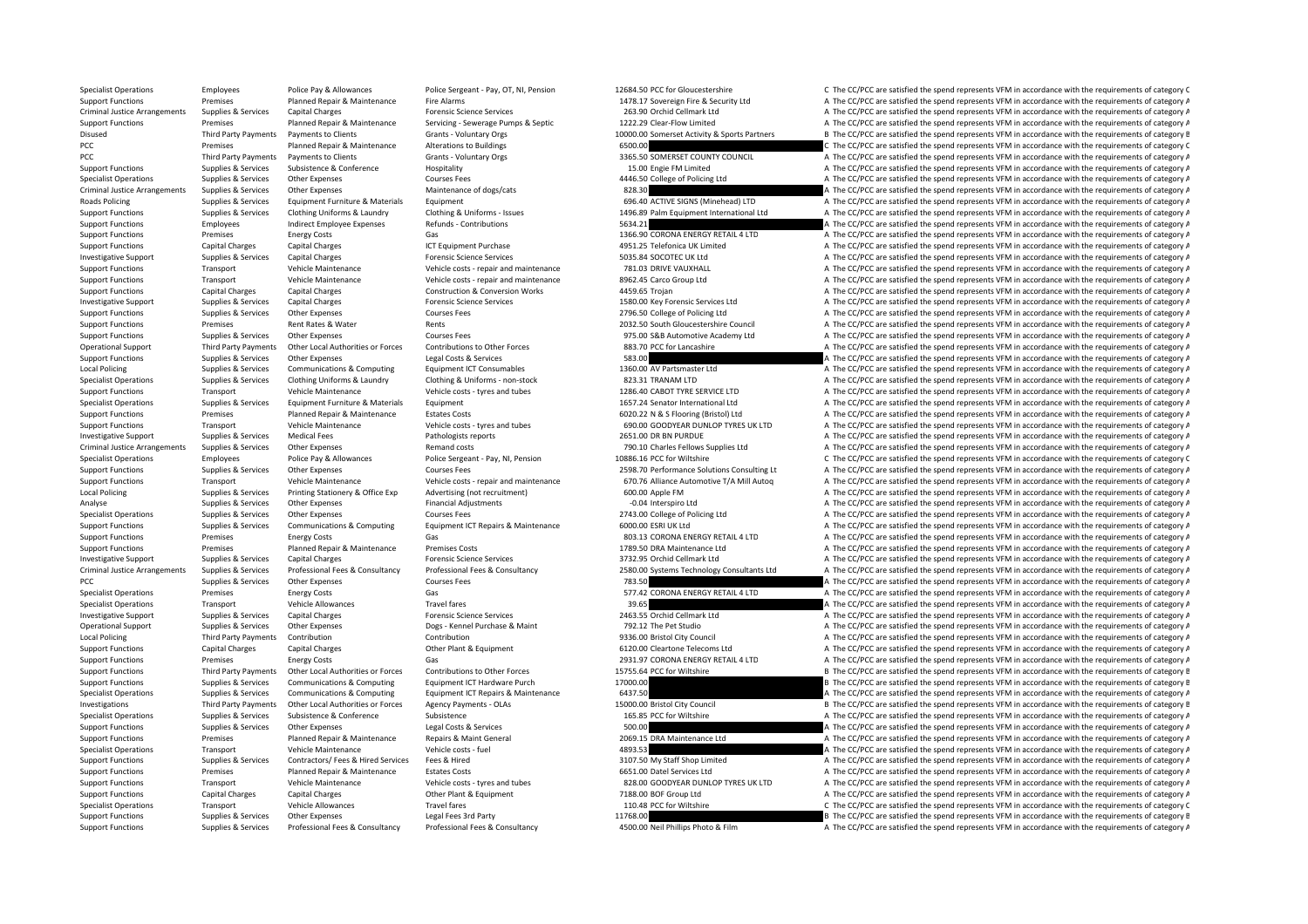| | | | | | | |
|---|---|---|---|---|---|---|
| Specialist Operations | Employees | Police Pay & Allowances | Police Sergeant - Pay, OT, NI, Pension | 12684.50 | PCC for Gloucestershire | C The CC/PCC are satisfied the spend represents VFM in accordance with the requirements of category C |
| Support Functions | Premises | Planned Repair & Maintenance | Fire Alarms | 1478.17 | Sovereign Fire & Security Ltd | A The CC/PCC are satisfied the spend represents VFM in accordance with the requirements of category A |
| Criminal Justice Arrangements | Supplies & Services | Capital Charges | Forensic Science Services | 263.90 | Orchid Cellmark Ltd | A The CC/PCC are satisfied the spend represents VFM in accordance with the requirements of category A |
| Support Functions | Premises | Planned Repair & Maintenance | Servicing - Sewerage Pumps & Septic | 1222.29 | Clear-Flow Limited | A The CC/PCC are satisfied the spend represents VFM in accordance with the requirements of category A |
| Disused | Third Party Payments | Payments to Clients | Grants - Voluntary Orgs | 10000.00 | Somerset Activity & Sports Partners | B The CC/PCC are satisfied the spend represents VFM in accordance with the requirements of category B |
| PCC | Premises | Planned Repair & Maintenance | Alterations to Buildings | 6500.00 | | C The CC/PCC are satisfied the spend represents VFM in accordance with the requirements of category C |
| PCC | Third Party Payments | Payments to Clients | Grants - Voluntary Orgs | 3365.50 | SOMERSET COUNTY COUNCIL | A The CC/PCC are satisfied the spend represents VFM in accordance with the requirements of category A |
| Support Functions | Supplies & Services | Subsistence & Conference | Hospitality | 15.00 | Engie FM Limited | A The CC/PCC are satisfied the spend represents VFM in accordance with the requirements of category A |
| Specialist Operations | Supplies & Services | Other Expenses | Courses Fees | 4446.50 | College of Policing Ltd | A The CC/PCC are satisfied the spend represents VFM in accordance with the requirements of category A |
| Criminal Justice Arrangements | Supplies & Services | Other Expenses | Maintenance of dogs/cats | 828.30 | | A The CC/PCC are satisfied the spend represents VFM in accordance with the requirements of category A |
| Roads Policing | Supplies & Services | Equipment Furniture & Materials | Equipment | 696.40 | ACTIVE SIGNS (Minehead) LTD | A The CC/PCC are satisfied the spend represents VFM in accordance with the requirements of category A |
| Support Functions | Supplies & Services | Clothing Uniforms & Laundry | Clothing & Uniforms - Issues | 1496.89 | Palm Equipment International Ltd | A The CC/PCC are satisfied the spend represents VFM in accordance with the requirements of category A |
| Support Functions | Employees | Indirect Employee Expenses | Refunds - Contributions | 5634.21 | | A The CC/PCC are satisfied the spend represents VFM in accordance with the requirements of category A |
| Support Functions | Premises | Energy Costs | Gas | 1366.90 | CORONA ENERGY RETAIL 4 LTD | A The CC/PCC are satisfied the spend represents VFM in accordance with the requirements of category A |
| Support Functions | Capital Charges | Capital Charges | ICT Equipment Purchase | 4951.25 | Telefonica UK Limited | A The CC/PCC are satisfied the spend represents VFM in accordance with the requirements of category A |
| Investigative Support | Supplies & Services | Capital Charges | Forensic Science Services | 5035.84 | SOCOTEC UK Ltd | A The CC/PCC are satisfied the spend represents VFM in accordance with the requirements of category A |
| Support Functions | Transport | Vehicle Maintenance | Vehicle costs - repair and maintenance | 781.03 | DRIVE VAUXHALL | A The CC/PCC are satisfied the spend represents VFM in accordance with the requirements of category A |
| Support Functions | Transport | Vehicle Maintenance | Vehicle costs - repair and maintenance | 8962.45 | Carco Group Ltd | A The CC/PCC are satisfied the spend represents VFM in accordance with the requirements of category A |
| Support Functions | Capital Charges | Capital Charges | Construction & Conversion Works | 4459.65 | Trojan | A The CC/PCC are satisfied the spend represents VFM in accordance with the requirements of category A |
| Investigative Support | Supplies & Services | Capital Charges | Forensic Science Services | 1580.00 | Key Forensic Services Ltd | A The CC/PCC are satisfied the spend represents VFM in accordance with the requirements of category A |
| Support Functions | Supplies & Services | Other Expenses | Courses Fees | 2796.50 | College of Policing Ltd | A The CC/PCC are satisfied the spend represents VFM in accordance with the requirements of category A |
| Support Functions | Premises | Rent Rates & Water | Rents | 2032.50 | South Gloucestershire Council | A The CC/PCC are satisfied the spend represents VFM in accordance with the requirements of category A |
| Support Functions | Supplies & Services | Other Expenses | Courses Fees | 975.00 | S&B Automotive Academy Ltd | A The CC/PCC are satisfied the spend represents VFM in accordance with the requirements of category A |
| Operational Support | Third Party Payments | Other Local Authorities or Forces | Contributions to Other Forces | 883.70 | PCC for Lancashire | A The CC/PCC are satisfied the spend represents VFM in accordance with the requirements of category A |
| Support Functions | Supplies & Services | Other Expenses | Legal Costs & Services | 583.00 | | A The CC/PCC are satisfied the spend represents VFM in accordance with the requirements of category A |
| Local Policing | Supplies & Services | Communications & Computing | Equipment ICT Consumables | 1360.00 | AV Partsmaster Ltd | A The CC/PCC are satisfied the spend represents VFM in accordance with the requirements of category A |
| Specialist Operations | Supplies & Services | Clothing Uniforms & Laundry | Clothing & Uniforms - non-stock | 823.31 | TRANAM LTD | A The CC/PCC are satisfied the spend represents VFM in accordance with the requirements of category A |
| Support Functions | Transport | Vehicle Maintenance | Vehicle costs - tyres and tubes | 1286.40 | CABOT TYRE SERVICE LTD | A The CC/PCC are satisfied the spend represents VFM in accordance with the requirements of category A |
| Specialist Operations | Supplies & Services | Equipment Furniture & Materials | Equipment | 1657.24 | Senator International Ltd | A The CC/PCC are satisfied the spend represents VFM in accordance with the requirements of category A |
| Support Functions | Premises | Planned Repair & Maintenance | Estates Costs | 6020.22 | N & S Flooring (Bristol) Ltd | A The CC/PCC are satisfied the spend represents VFM in accordance with the requirements of category A |
| Support Functions | Transport | Vehicle Maintenance | Vehicle costs - tyres and tubes | 690.00 | GOODYEAR DUNLOP TYRES UK LTD | A The CC/PCC are satisfied the spend represents VFM in accordance with the requirements of category A |
| Investigative Support | Supplies & Services | Medical Fees | Pathologists reports | 2651.00 | DR BN PURDUE | A The CC/PCC are satisfied the spend represents VFM in accordance with the requirements of category A |
| Criminal Justice Arrangements | Supplies & Services | Other Expenses | Remand costs | 790.10 | Charles Fellows Supplies Ltd | A The CC/PCC are satisfied the spend represents VFM in accordance with the requirements of category A |
| Specialist Operations | Employees | Police Pay & Allowances | Police Sergeant - Pay, OT, NI, Pension | 10886.16 | PCC for Wiltshire | C The CC/PCC are satisfied the spend represents VFM in accordance with the requirements of category C |
| Support Functions | Supplies & Services | Other Expenses | Courses Fees | 2598.70 | Performance Solutions Consulting Lt | A The CC/PCC are satisfied the spend represents VFM in accordance with the requirements of category A |
| Support Functions | Transport | Vehicle Maintenance | Vehicle costs - repair and maintenance | 670.76 | Alliance Automotive T/A Mill Autoq | A The CC/PCC are satisfied the spend represents VFM in accordance with the requirements of category A |
| Local Policing | Supplies & Services | Printing Stationery & Office Exp | Advertising (not recruitment) | 600.00 | Apple FM | A The CC/PCC are satisfied the spend represents VFM in accordance with the requirements of category A |
| Analyse | Supplies & Services | Other Expenses | Financial Adjustments | -0.04 | Interspiro Ltd | A The CC/PCC are satisfied the spend represents VFM in accordance with the requirements of category A |
| Specialist Operations | Supplies & Services | Other Expenses | Courses Fees | 2743.00 | College of Policing Ltd | A The CC/PCC are satisfied the spend represents VFM in accordance with the requirements of category A |
| Support Functions | Supplies & Services | Communications & Computing | Equipment ICT Repairs & Maintenance | 6000.00 | ESRI UK Ltd | A The CC/PCC are satisfied the spend represents VFM in accordance with the requirements of category A |
| Support Functions | Premises | Energy Costs | Gas | 803.13 | CORONA ENERGY RETAIL 4 LTD | A The CC/PCC are satisfied the spend represents VFM in accordance with the requirements of category A |
| Support Functions | Premises | Planned Repair & Maintenance | Premises Costs | 1789.50 | DRA Maintenance Ltd | A The CC/PCC are satisfied the spend represents VFM in accordance with the requirements of category A |
| Investigative Support | Supplies & Services | Capital Charges | Forensic Science Services | 3732.95 | Orchid Cellmark Ltd | A The CC/PCC are satisfied the spend represents VFM in accordance with the requirements of category A |
| Criminal Justice Arrangements | Supplies & Services | Professional Fees & Consultancy | Professional Fees & Consultancy | 2580.00 | Systems Technology Consultants Ltd | A The CC/PCC are satisfied the spend represents VFM in accordance with the requirements of category A |
| PCC | Supplies & Services | Other Expenses | Courses Fees | 783.50 | | A The CC/PCC are satisfied the spend represents VFM in accordance with the requirements of category A |
| Specialist Operations | Premises | Energy Costs | Gas | 577.42 | CORONA ENERGY RETAIL 4 LTD | A The CC/PCC are satisfied the spend represents VFM in accordance with the requirements of category A |
| Specialist Operations | Transport | Vehicle Allowances | Travel fares | 39.65 | | A The CC/PCC are satisfied the spend represents VFM in accordance with the requirements of category A |
| Investigative Support | Supplies & Services | Capital Charges | Forensic Science Services | 2463.55 | Orchid Cellmark Ltd | A The CC/PCC are satisfied the spend represents VFM in accordance with the requirements of category A |
| Operational Support | Supplies & Services | Other Expenses | Dogs - Kennel Purchase & Maint | 792.12 | The Pet Studio | A The CC/PCC are satisfied the spend represents VFM in accordance with the requirements of category A |
| Local Policing | Third Party Payments | Contribution | Contribution | 9336.00 | Bristol City Council | A The CC/PCC are satisfied the spend represents VFM in accordance with the requirements of category A |
| Support Functions | Capital Charges | Capital Charges | Other Plant & Equipment | 6120.00 | Cleartone Telecoms Ltd | A The CC/PCC are satisfied the spend represents VFM in accordance with the requirements of category A |
| Support Functions | Premises | Energy Costs | Gas | 2931.97 | CORONA ENERGY RETAIL 4 LTD | A The CC/PCC are satisfied the spend represents VFM in accordance with the requirements of category A |
| Support Functions | Third Party Payments | Other Local Authorities or Forces | Contributions to Other Forces | 15755.64 | PCC for Wiltshire | B The CC/PCC are satisfied the spend represents VFM in accordance with the requirements of category B |
| Support Functions | Supplies & Services | Communications & Computing | Equipment ICT Hardware Purch | 17000.00 | | B The CC/PCC are satisfied the spend represents VFM in accordance with the requirements of category B |
| Specialist Operations | Supplies & Services | Communications & Computing | Equipment ICT Repairs & Maintenance | 6437.50 | | A The CC/PCC are satisfied the spend represents VFM in accordance with the requirements of category A |
| Investigations | Third Party Payments | Other Local Authorities or Forces | Agency Payments - OLAs | 15000.00 | Bristol City Council | B The CC/PCC are satisfied the spend represents VFM in accordance with the requirements of category B |
| Specialist Operations | Supplies & Services | Subsistence & Conference | Subsistence | 165.85 | PCC for Wiltshire | A The CC/PCC are satisfied the spend represents VFM in accordance with the requirements of category A |
| Support Functions | Supplies & Services | Other Expenses | Legal Costs & Services | 500.00 | | A The CC/PCC are satisfied the spend represents VFM in accordance with the requirements of category A |
| Support Functions | Premises | Planned Repair & Maintenance | Repairs & Maint General | 2069.15 | DRA Maintenance Ltd | A The CC/PCC are satisfied the spend represents VFM in accordance with the requirements of category A |
| Specialist Operations | Transport | Vehicle Maintenance | Vehicle costs - fuel | 4893.53 | | A The CC/PCC are satisfied the spend represents VFM in accordance with the requirements of category A |
| Support Functions | Supplies & Services | Contractors/ Fees & Hired Services | Fees & Hired | 3107.50 | My Staff Shop Limited | A The CC/PCC are satisfied the spend represents VFM in accordance with the requirements of category A |
| Support Functions | Premises | Planned Repair & Maintenance | Estates Costs | 6651.00 | Datel Services Ltd | A The CC/PCC are satisfied the spend represents VFM in accordance with the requirements of category A |
| Support Functions | Transport | Vehicle Maintenance | Vehicle costs - tyres and tubes | 828.00 | GOODYEAR DUNLOP TYRES UK LTD | A The CC/PCC are satisfied the spend represents VFM in accordance with the requirements of category A |
| Support Functions | Capital Charges | Capital Charges | Other Plant & Equipment | 7188.00 | BOF Group Ltd | A The CC/PCC are satisfied the spend represents VFM in accordance with the requirements of category A |
| Specialist Operations | Transport | Vehicle Allowances | Travel fares | 110.48 | PCC for Wiltshire | C The CC/PCC are satisfied the spend represents VFM in accordance with the requirements of category C |
| Support Functions | Supplies & Services | Other Expenses | Legal Fees 3rd Party | 11768.00 | | B The CC/PCC are satisfied the spend represents VFM in accordance with the requirements of category B |
| Support Functions | Supplies & Services | Professional Fees & Consultancy | Professional Fees & Consultancy | 4500.00 | Neil Phillips Photo & Film | A The CC/PCC are satisfied the spend represents VFM in accordance with the requirements of category A |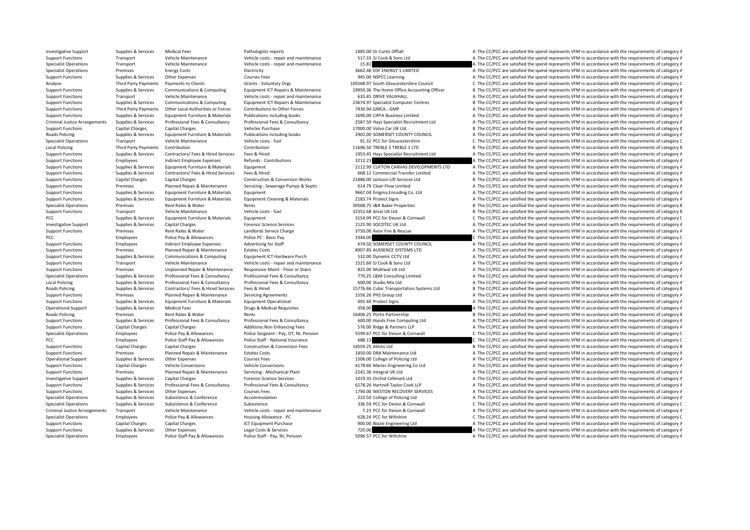| | | | | | | |
|---|---|---|---|---|---|---|
| Investigative Support | Supplies & Services | Medical Fees | Pathologists reports | 1485.00 | Dr Curtis Offiah | A The CC/PCC are satisfied the spend represents VFM in accordance with the requirements of category A |
| Support Functions | Transport | Vehicle Maintenance | Vehicle costs - repair and maintenance | 517.33 | SJ Cook & Sons Ltd | A The CC/PCC are satisfied the spend represents VFM in accordance with the requirements of category A |
| Specialist Operations | Transport | Vehicle Maintenance | Vehicle costs - repair and maintenance | 15.81 | | A The CC/PCC are satisfied the spend represents VFM in accordance with the requirements of category A |
| Specialist Operations | Premises | Energy Costs | Electricity | 3662.46 | EDF ENERGY 1 LIMITED | A The CC/PCC are satisfied the spend represents VFM in accordance with the requirements of category A |
| Support Functions | Supplies & Services | Other Expenses | Courses Fees | 945.00 | NSPCC Learning | A The CC/PCC are satisfied the spend represents VFM in accordance with the requirements of category A |
| Analyse | Third Party Payments | Payments to Clients | Grants - Voluntary Orgs | 105568.97 | South Gloucestershire Council | C The CC/PCC are satisfied the spend represents VFM in accordance with the requirements of category C |
| Support Functions | Supplies & Services | Communications & Computing | Equipment ICT Repairs & Maintenance | 19950.36 | The Home Office Accounting Officer | B The CC/PCC are satisfied the spend represents VFM in accordance with the requirements of category B |
| Support Functions | Transport | Vehicle Maintenance | Vehicle costs - repair and maintenance | 635.45 | DRIVE VAUXHALL | A The CC/PCC are satisfied the spend represents VFM in accordance with the requirements of category A |
| Support Functions | Supplies & Services | Communications & Computing | Equipment ICT Repairs & Maintenance | 23674.97 | Specialist Computer Centres | B The CC/PCC are satisfied the spend represents VFM in accordance with the requirements of category B |
| Support Functions | Third Party Payments | Other Local Authorities or Forces | Contributions to Other Forces | 7430.94 | GMCA - GMP | A The CC/PCC are satisfied the spend represents VFM in accordance with the requirements of category A |
| Support Functions | Supplies & Services | Equipment Furniture & Materials | Publications including books | 1690.00 | CIPFA Business Limited | A The CC/PCC are satisfied the spend represents VFM in accordance with the requirements of category A |
| Criminal Justice Arrangements | Supplies & Services | Professional Fees & Consultancy | Professional Fees & Consultancy | 2587.50 | Hays Specialist Recruitment Ltd | A The CC/PCC are satisfied the spend represents VFM in accordance with the requirements of category A |
| Support Functions | Capital Charges | Capital Charges | Vehicles Purchase | 17000.00 | Volvo Car UK Ltd | B The CC/PCC are satisfied the spend represents VFM in accordance with the requirements of category B |
| Roads Policing | Supplies & Services | Equipment Furniture & Materials | Publications including books | 2901.00 | SOMERSET COUNTY COUNCIL | A The CC/PCC are satisfied the spend represents VFM in accordance with the requirements of category A |
| Specialist Operations | Transport | Vehicle Maintenance | Vehicle costs - fuel | 91.32 | PCC for Gloucestershire | C The CC/PCC are satisfied the spend represents VFM in accordance with the requirements of category C |
| Local Policing | Third Party Payments | Contribution | Contribution | 11696.50 | TREBLE 5 TREBLE 1 LTD | B The CC/PCC are satisfied the spend represents VFM in accordance with the requirements of category B |
| Support Functions | Supplies & Services | Contractors/ Fees & Hired Services | Fees & Hired | 1953.45 | Hays Specialist Recruitment Ltd | A The CC/PCC are satisfied the spend represents VFM in accordance with the requirements of category A |
| Support Functions | Employees | Indirect Employee Expenses | Refunds - Contributions | 3212.23 | | A The CC/PCC are satisfied the spend represents VFM in accordance with the requirements of category A |
| Support Functions | Supplies & Services | Equipment Furniture & Materials | Equipment | 2112.99 | CLIFTON CANVAS DEVELOPMENTS LTD | A The CC/PCC are satisfied the spend represents VFM in accordance with the requirements of category A |
| Support Functions | Supplies & Services | Contractors/ Fees & Hired Services | Fees & Hired | 668.12 | Commercial Transfer Limited | A The CC/PCC are satisfied the spend represents VFM in accordance with the requirements of category A |
| Support Functions | Capital Charges | Capital Charges | Construction & Conversion Works | 21886.00 | Jackson Lift Services Ltd | B The CC/PCC are satisfied the spend represents VFM in accordance with the requirements of category B |
| Support Functions | Premises | Planned Repair & Maintenance | Servicing - Sewerage Pumps & Septic | 614.79 | Clear-Flow Limited | A The CC/PCC are satisfied the spend represents VFM in accordance with the requirements of category A |
| Support Functions | Supplies & Services | Equipment Furniture & Materials | Equipment | 9667.04 | Enigma Encoding Co. Ltd | A The CC/PCC are satisfied the spend represents VFM in accordance with the requirements of category A |
| Support Functions | Supplies & Services | Equipment Furniture & Materials | Equipment Cleaning & Materials | 2183.74 | Protect Signs | A The CC/PCC are satisfied the spend represents VFM in accordance with the requirements of category A |
| Specialist Operations | Premises | Rent Rates & Water | Rents | 39568.75 | J&R Baker Properties | B The CC/PCC are satisfied the spend represents VFM in accordance with the requirements of category B |
| Support Functions | Transport | Vehicle Maintenance | Vehicle costs - fuel | 32352.68 | Arval UK Ltd | B The CC/PCC are satisfied the spend represents VFM in accordance with the requirements of category B |
| PCC | Supplies & Services | Equipment Furniture & Materials | Equipment | 3154.99 | PCC for Devon & Cornwall | C The CC/PCC are satisfied the spend represents VFM in accordance with the requirements of category C |
| Investigative Support | Supplies & Services | Capital Charges | Forensic Science Services | 2125.90 | SOCOTEC UK Ltd | A The CC/PCC are satisfied the spend represents VFM in accordance with the requirements of category A |
| Support Functions | Premises | Rent Rates & Water | Landlords Service Charge | 3750.00 | Avon Fire & Rescue | A The CC/PCC are satisfied the spend represents VFM in accordance with the requirements of category A |
| PCC | Employees | Police Pay & Allowances | Police PC - Basic Pay | 3344.00 | | C The CC/PCC are satisfied the spend represents VFM in accordance with the requirements of category C |
| Support Functions | Employees | Indirect Employee Expenses | Advertising for Staff | 674.50 | SOMERSET COUNTY COUNCIL | A The CC/PCC are satisfied the spend represents VFM in accordance with the requirements of category A |
| Support Functions | Premises | Planned Repair & Maintenance | Estates Costs | 8907.85 | AUDIENCE SYSTEMS LTD | A The CC/PCC are satisfied the spend represents VFM in accordance with the requirements of category A |
| Support Functions | Supplies & Services | Communications & Computing | Equipment ICT Hardware Purch | 532.00 | Dynamic CCTV Ltd | A The CC/PCC are satisfied the spend represents VFM in accordance with the requirements of category A |
| Support Functions | Transport | Vehicle Maintenance | Vehicle costs - repair and maintenance | 1521.60 | SJ Cook & Sons Ltd | A The CC/PCC are satisfied the spend represents VFM in accordance with the requirements of category A |
| Support Functions | Premises | Unplanned Repair & Maintenance | Responsive Maint - Floor or Stairs | 825.00 | Multiwal UK Ltd | A The CC/PCC are satisfied the spend represents VFM in accordance with the requirements of category A |
| Specialist Operations | Supplies & Services | Professional Fees & Consultancy | Professional Fees & Consultancy | 770.25 | L&M Consulting Limited | A The CC/PCC are satisfied the spend represents VFM in accordance with the requirements of category A |
| Local Policing | Supplies & Services | Professional Fees & Consultancy | Professional Fees & Consultancy | 600.00 | Studio Mix Ltd | A The CC/PCC are satisfied the spend represents VFM in accordance with the requirements of category A |
| Roads Policing | Supplies & Services | Contractors/ Fees & Hired Services | Fees & Hired | 15776.66 | Cubic Transportation Systems Ltd | B The CC/PCC are satisfied the spend represents VFM in accordance with the requirements of category B |
| Support Functions | Premises | Planned Repair & Maintenance | Servicing Agreements | 1556.26 | PHS Group Ltd | A The CC/PCC are satisfied the spend represents VFM in accordance with the requirements of category A |
| Support Functions | Supplies & Services | Equipment Furniture & Materials | Equipment Operational | 492.40 | Protect Signs | A The CC/PCC are satisfied the spend represents VFM in accordance with the requirements of category A |
| Operational Support | Supplies & Services | Medical Fees | Drugs & Medical Requisites | 358.00 | | A The CC/PCC are satisfied the spend represents VFM in accordance with the requirements of category A |
| Roads Policing | Premises | Rent Rates & Water | Rents | 16406.25 | Portis Partnership | B The CC/PCC are satisfied the spend represents VFM in accordance with the requirements of category B |
| Support Functions | Supplies & Services | Professional Fees & Consultancy | Professional Fees & Consultancy | 600.00 | Hands Free Computing Ltd | A The CC/PCC are satisfied the spend represents VFM in accordance with the requirements of category A |
| Support Functions | Capital Charges | Capital Charges | Additions:Non Enhancing Fees | 576.00 | Ridge & Partners LLP | A The CC/PCC are satisfied the spend represents VFM in accordance with the requirements of category A |
| Specialist Operations | Employees | Police Pay & Allowances | Police Sergeant - Pay, OT, NI, Pension | 5599.67 | PCC for Devon & Cornwall | C The CC/PCC are satisfied the spend represents VFM in accordance with the requirements of category C |
| PCC | Employees | Police Staff Pay & Allowances | Police Staff - National Insurance | 688.13 | | C The CC/PCC are satisfied the spend represents VFM in accordance with the requirements of category C |
| Support Functions | Capital Charges | Capital Charges | Construction & Conversion Fees | 14559.25 | Atkins Ltd | B The CC/PCC are satisfied the spend represents VFM in accordance with the requirements of category B |
| Support Functions | Premises | Planned Repair & Maintenance | Estates Costs | 1450.00 | DRA Maintenance Ltd | A The CC/PCC are satisfied the spend represents VFM in accordance with the requirements of category A |
| Operational Support | Supplies & Services | Other Expenses | Courses Fees | 1506.00 | College of Policing Ltd | A The CC/PCC are satisfied the spend represents VFM in accordance with the requirements of category A |
| Support Functions | Capital Charges | Vehicle Conversions | Vehicle Conversions | 4178.60 | Marlec Engineering Co Ltd | A The CC/PCC are satisfied the spend represents VFM in accordance with the requirements of category A |
| Support Functions | Premises | Planned Repair & Maintenance | Servicing - Mechanical Plant | 2241.36 | Integral UK Ltd | A The CC/PCC are satisfied the spend represents VFM in accordance with the requirements of category A |
| Investigative Support | Supplies & Services | Capital Charges | Forensic Science Services | 1019.35 | Orchid Cellmark Ltd | A The CC/PCC are satisfied the spend represents VFM in accordance with the requirements of category A |
| Support Functions | Supplies & Services | Professional Fees & Consultancy | Professional Fees & Consultancy | 6178.26 | Hartnell Taylor Cook LLP | A The CC/PCC are satisfied the spend represents VFM in accordance with the requirements of category A |
| Support Functions | Supplies & Services | Other Expenses | Courses Fees | 1790.00 | WESTON RECOVERY SERVICES | A The CC/PCC are satisfied the spend represents VFM in accordance with the requirements of category A |
| Specialist Operations | Supplies & Services | Subsistence & Conference | Accommodation | 223.50 | College of Policing Ltd | A The CC/PCC are satisfied the spend represents VFM in accordance with the requirements of category A |
| Specialist Operations | Supplies & Services | Subsistence & Conference | Subsistence | 336.59 | PCC for Devon & Cornwall | C The CC/PCC are satisfied the spend represents VFM in accordance with the requirements of category C |
| Criminal Justice Arrangements | Transport | Vehicle Maintenance | Vehicle costs - repair and maintenance | 7.23 | PCC for Devon & Cornwall | A The CC/PCC are satisfied the spend represents VFM in accordance with the requirements of category A |
| Specialist Operations | Employees | Police Pay & Allowances | Housing Allowance - PC | 628.24 | PCC for Wiltshire | C The CC/PCC are satisfied the spend represents VFM in accordance with the requirements of category C |
| Support Functions | Capital Charges | Capital Charges | ICT Equipment Purchase | 900.00 | Blazie Engineering Ltd | A The CC/PCC are satisfied the spend represents VFM in accordance with the requirements of category A |
| Support Functions | Supplies & Services | Other Expenses | Legal Costs & Services | 720.00 | | A The CC/PCC are satisfied the spend represents VFM in accordance with the requirements of category A |
| Specialist Operations | Employees | Police Staff Pay & Allowances | Police Staff - Pay, NI, Pension | 5096.57 | PCC for Wiltshire | A The CC/PCC are satisfied the spend represents VFM in accordance with the requirements of category A |